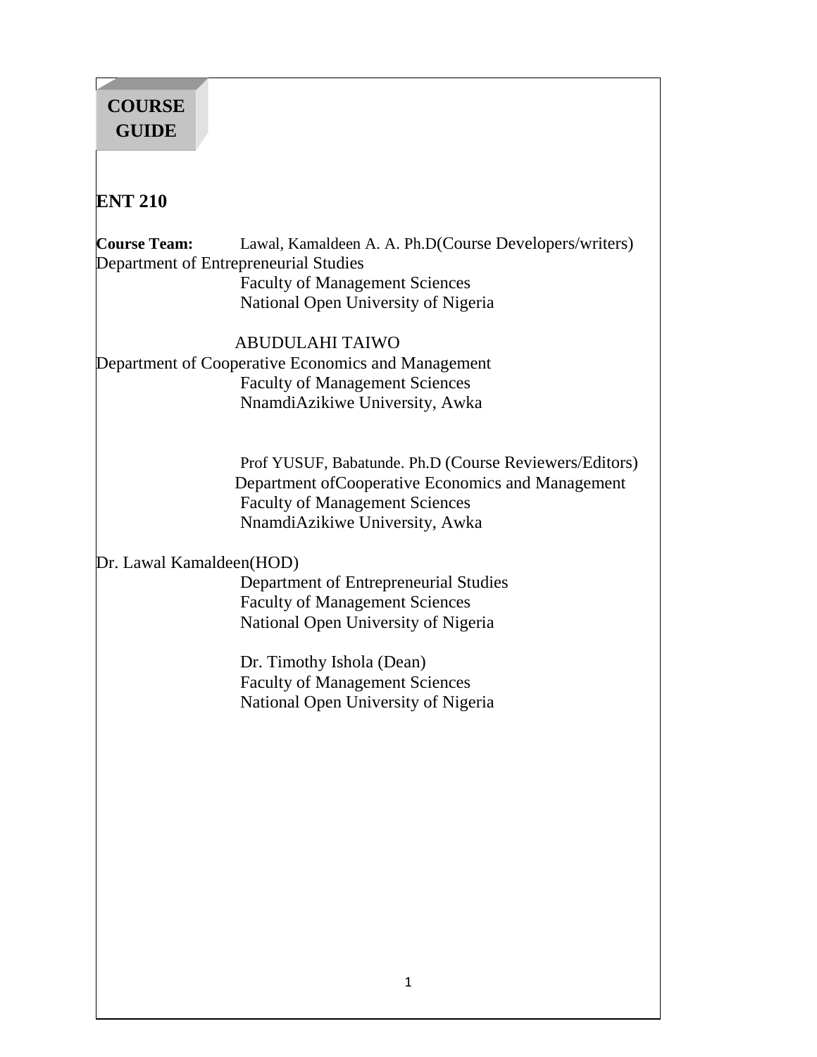**COURSE GUIDE**

# ENT 210

**Course Team:** Lawal, Kamaldeen A. A. Ph.D(Course Developers/writers)
Department of Entrepreneurial Studies
Faculty of Management Sciences
National Open University of Nigeria

ABUDULAHI TAIWO
Department of Cooperative Economics and Management
Faculty of Management Sciences
NnamdiAzikiwe University, Awka

Prof YUSUF, Babatunde. Ph.D (Course Reviewers/Editors)
Department ofCooperative Economics and Management
Faculty of Management Sciences
NnamdiAzikiwe University, Awka

Dr. Lawal Kamaldeen(HOD)
Department of Entrepreneurial Studies
Faculty of Management Sciences
National Open University of Nigeria

Dr. Timothy Ishola (Dean)
Faculty of Management Sciences
National Open University of Nigeria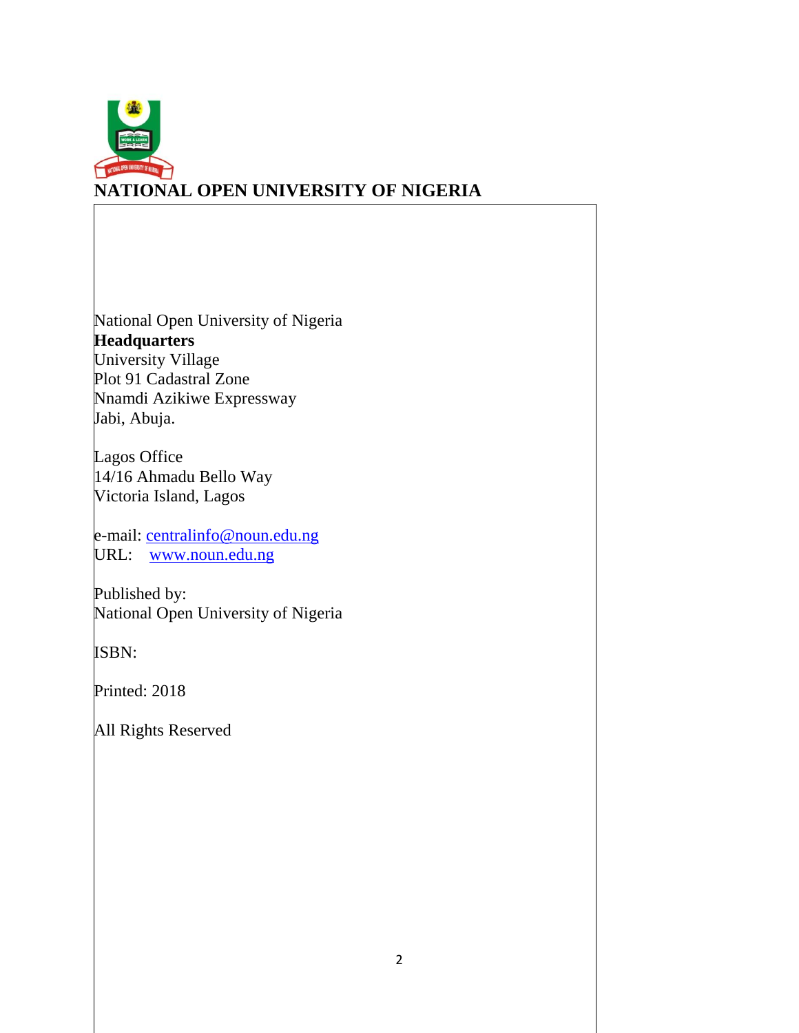# NATIONAL OPEN UNIVERSITY OF NIGERIA

National Open University of Nigeria
**Headquarters**
University Village
Plot 91 Cadastral Zone
Nnamdi Azikiwe Expressway
Jabi, Abuja.

Lagos Office
14/16 Ahmadu Bello Way
Victoria Island, Lagos

e-mail: centralinfo@noun.edu.ng
URL: www.noun.edu.ng

Published by:
National Open University of Nigeria

ISBN:

Printed: 2018

All Rights Reserved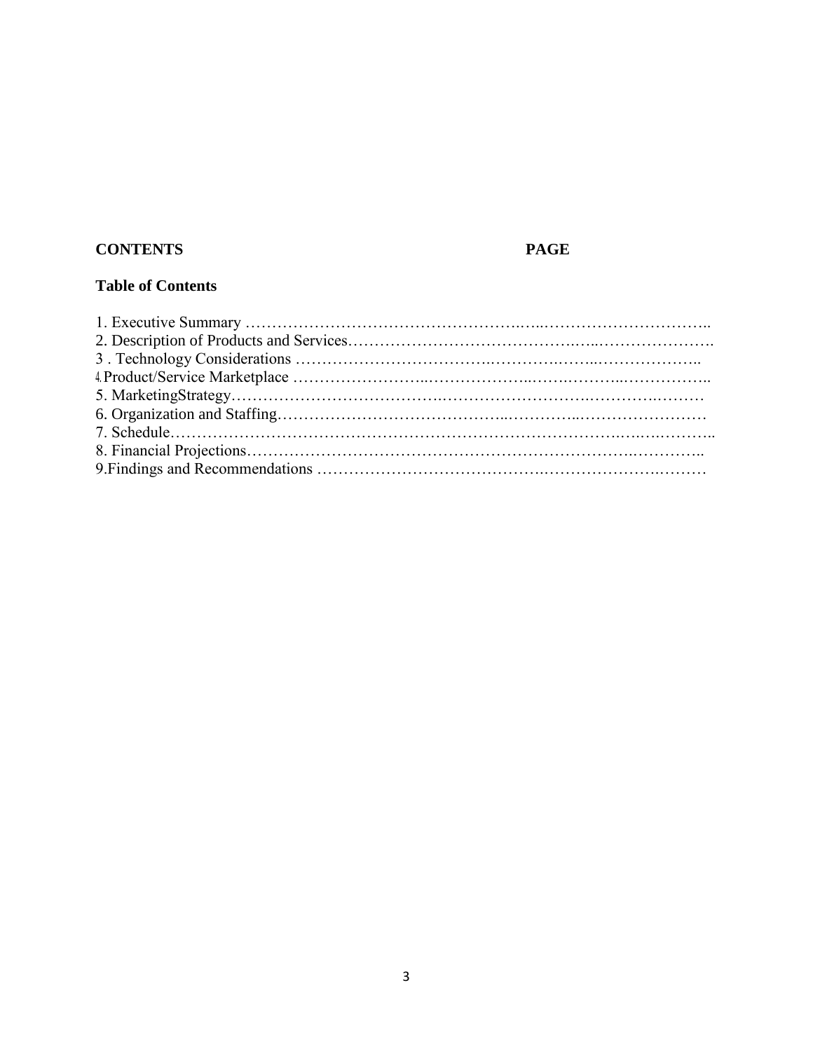**CONTENTS** **PAGE**

**Table of Contents**

1. Executive Summary ……………………………………………..…..…………………………..
2. Description of Products and Services……………………………………..…..………………….
3 . Technology Considerations ………………………………..…………..……..………………..
4. Product/Service Marketplace ……………………...………………..…….………..……………..
5. MarketingStrategy………………………………..………………………….…………..………
6. Organization and Staffing.…………………………………...…………...……………………
7. Schedule……………………………………………………………………….…..…..………..
8. Financial Projections…………………………………………………………….…………..
9.Findings and Recommendations ………………………………….……………………..………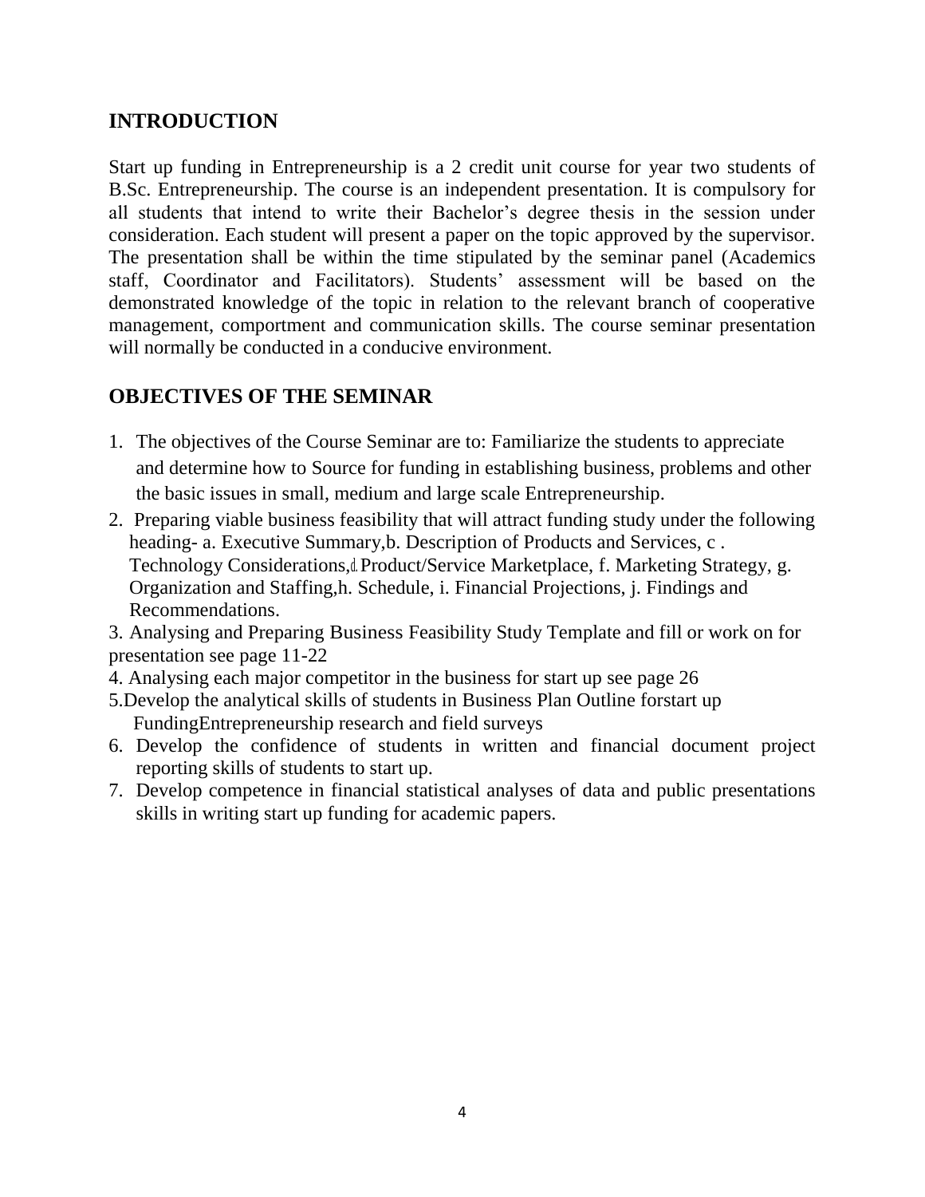## INTRODUCTION

Start up funding in Entrepreneurship is a 2 credit unit course for year two students of B.Sc. Entrepreneurship. The course is an independent presentation. It is compulsory for all students that intend to write their Bachelor's degree thesis in the session under consideration. Each student will present a paper on the topic approved by the supervisor. The presentation shall be within the time stipulated by the seminar panel (Academics staff, Coordinator and Facilitators). Students' assessment will be based on the demonstrated knowledge of the topic in relation to the relevant branch of cooperative management, comportment and communication skills. The course seminar presentation will normally be conducted in a conducive environment.

## OBJECTIVES OF THE SEMINAR

1. The objectives of the Course Seminar are to: Familiarize the students to appreciate and determine how to Source for funding in establishing business, problems and other the basic issues in small, medium and large scale Entrepreneurship.
2. Preparing viable business feasibility that will attract funding study under the following heading- a. Executive Summary,b. Description of Products and Services, c . Technology Considerations,d. Product/Service Marketplace, f. Marketing Strategy, g. Organization and Staffing,h. Schedule, i. Financial Projections, j. Findings and Recommendations.
3. Analysing and Preparing Business Feasibility Study Template and fill or work on for presentation see page 11-22
4. Analysing each major competitor in the business for start up see page 26
5. Develop the analytical skills of students in Business Plan Outline forstart up FundingEntrepreneurship research and field surveys
6. Develop the confidence of students in written and financial document project reporting skills of students to start up.
7. Develop competence in financial statistical analyses of data and public presentations skills in writing start up funding for academic papers.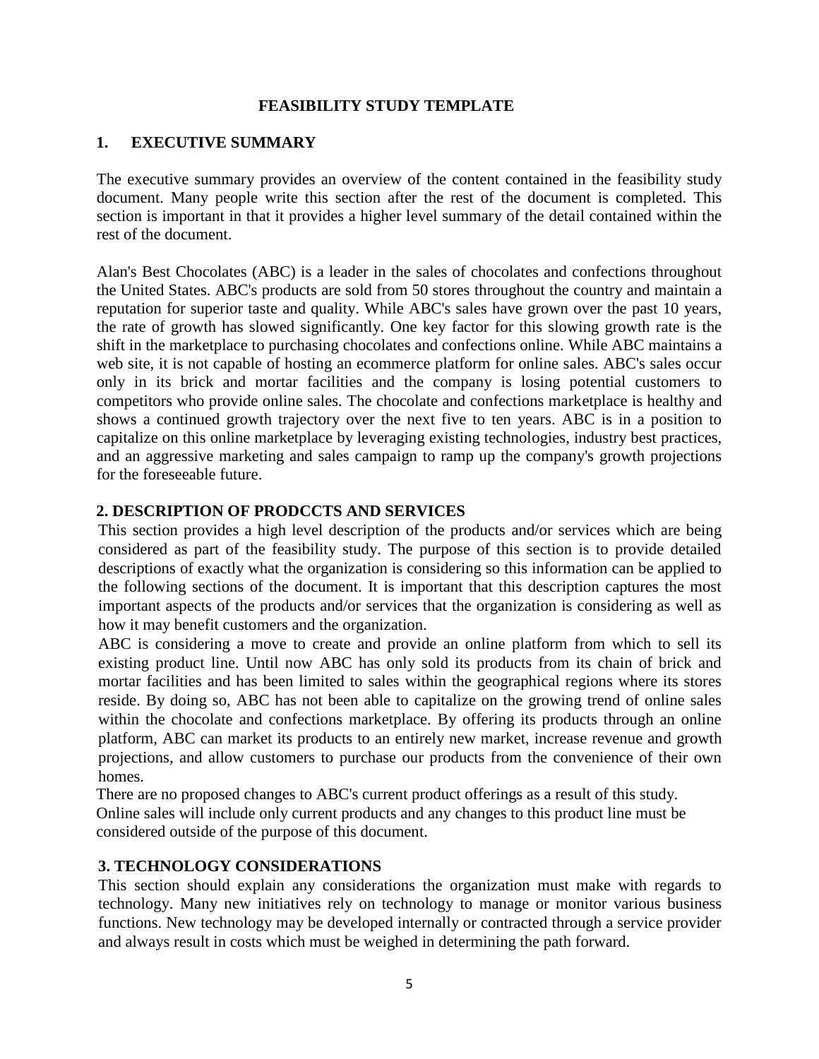# FEASIBILITY STUDY TEMPLATE

## 1. EXECUTIVE SUMMARY

The executive summary provides an overview of the content contained in the feasibility study document. Many people write this section after the rest of the document is completed. This section is important in that it provides a higher level summary of the detail contained within the rest of the document.

Alan's Best Chocolates (ABC) is a leader in the sales of chocolates and confections throughout the United States. ABC's products are sold from 50 stores throughout the country and maintain a reputation for superior taste and quality. While ABC's sales have grown over the past 10 years, the rate of growth has slowed significantly. One key factor for this slowing growth rate is the shift in the marketplace to purchasing chocolates and confections online. While ABC maintains a web site, it is not capable of hosting an ecommerce platform for online sales. ABC's sales occur only in its brick and mortar facilities and the company is losing potential customers to competitors who provide online sales. The chocolate and confections marketplace is healthy and shows a continued growth trajectory over the next five to ten years. ABC is in a position to capitalize on this online marketplace by leveraging existing technologies, industry best practices, and an aggressive marketing and sales campaign to ramp up the company's growth projections for the foreseeable future.

## 2. DESCRIPTION OF PRODCCTS AND SERVICES

This section provides a high level description of the products and/or services which are being considered as part of the feasibility study. The purpose of this section is to provide detailed descriptions of exactly what the organization is considering so this information can be applied to the following sections of the document. It is important that this description captures the most important aspects of the products and/or services that the organization is considering as well as how it may benefit customers and the organization.

ABC is considering a move to create and provide an online platform from which to sell its existing product line. Until now ABC has only sold its products from its chain of brick and mortar facilities and has been limited to sales within the geographical regions where its stores reside. By doing so, ABC has not been able to capitalize on the growing trend of online sales within the chocolate and confections marketplace. By offering its products through an online platform, ABC can market its products to an entirely new market, increase revenue and growth projections, and allow customers to purchase our products from the convenience of their own homes.

There are no proposed changes to ABC's current product offerings as a result of this study. Online sales will include only current products and any changes to this product line must be considered outside of the purpose of this document.

## 3. TECHNOLOGY CONSIDERATIONS

This section should explain any considerations the organization must make with regards to technology. Many new initiatives rely on technology to manage or monitor various business functions. New technology may be developed internally or contracted through a service provider and always result in costs which must be weighed in determining the path forward.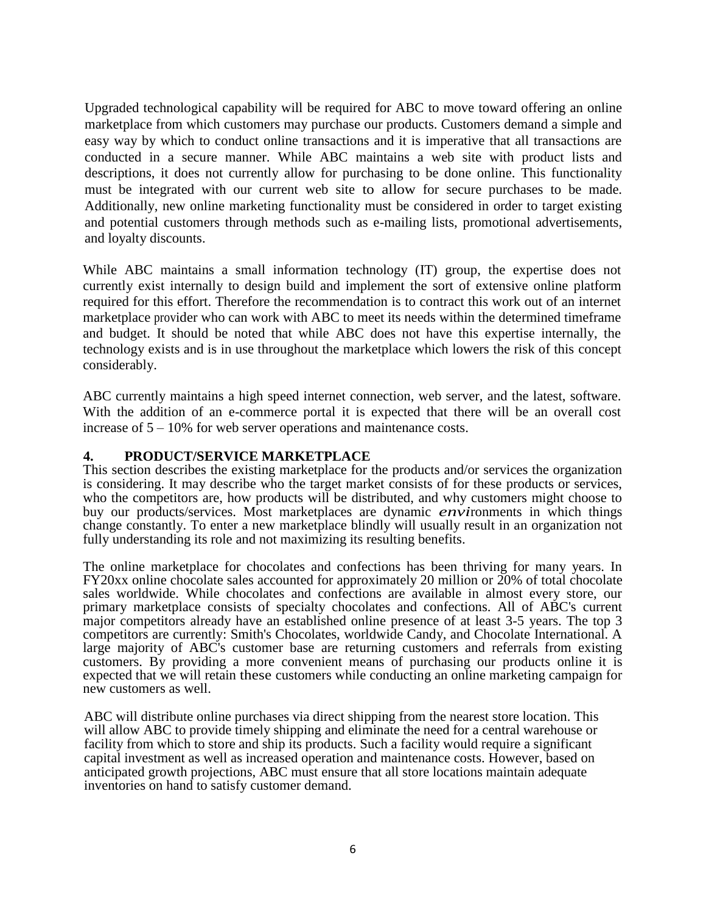Upgraded technological capability will be required for ABC to move toward offering an online marketplace from which customers may purchase our products. Customers demand a simple and easy way by which to conduct online transactions and it is imperative that all transactions are conducted in a secure manner. While ABC maintains a web site with product lists and descriptions, it does not currently allow for purchasing to be done online. This functionality must be integrated with our current web site to allow for secure purchases to be made. Additionally, new online marketing functionality must be considered in order to target existing and potential customers through methods such as e-mailing lists, promotional advertisements, and loyalty discounts.

While ABC maintains a small information technology (IT) group, the expertise does not currently exist internally to design build and implement the sort of extensive online platform required for this effort. Therefore the recommendation is to contract this work out of an internet marketplace provider who can work with ABC to meet its needs within the determined timeframe and budget. It should be noted that while ABC does not have this expertise internally, the technology exists and is in use throughout the marketplace which lowers the risk of this concept considerably.

ABC currently maintains a high speed internet connection, web server, and the latest, software. With the addition of an e-commerce portal it is expected that there will be an overall cost increase of 5 – 10% for web server operations and maintenance costs.

## 4. PRODUCT/SERVICE MARKETPLACE

This section describes the existing marketplace for the products and/or services the organization is considering. It may describe who the target market consists of for these products or services, who the competitors are, how products will be distributed, and why customers might choose to buy our products/services. Most marketplaces are dynamic *envi*ronments in which things change constantly. To enter a new marketplace blindly will usually result in an organization not fully understanding its role and not maximizing its resulting benefits.

The online marketplace for chocolates and confections has been thriving for many years. In FY20xx online chocolate sales accounted for approximately 20 million or 20% of total chocolate sales worldwide. While chocolates and confections are available in almost every store, our primary marketplace consists of specialty chocolates and confections. All of ABC's current major competitors already have an established online presence of at least 3-5 years. The top 3 competitors are currently: Smith's Chocolates, worldwide Candy, and Chocolate International. A large majority of ABC's customer base are returning customers and referrals from existing customers. By providing a more convenient means of purchasing our products online it is expected that we will retain these customers while conducting an online marketing campaign for new customers as well.

ABC will distribute online purchases via direct shipping from the nearest store location. This will allow ABC to provide timely shipping and eliminate the need for a central warehouse or facility from which to store and ship its products. Such a facility would require a significant capital investment as well as increased operation and maintenance costs. However, based on anticipated growth projections, ABC must ensure that all store locations maintain adequate inventories on hand to satisfy customer demand.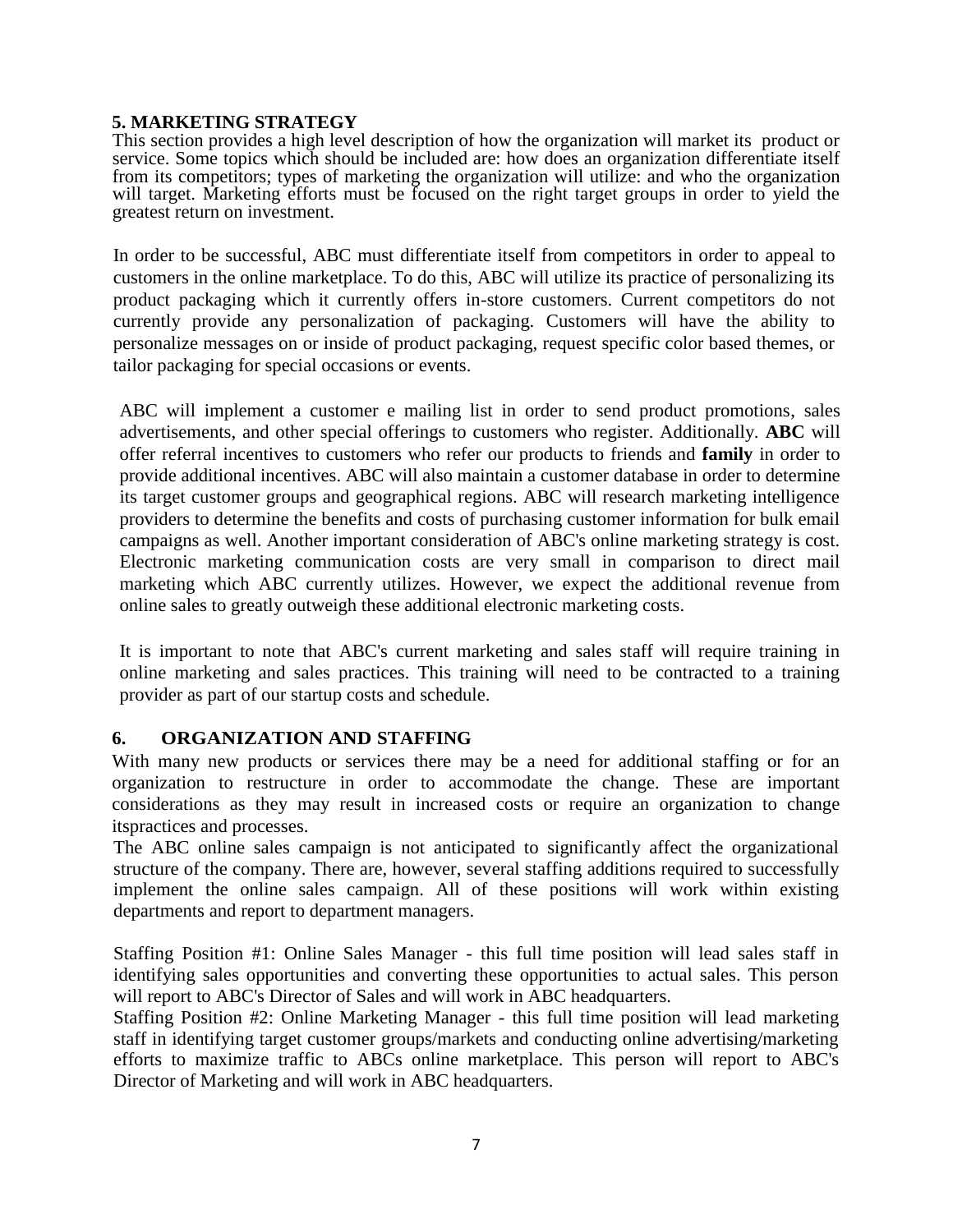## 5. MARKETING STRATEGY

This section provides a high level description of how the organization will market its product or service. Some topics which should be included are: how does an organization differentiate itself from its competitors; types of marketing the organization will utilize: and who the organization will target. Marketing efforts must be focused on the right target groups in order to yield the greatest return on investment.

In order to be successful, ABC must differentiate itself from competitors in order to appeal to customers in the online marketplace. To do this, ABC will utilize its practice of personalizing its product packaging which it currently offers in-store customers. Current competitors do not currently provide any personalization of packaging. Customers will have the ability to personalize messages on or inside of product packaging, request specific color based themes, or tailor packaging for special occasions or events.

ABC will implement a customer e mailing list in order to send product promotions, sales advertisements, and other special offerings to customers who register. Additionally. **ABC** will offer referral incentives to customers who refer our products to friends and **family** in order to provide additional incentives. ABC will also maintain a customer database in order to determine its target customer groups and geographical regions. ABC will research marketing intelligence providers to determine the benefits and costs of purchasing customer information for bulk email campaigns as well. Another important consideration of ABC's online marketing strategy is cost. Electronic marketing communication costs are very small in comparison to direct mail marketing which ABC currently utilizes. However, we expect the additional revenue from online sales to greatly outweigh these additional electronic marketing costs.

It is important to note that ABC's current marketing and sales staff will require training in online marketing and sales practices. This training will need to be contracted to a training provider as part of our startup costs and schedule.

## 6. ORGANIZATION AND STAFFING

With many new products or services there may be a need for additional staffing or for an organization to restructure in order to accommodate the change. These are important considerations as they may result in increased costs or require an organization to change itspractices and processes.

The ABC online sales campaign is not anticipated to significantly affect the organizational structure of the company. There are, however, several staffing additions required to successfully implement the online sales campaign. All of these positions will work within existing departments and report to department managers.

Staffing Position #1: Online Sales Manager - this full time position will lead sales staff in identifying sales opportunities and converting these opportunities to actual sales. This person will report to ABC's Director of Sales and will work in ABC headquarters.

Staffing Position #2: Online Marketing Manager - this full time position will lead marketing staff in identifying target customer groups/markets and conducting online advertising/marketing efforts to maximize traffic to ABCs online marketplace. This person will report to ABC's Director of Marketing and will work in ABC headquarters.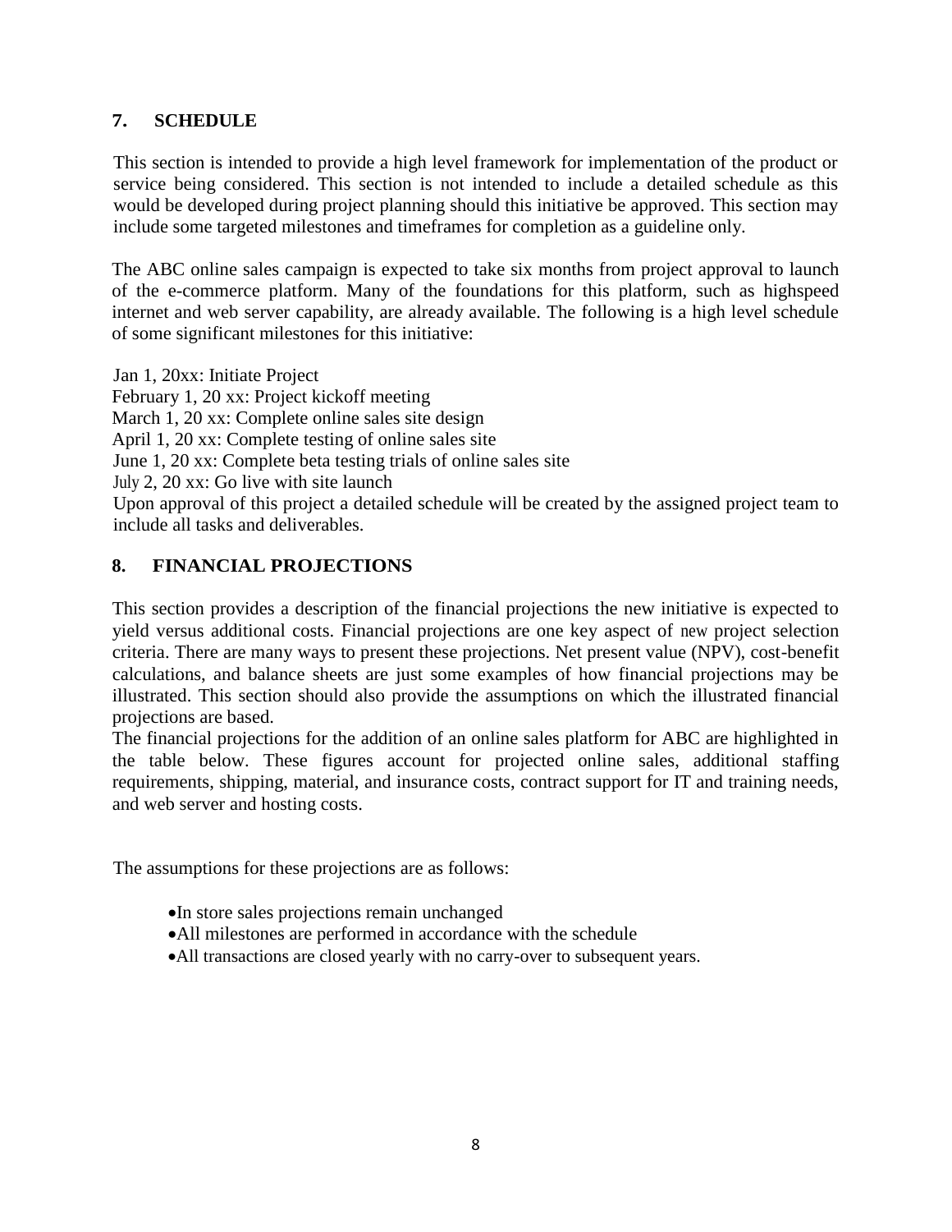## 7. SCHEDULE

This section is intended to provide a high level framework for implementation of the product or service being considered. This section is not intended to include a detailed schedule as this would be developed during project planning should this initiative be approved. This section may include some targeted milestones and timeframes for completion as a guideline only.

The ABC online sales campaign is expected to take six months from project approval to launch of the e-commerce platform. Many of the foundations for this platform, such as highspeed internet and web server capability, are already available. The following is a high level schedule of some significant milestones for this initiative:

Jan 1, 20xx: Initiate Project
February 1, 20 xx: Project kickoff meeting
March 1, 20 xx: Complete online sales site design
April 1, 20 xx: Complete testing of online sales site
June 1, 20 xx: Complete beta testing trials of online sales site
July 2, 20 xx: Go live with site launch
Upon approval of this project a detailed schedule will be created by the assigned project team to include all tasks and deliverables.

## 8. FINANCIAL PROJECTIONS

This section provides a description of the financial projections the new initiative is expected to yield versus additional costs. Financial projections are one key aspect of new project selection criteria. There are many ways to present these projections. Net present value (NPV), cost-benefit calculations, and balance sheets are just some examples of how financial projections may be illustrated. This section should also provide the assumptions on which the illustrated financial projections are based.
The financial projections for the addition of an online sales platform for ABC are highlighted in the table below. These figures account for projected online sales, additional staffing requirements, shipping, material, and insurance costs, contract support for IT and training needs, and web server and hosting costs.

The assumptions for these projections are as follows:

- In store sales projections remain unchanged
- All milestones are performed in accordance with the schedule
- All transactions are closed yearly with no carry-over to subsequent years.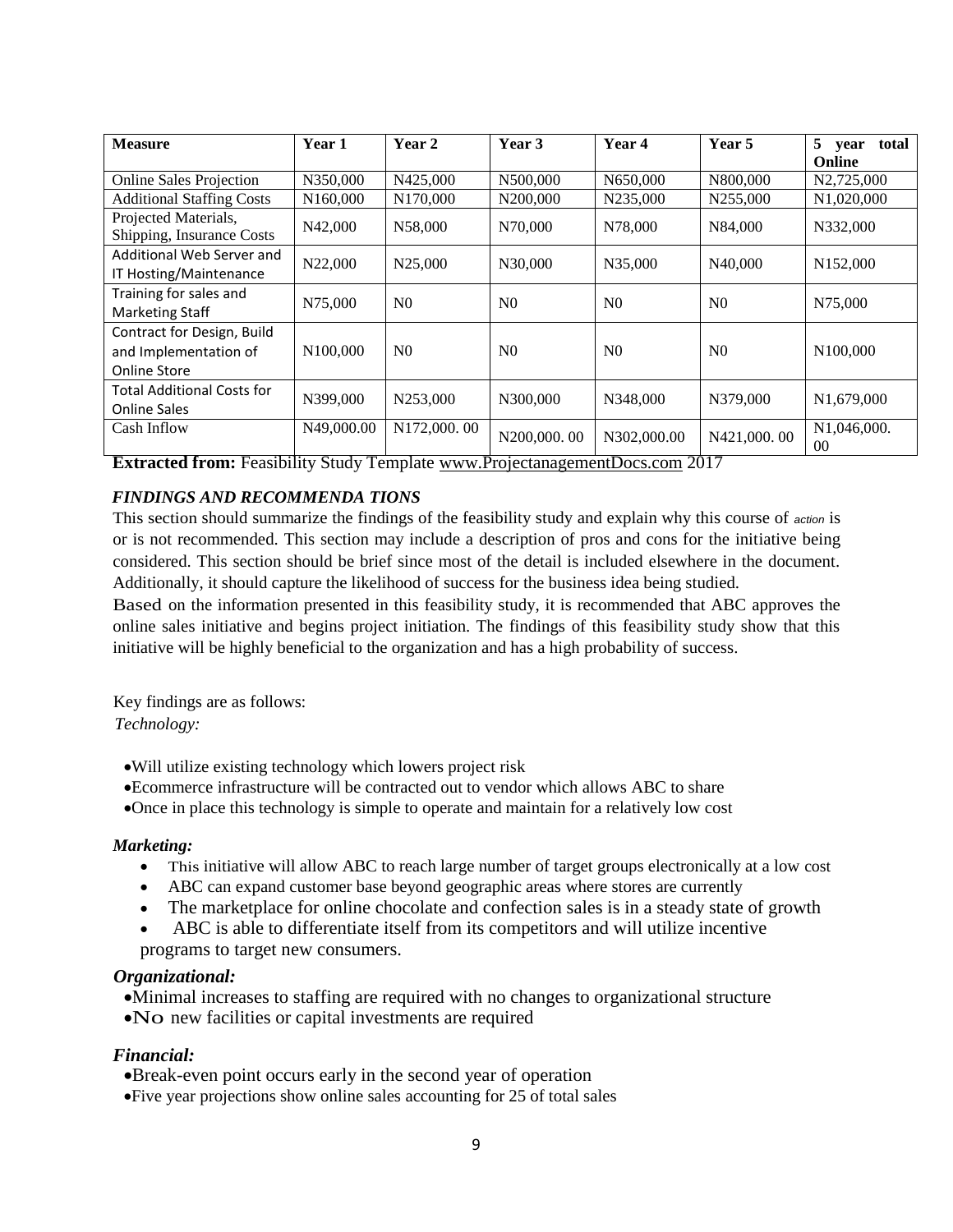| Measure | Year 1 | Year 2 | Year 3 | Year 4 | Year 5 | 5 year total Online |
| --- | --- | --- | --- | --- | --- | --- |
| Online Sales Projection | N350,000 | N425,000 | N500,000 | N650,000 | N800,000 | N2,725,000 |
| Additional Staffing Costs | N160,000 | N170,000 | N200,000 | N235,000 | N255,000 | N1,020,000 |
| Projected Materials, Shipping, Insurance Costs | N42,000 | N58,000 | N70,000 | N78,000 | N84,000 | N332,000 |
| Additional Web Server and IT Hosting/Maintenance | N22,000 | N25,000 | N30,000 | N35,000 | N40,000 | N152,000 |
| Training for sales and Marketing Staff | N75,000 | N0 | N0 | N0 | N0 | N75,000 |
| Contract for Design, Build and Implementation of Online Store | N100,000 | N0 | N0 | N0 | N0 | N100,000 |
| Total Additional Costs for Online Sales | N399,000 | N253,000 | N300,000 | N348,000 | N379,000 | N1,679,000 |
| Cash Inflow | N49,000.00 | N172,000. 00 | N200,000. 00 | N302,000.00 | N421,000. 00 | N1,046,000. 00 |

**Extracted from:** Feasibility Study Template www.ProjectanagementDocs.com 2017

### *FINDINGS AND RECOMMENDA TIONS*

This section should summarize the findings of the feasibility study and explain why this course of action is or is not recommended. This section may include a description of pros and cons for the initiative being considered. This section should be brief since most of the detail is included elsewhere in the document. Additionally, it should capture the likelihood of success for the business idea being studied.

Based on the information presented in this feasibility study, it is recommended that ABC approves the online sales initiative and begins project initiation. The findings of this feasibility study show that this initiative will be highly beneficial to the organization and has a high probability of success.

Key findings are as follows:

*Technology:*

- Will utilize existing technology which lowers project risk
- Ecommerce infrastructure will be contracted out to vendor which allows ABC to share
- Once in place this technology is simple to operate and maintain for a relatively low cost

***Marketing:***

- This initiative will allow ABC to reach large number of target groups electronically at a low cost
- ABC can expand customer base beyond geographic areas where stores are currently
- The marketplace for online chocolate and confection sales is in a steady state of growth
- ABC is able to differentiate itself from its competitors and will utilize incentive programs to target new consumers.

***Organizational:***

- Minimal increases to staffing are required with no changes to organizational structure
- No new facilities or capital investments are required

***Financial:***

- Break-even point occurs early in the second year of operation
- Five year projections show online sales accounting for 25 of total sales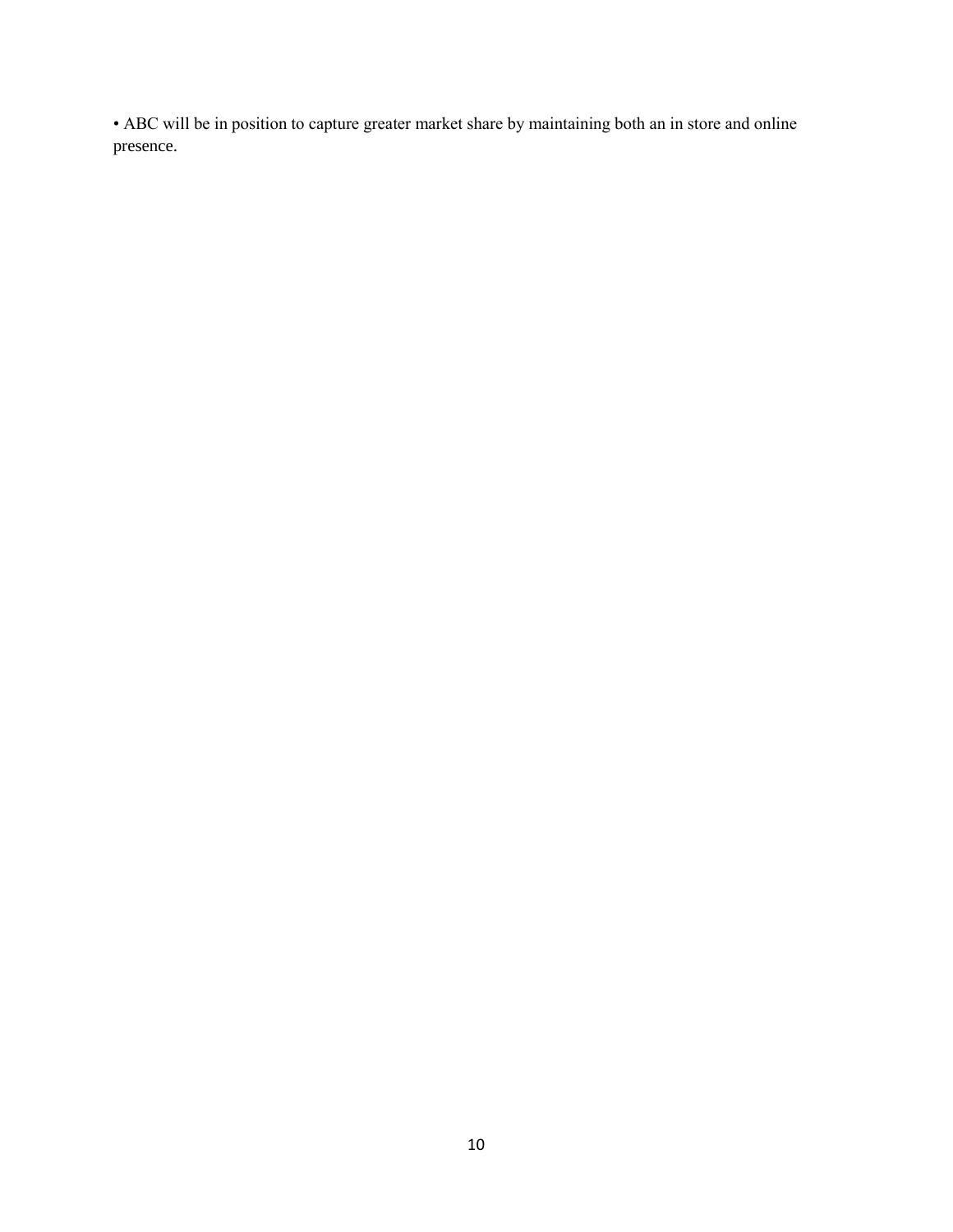- ABC will be in position to capture greater market share by maintaining both an in store and online presence.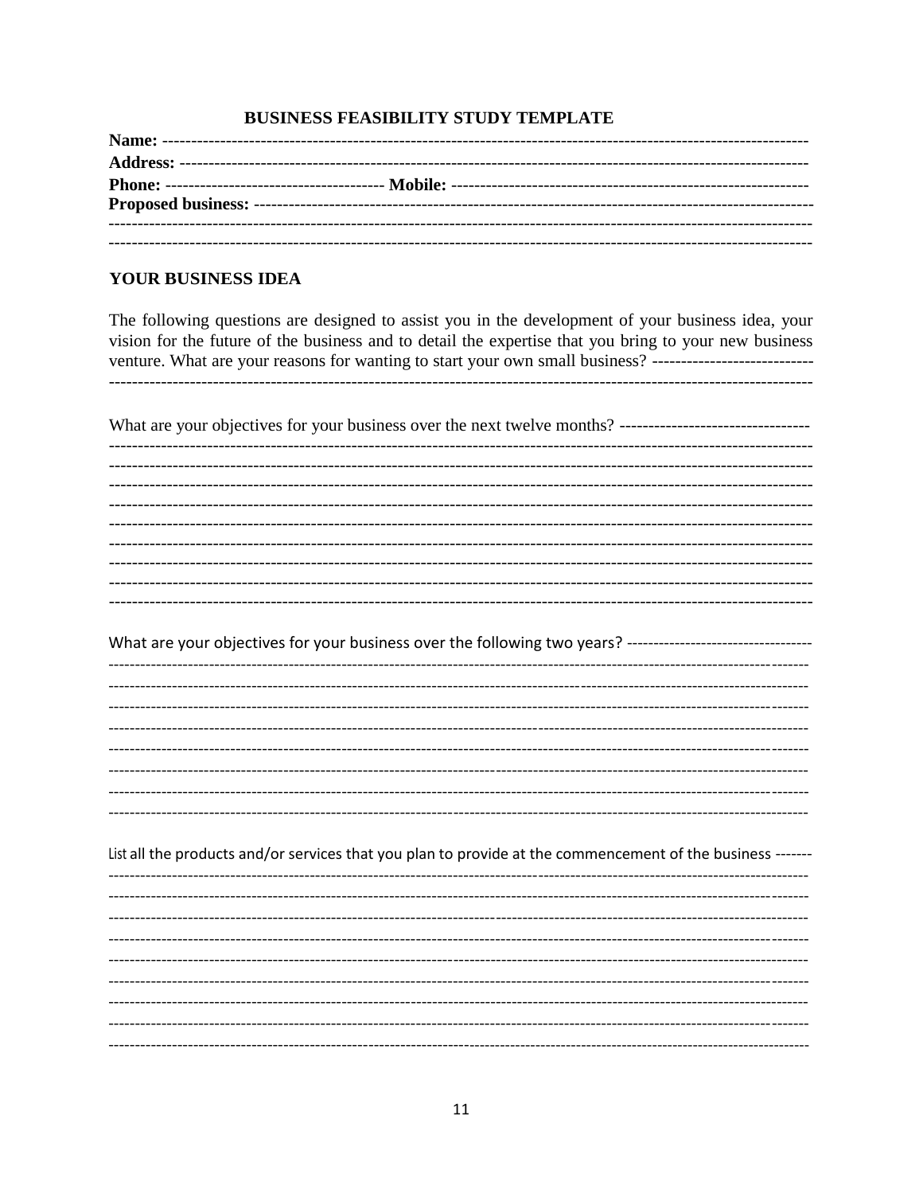## BUSINESS FEASIBILITY STUDY TEMPLATE

**Name:** ------------------------------------------------------------------------------------------------------------

**Address:** ---------------------------------------------------------------------------------------------------------

**Phone:** ------------------------------------- **Mobile:** -----------------------------------------------------------

**Proposed business:** -----------------------------------------------------------------------------------------------

--------------------------------------------------------------------------------------------------------------------------

--------------------------------------------------------------------------------------------------------------------------

### YOUR BUSINESS IDEA

The following questions are designed to assist you in the development of your business idea, your vision for the future of the business and to detail the expertise that you bring to your new business venture. What are your reasons for wanting to start your own small business? ----------------------------

--------------------------------------------------------------------------------------------------------------------------

What are your objectives for your business over the next twelve months? ---------------------------------

--------------------------------------------------------------------------------------------------------------------------

--------------------------------------------------------------------------------------------------------------------------

--------------------------------------------------------------------------------------------------------------------------

--------------------------------------------------------------------------------------------------------------------------

--------------------------------------------------------------------------------------------------------------------------

--------------------------------------------------------------------------------------------------------------------------

--------------------------------------------------------------------------------------------------------------------------

--------------------------------------------------------------------------------------------------------------------------

--------------------------------------------------------------------------------------------------------------------------

What are your objectives for your business over the following two years? ----------------------------------

--------------------------------------------------------------------------------------------------------------------------

--------------------------------------------------------------------------------------------------------------------------

--------------------------------------------------------------------------------------------------------------------------

--------------------------------------------------------------------------------------------------------------------------

--------------------------------------------------------------------------------------------------------------------------

--------------------------------------------------------------------------------------------------------------------------

--------------------------------------------------------------------------------------------------------------------------

--------------------------------------------------------------------------------------------------------------------------

List all the products and/or services that you plan to provide at the commencement of the business -------

--------------------------------------------------------------------------------------------------------------------------

--------------------------------------------------------------------------------------------------------------------------

--------------------------------------------------------------------------------------------------------------------------

--------------------------------------------------------------------------------------------------------------------------

--------------------------------------------------------------------------------------------------------------------------

--------------------------------------------------------------------------------------------------------------------------

--------------------------------------------------------------------------------------------------------------------------

--------------------------------------------------------------------------------------------------------------------------

--------------------------------------------------------------------------------------------------------------------------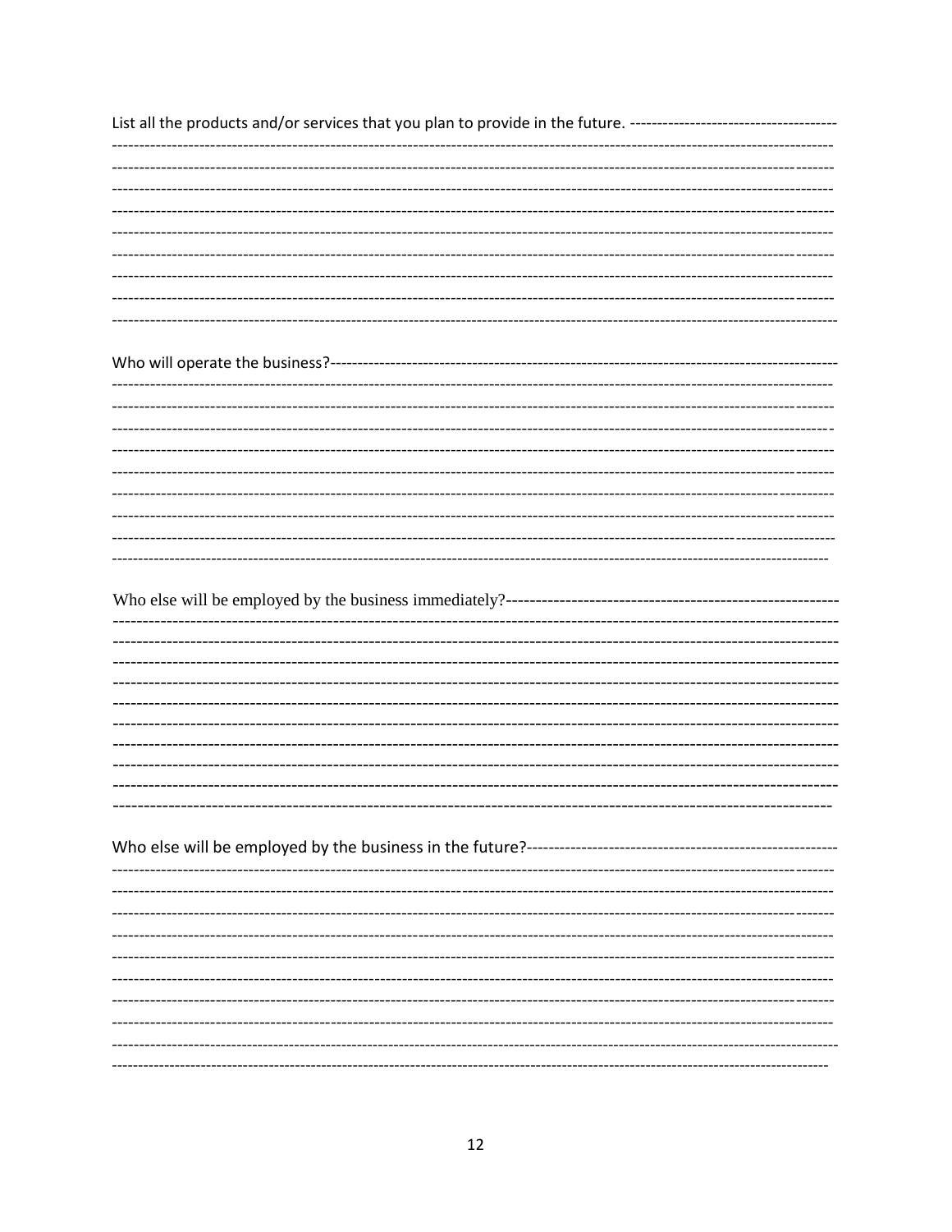List all the products and/or services that you plan to provide in the future.

Who will operate the business?

Who else will be employed by the business immediately?

Who else will be employed by the business in the future?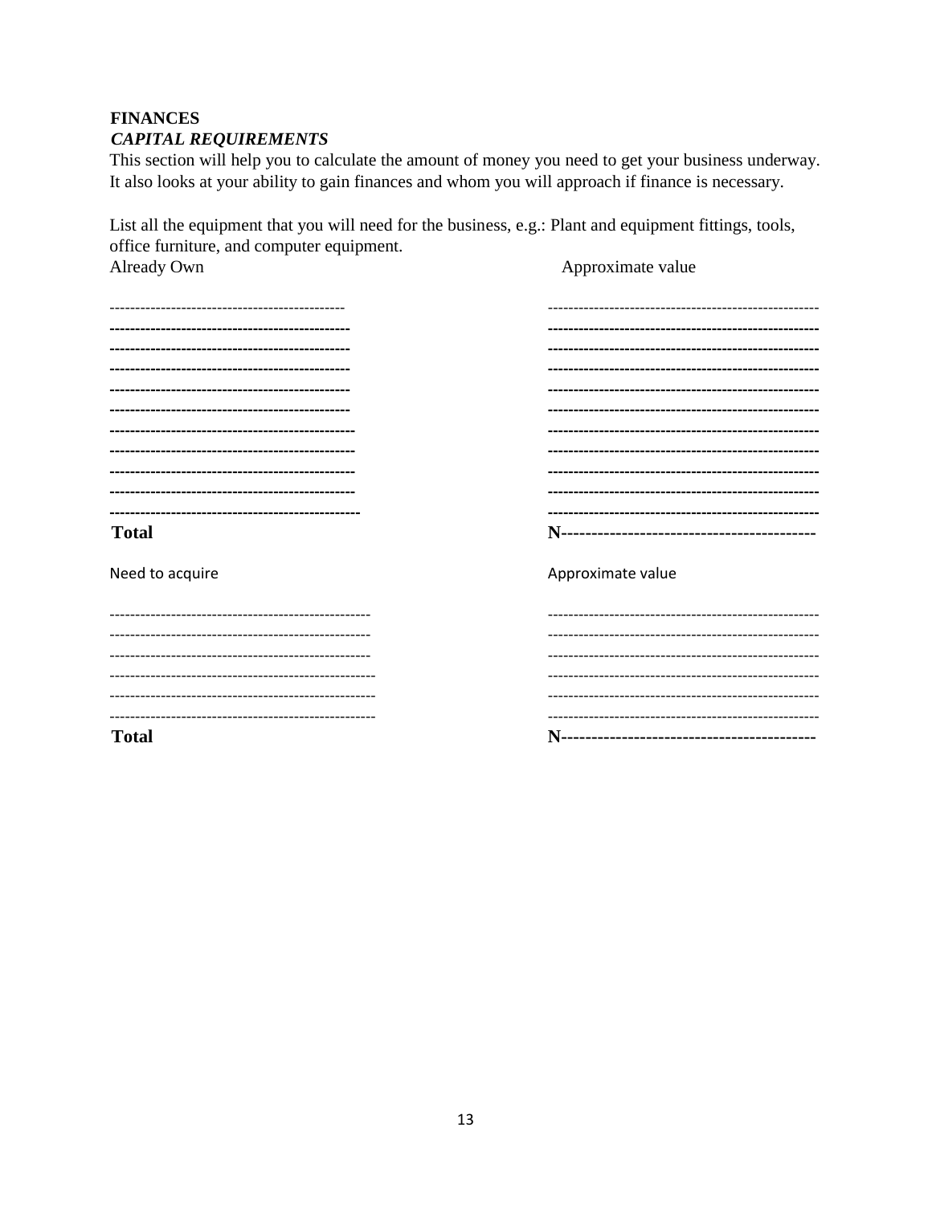**FINANCES**

***CAPITAL REQUIREMENTS***

This section will help you to calculate the amount of money you need to get your business underway. It also looks at your ability to gain finances and whom you will approach if finance is necessary.

List all the equipment that you will need for the business, e.g.: Plant and equipment fittings, tools, office furniture, and computer equipment.

| Already Own | Approximate value |
|---|---|
| ---------------------------------------------- | ---------------------------------------------------- |
| ---------------------------------------------- | ---------------------------------------------------- |
| ---------------------------------------------- | ---------------------------------------------------- |
| ---------------------------------------------- | ---------------------------------------------------- |
| ---------------------------------------------- | ---------------------------------------------------- |
| ---------------------------------------------- | ---------------------------------------------------- |
| ---------------------------------------------- | ---------------------------------------------------- |
| ---------------------------------------------- | ---------------------------------------------------- |
| ---------------------------------------------- | ---------------------------------------------------- |
| ---------------------------------------------- | ---------------------------------------------------- |
| ---------------------------------------------- | ---------------------------------------------------- |
| **Total** | **N-----------------------------------------** |

| Need to acquire | Approximate value |
|---|---|
| ---------------------------------------------------- | ---------------------------------------------------- |
| ---------------------------------------------------- | ---------------------------------------------------- |
| ---------------------------------------------------- | ---------------------------------------------------- |
| ---------------------------------------------------- | ---------------------------------------------------- |
| ---------------------------------------------------- | ---------------------------------------------------- |
| ---------------------------------------------------- | ---------------------------------------------------- |
| **Total** | **N-----------------------------------------** |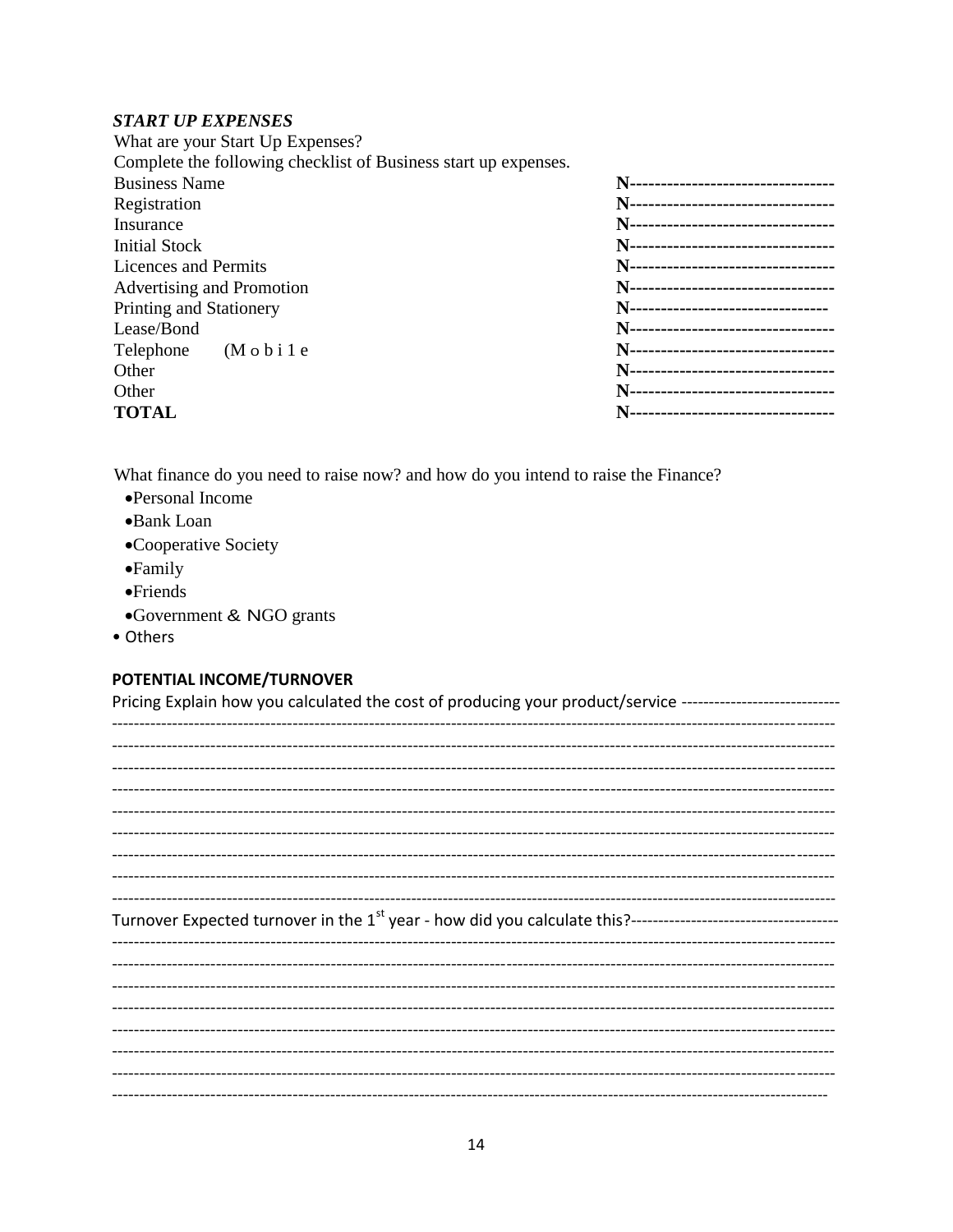***START UP EXPENSES***

What are your Start Up Expenses?

Complete the following checklist of Business start up expenses.

| | |
|---|---|
| Business Name | N--------------------------------- |
| Registration | N--------------------------------- |
| Insurance | N--------------------------------- |
| Initial Stock | N--------------------------------- |
| Licences and Permits | N--------------------------------- |
| Advertising and Promotion | N--------------------------------- |
| Printing and Stationery | N-------------------------------- |
| Lease/Bond | N--------------------------------- |
| Telephone (M o b i l e | N--------------------------------- |
| Other | N--------------------------------- |
| Other | N--------------------------------- |
| **TOTAL** | N--------------------------------- |

What finance do you need to raise now? and how do you intend to raise the Finance?

- Personal Income
- Bank Loan
- Cooperative Society
- Family
- Friends
- Government & NGO grants
- Others

**POTENTIAL INCOME/TURNOVER**

Pricing Explain how you calculated the cost of producing your product/service ----------------------------

-----------------------------------------------------------------------------------------------------------------------------------

-----------------------------------------------------------------------------------------------------------------------------------

-----------------------------------------------------------------------------------------------------------------------------------

-----------------------------------------------------------------------------------------------------------------------------------

-----------------------------------------------------------------------------------------------------------------------------------

-----------------------------------------------------------------------------------------------------------------------------------

-----------------------------------------------------------------------------------------------------------------------------------

-----------------------------------------------------------------------------------------------------------------------------------

-----------------------------------------------------------------------------------------------------------------------------------

Turnover Expected turnover in the 1st year - how did you calculate this?-------------------------------------

-----------------------------------------------------------------------------------------------------------------------------------

-----------------------------------------------------------------------------------------------------------------------------------

-----------------------------------------------------------------------------------------------------------------------------------

-----------------------------------------------------------------------------------------------------------------------------------

-----------------------------------------------------------------------------------------------------------------------------------

-----------------------------------------------------------------------------------------------------------------------------------

-----------------------------------------------------------------------------------------------------------------------------------

-----------------------------------------------------------------------------------------------------------------------------------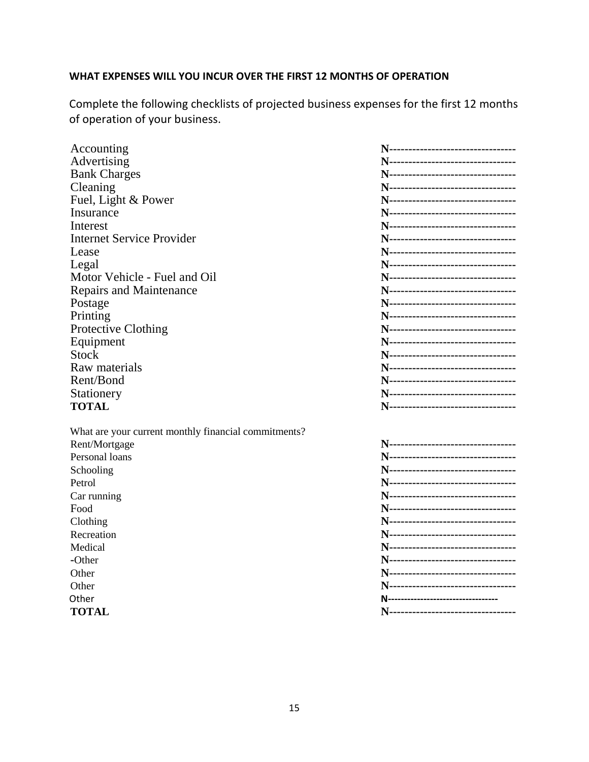**WHAT EXPENSES WILL YOU INCUR OVER THE FIRST 12 MONTHS OF OPERATION**

Complete the following checklists of projected business expenses for the first 12 months of operation of your business.

| | |
|---|---|
| Accounting | N--------------------------------- |
| Advertising | N--------------------------------- |
| Bank Charges | N--------------------------------- |
| Cleaning | N--------------------------------- |
| Fuel, Light & Power | N--------------------------------- |
| Insurance | N--------------------------------- |
| Interest | N--------------------------------- |
| Internet Service Provider | N--------------------------------- |
| Lease | N--------------------------------- |
| Legal | N--------------------------------- |
| Motor Vehicle - Fuel and Oil | N--------------------------------- |
| Repairs and Maintenance | N--------------------------------- |
| Postage | N--------------------------------- |
| Printing | N--------------------------------- |
| Protective Clothing | N--------------------------------- |
| Equipment | N--------------------------------- |
| Stock | N--------------------------------- |
| Raw materials | N--------------------------------- |
| Rent/Bond | N--------------------------------- |
| Stationery | N--------------------------------- |
| **TOTAL** | N--------------------------------- |

What are your current monthly financial commitments?

| | |
|---|---|
| Rent/Mortgage | N--------------------------------- |
| Personal loans | N--------------------------------- |
| Schooling | N--------------------------------- |
| Petrol | N--------------------------------- |
| Car running | N--------------------------------- |
| Food | N--------------------------------- |
| Clothing | N--------------------------------- |
| Recreation | N--------------------------------- |
| Medical | N--------------------------------- |
| -Other | N--------------------------------- |
| Other | N--------------------------------- |
| Other | N--------------------------------- |
| Other | N--------------------------------- |
| **TOTAL** | N--------------------------------- |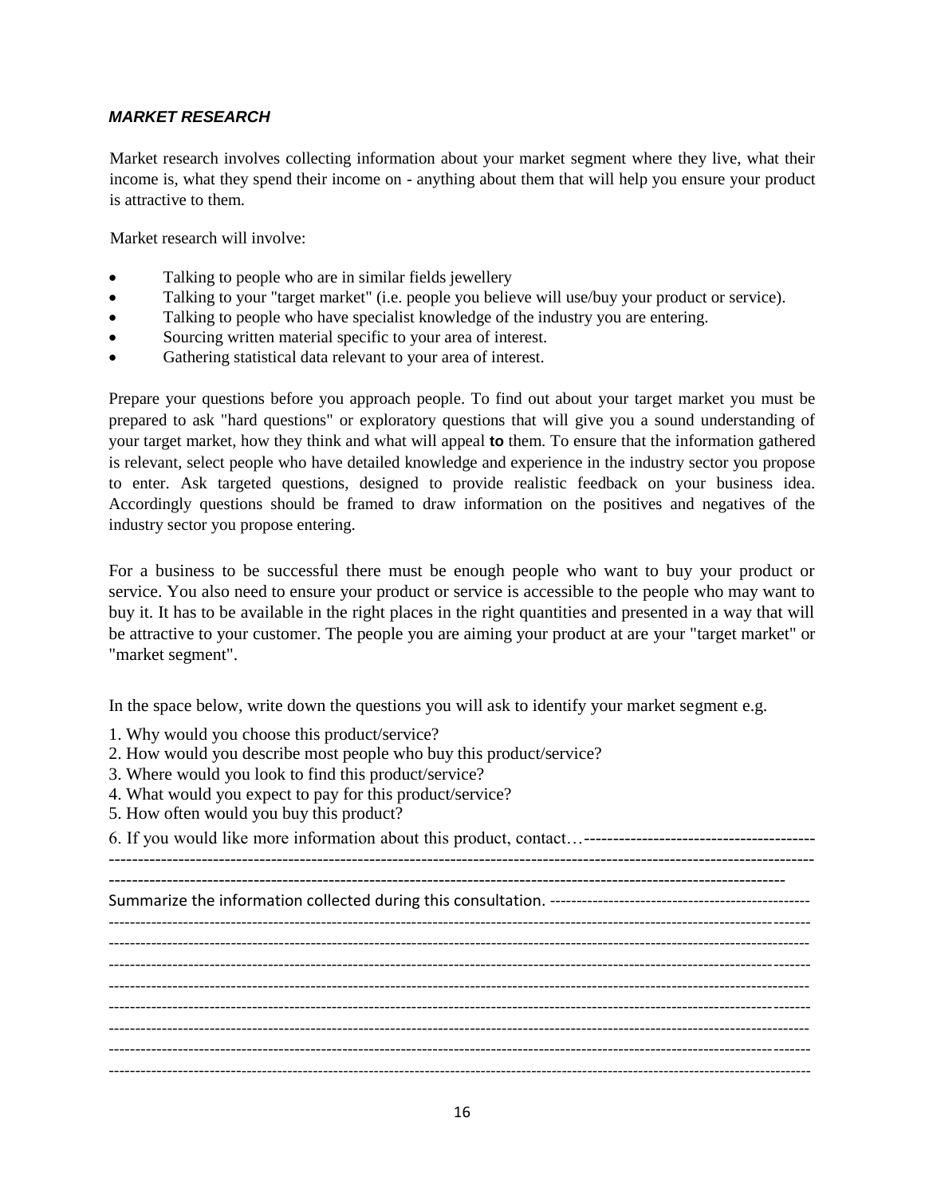***MARKET RESEARCH***

Market research involves collecting information about your market segment where they live, what their income is, what they spend their income on - anything about them that will help you ensure your product is attractive to them.

Market research will involve:

- Talking to people who are in similar fields jewellery
- Talking to your "target market" (i.e. people you believe will use/buy your product or service).
- Talking to people who have specialist knowledge of the industry you are entering.
- Sourcing written material specific to your area of interest.
- Gathering statistical data relevant to your area of interest.

Prepare your questions before you approach people. To find out about your target market you must be prepared to ask "hard questions" or exploratory questions that will give you a sound understanding of your target market, how they think and what will appeal **to** them. To ensure that the information gathered is relevant, select people who have detailed knowledge and experience in the industry sector you propose to enter. Ask targeted questions, designed to provide realistic feedback on your business idea. Accordingly questions should be framed to draw information on the positives and negatives of the industry sector you propose entering.

For a business to be successful there must be enough people who want to buy your product or service. You also need to ensure your product or service is accessible to the people who may want to buy it. It has to be available in the right places in the right quantities and presented in a way that will be attractive to your customer. The people you are aiming your product at are your "target market" or "market segment".

In the space below, write down the questions you will ask to identify your market segment e.g.

1. Why would you choose this product/service?
2. How would you describe most people who buy this product/service?
3. Where would you look to find this product/service?
4. What would you expect to pay for this product/service?
5. How often would you buy this product?
6. If you would like more information about this product, contact…----------------------------------------

---------------------------------------------------------------------------------------------------------------------------

---------------------------------------------------------------------------------------------------------------------

Summarize the information collected during this consultation. ------------------------------------------------

---------------------------------------------------------------------------------------------------------------------------

---------------------------------------------------------------------------------------------------------------------------

---------------------------------------------------------------------------------------------------------------------------

---------------------------------------------------------------------------------------------------------------------------

---------------------------------------------------------------------------------------------------------------------------

---------------------------------------------------------------------------------------------------------------------------

---------------------------------------------------------------------------------------------------------------------------

---------------------------------------------------------------------------------------------------------------------------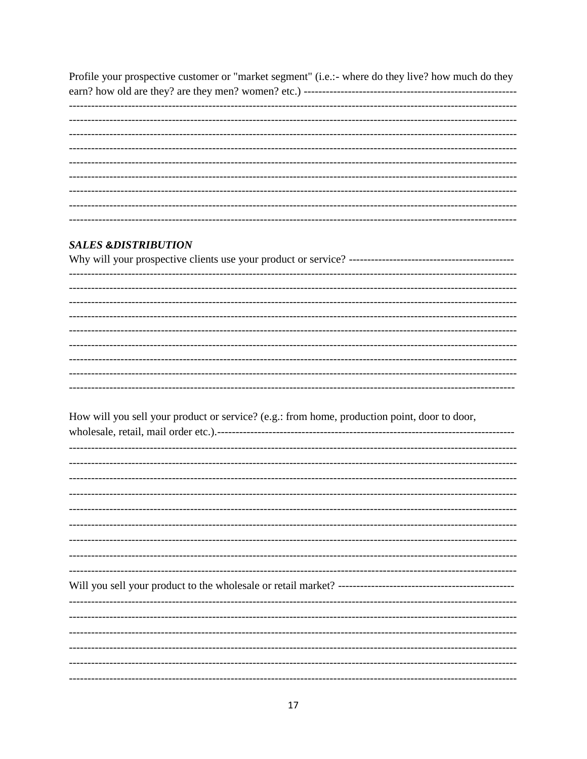Profile your prospective customer or "market segment" (i.e.:- where do they live? how much do they earn? how old are they? are they men? women? etc.) ----------------------------------------------------------

------------------------------------------------------------------------------------------------------------------------

------------------------------------------------------------------------------------------------------------------------

------------------------------------------------------------------------------------------------------------------------

------------------------------------------------------------------------------------------------------------------------

------------------------------------------------------------------------------------------------------------------------

------------------------------------------------------------------------------------------------------------------------

------------------------------------------------------------------------------------------------------------------------

------------------------------------------------------------------------------------------------------------------------

------------------------------------------------------------------------------------------------------------------------

***SALES &DISTRIBUTION***

Why will your prospective clients use your product or service? ---------------------------------------------

------------------------------------------------------------------------------------------------------------------------

------------------------------------------------------------------------------------------------------------------------

------------------------------------------------------------------------------------------------------------------------

------------------------------------------------------------------------------------------------------------------------

------------------------------------------------------------------------------------------------------------------------

------------------------------------------------------------------------------------------------------------------------

------------------------------------------------------------------------------------------------------------------------

------------------------------------------------------------------------------------------------------------------------

------------------------------------------------------------------------------------------------------------------------

How will you sell your product or service? (e.g.: from home, production point, door to door, wholesale, retail, mail order etc.).-----------------------------------------------------------------------------------

------------------------------------------------------------------------------------------------------------------------

------------------------------------------------------------------------------------------------------------------------

------------------------------------------------------------------------------------------------------------------------

------------------------------------------------------------------------------------------------------------------------

------------------------------------------------------------------------------------------------------------------------

------------------------------------------------------------------------------------------------------------------------

------------------------------------------------------------------------------------------------------------------------

------------------------------------------------------------------------------------------------------------------------

------------------------------------------------------------------------------------------------------------------------

Will you sell your product to the wholesale or retail market? ------------------------------------------------

------------------------------------------------------------------------------------------------------------------------

------------------------------------------------------------------------------------------------------------------------

------------------------------------------------------------------------------------------------------------------------

------------------------------------------------------------------------------------------------------------------------

------------------------------------------------------------------------------------------------------------------------

------------------------------------------------------------------------------------------------------------------------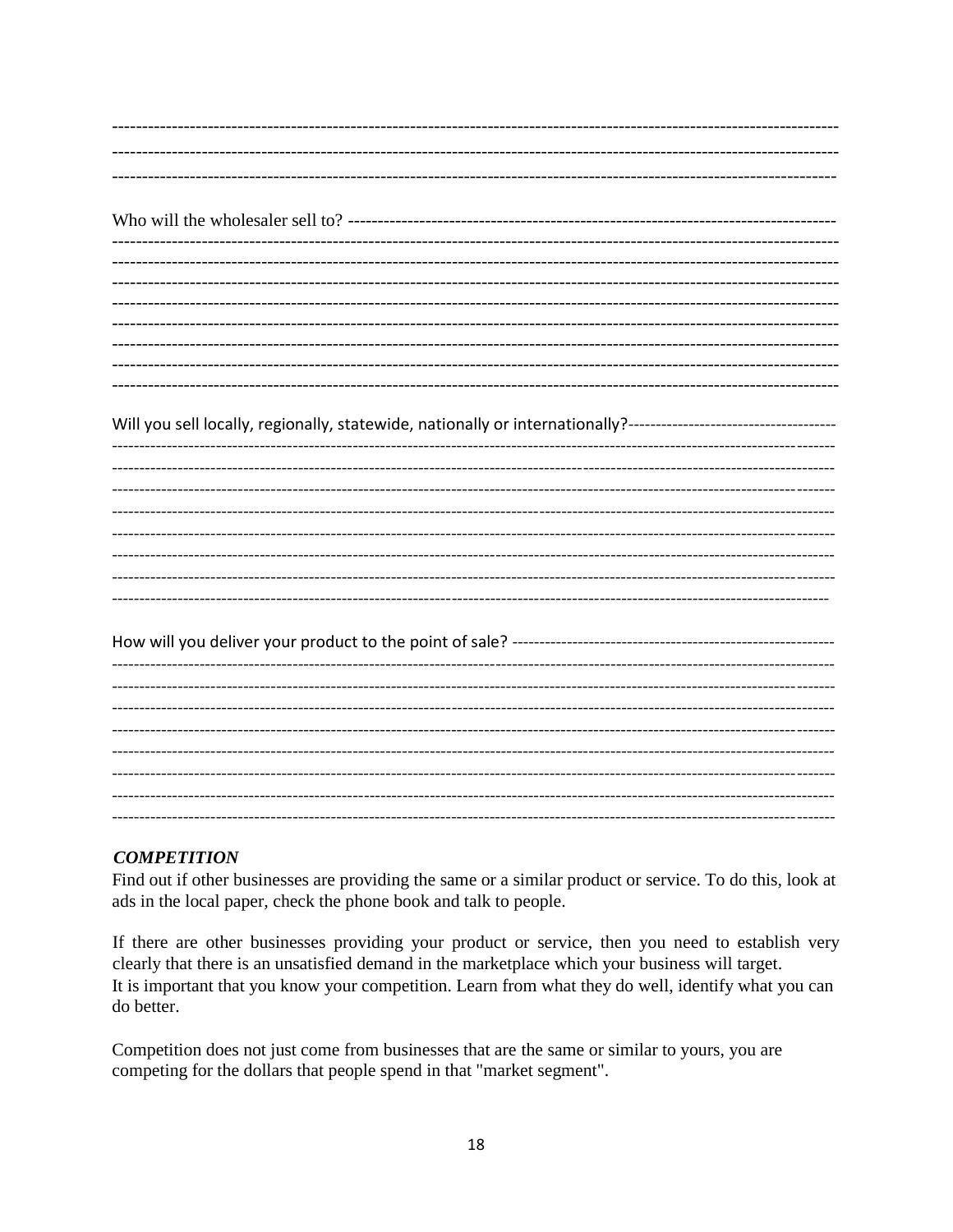Who will the wholesaler sell to?

Will you sell locally, regionally, statewide, nationally or internationally?

How will you deliver your product to the point of sale?

### *COMPETITION*

Find out if other businesses are providing the same or a similar product or service. To do this, look at ads in the local paper, check the phone book and talk to people.

If there are other businesses providing your product or service, then you need to establish very clearly that there is an unsatisfied demand in the marketplace which your business will target.
It is important that you know your competition. Learn from what they do well, identify what you can do better.

Competition does not just come from businesses that are the same or similar to yours, you are competing for the dollars that people spend in that "market segment".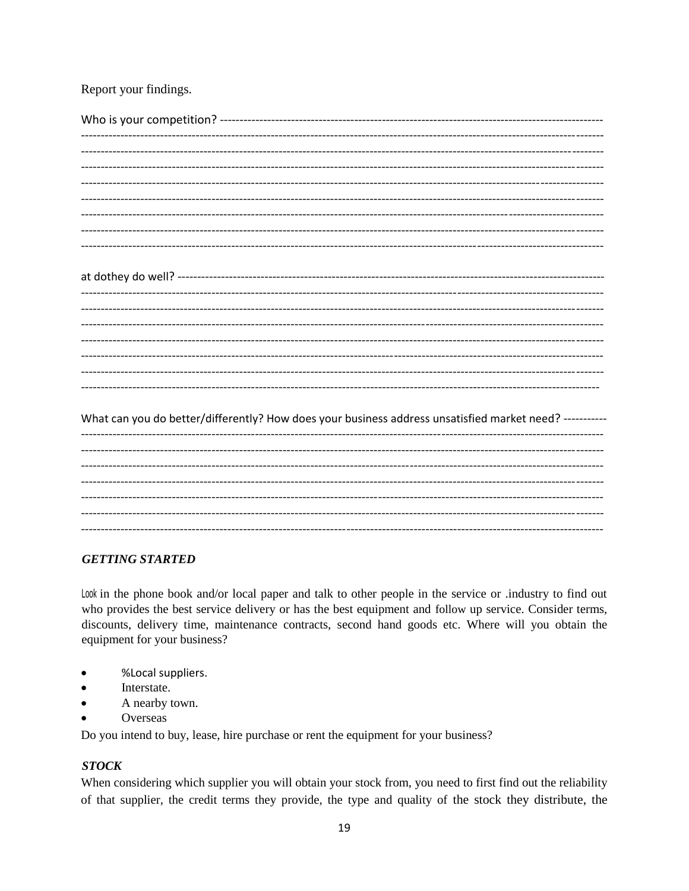Report your findings.

Who is your competition? ------------------------------------------------------------------------------------------------
------------------------------------------------------------------------------------------------------------------------------
------------------------------------------------------------------------------------------------------------------------------
------------------------------------------------------------------------------------------------------------------------------
------------------------------------------------------------------------------------------------------------------------------
------------------------------------------------------------------------------------------------------------------------------
------------------------------------------------------------------------------------------------------------------------------
------------------------------------------------------------------------------------------------------------------------------
------------------------------------------------------------------------------------------------------------------------------

at dothey do well? ---------------------------------------------------------------------------------------------------------
------------------------------------------------------------------------------------------------------------------------------
------------------------------------------------------------------------------------------------------------------------------
------------------------------------------------------------------------------------------------------------------------------
------------------------------------------------------------------------------------------------------------------------------
------------------------------------------------------------------------------------------------------------------------------
------------------------------------------------------------------------------------------------------------------------------
------------------------------------------------------------------------------------------------------------------------------

What can you do better/differently? How does your business address unsatisfied market need? -----------
------------------------------------------------------------------------------------------------------------------------------
------------------------------------------------------------------------------------------------------------------------------
------------------------------------------------------------------------------------------------------------------------------
------------------------------------------------------------------------------------------------------------------------------
------------------------------------------------------------------------------------------------------------------------------
------------------------------------------------------------------------------------------------------------------------------
------------------------------------------------------------------------------------------------------------------------------

***GETTING STARTED***

Look in the phone book and/or local paper and talk to other people in the service or .industry to find out who provides the best service delivery or has the best equipment and follow up service. Consider terms, discounts, delivery time, maintenance contracts, second hand goods etc. Where will you obtain the equipment for your business?

- %Local suppliers.
- Interstate.
- A nearby town.
- Overseas

Do you intend to buy, lease, hire purchase or rent the equipment for your business?

***STOCK***

When considering which supplier you will obtain your stock from, you need to first find out the reliability of that supplier, the credit terms they provide, the type and quality of the stock they distribute, the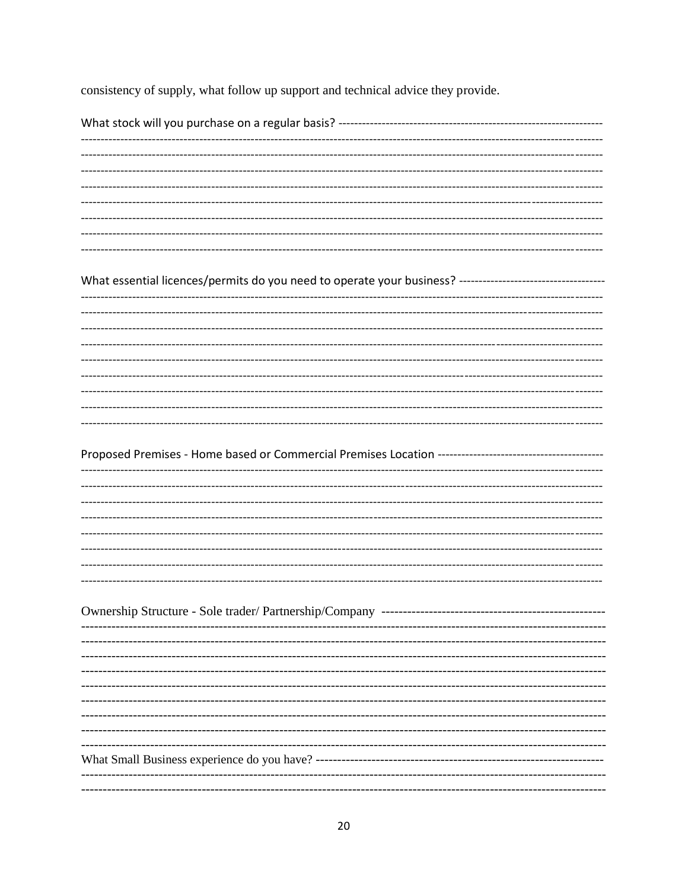consistency of supply, what follow up support and technical advice they provide.

What stock will you purchase on a regular basis?

What essential licences/permits do you need to operate your business?

Proposed Premises - Home based or Commercial Premises Location

Ownership Structure - Sole trader/ Partnership/Company

What Small Business experience do you have?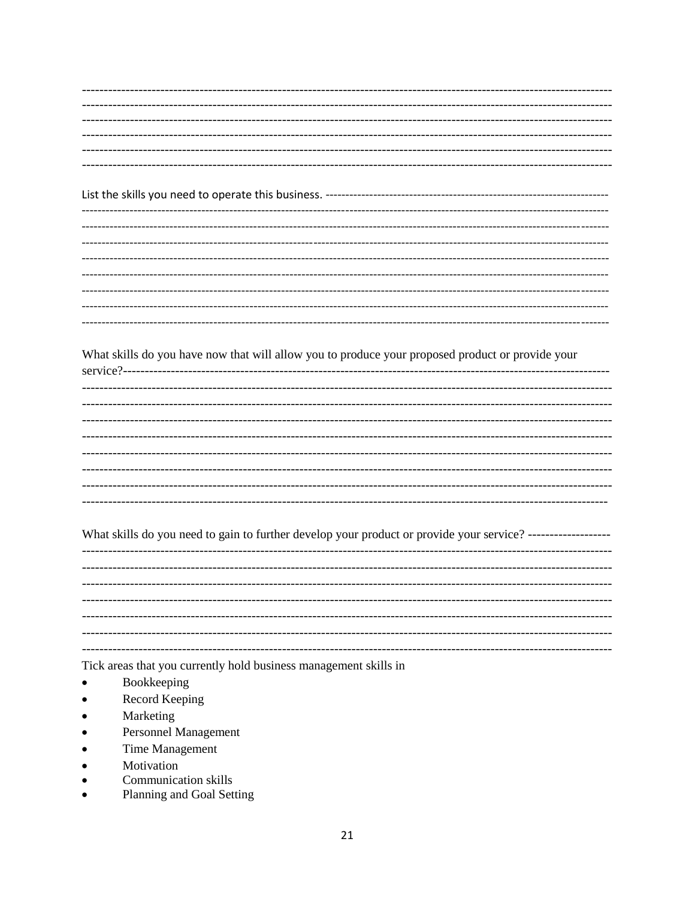List the skills you need to operate this business.

What skills do you have now that will allow you to produce your proposed product or provide your service?

What skills do you need to gain to further develop your product or provide your service?

Tick areas that you currently hold business management skills in

- Bookkeeping
- Record Keeping
- Marketing
- Personnel Management
- Time Management
- Motivation
- Communication skills
- Planning and Goal Setting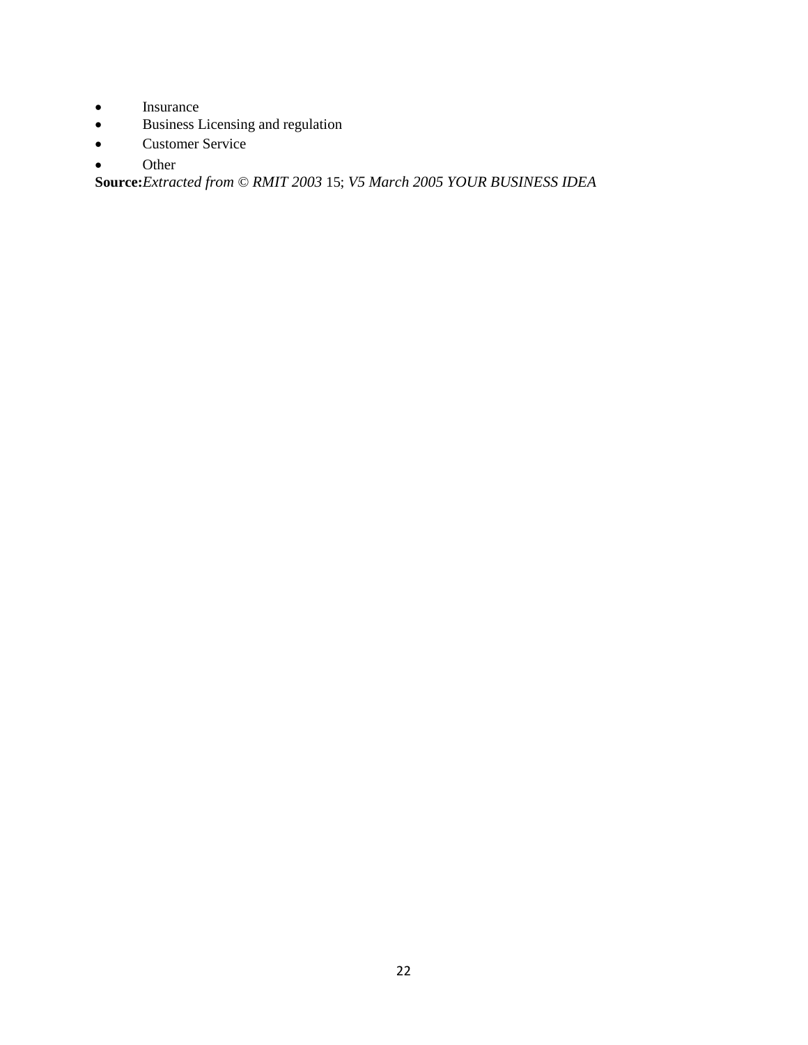- Insurance
- Business Licensing and regulation
- Customer Service
- Other

**Source:***Extracted from © RMIT 2003* 15; *V5 March 2005 YOUR BUSINESS IDEA*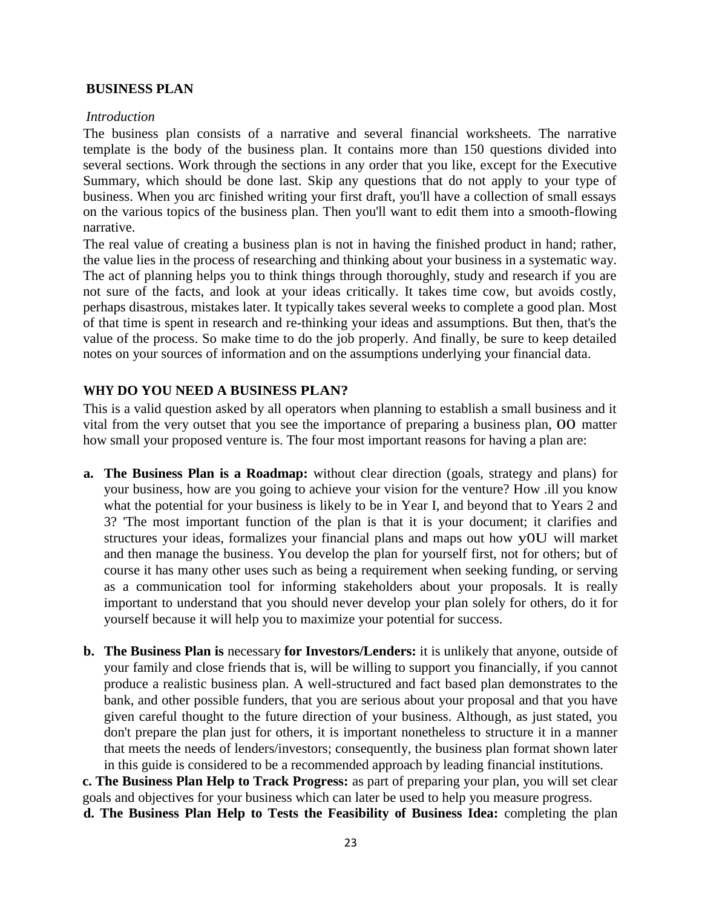**BUSINESS PLAN**

*Introduction*

The business plan consists of a narrative and several financial worksheets. The narrative template is the body of the business plan. It contains more than 150 questions divided into several sections. Work through the sections in any order that you like, except for the Executive Summary, which should be done last. Skip any questions that do not apply to your type of business. When you arc finished writing your first draft, you'll have a collection of small essays on the various topics of the business plan. Then you'll want to edit them into a smooth-flowing narrative.

The real value of creating a business plan is not in having the finished product in hand; rather, the value lies in the process of researching and thinking about your business in a systematic way. The act of planning helps you to think things through thoroughly, study and research if you are not sure of the facts, and look at your ideas critically. It takes time cow, but avoids costly, perhaps disastrous, mistakes later. It typically takes several weeks to complete a good plan. Most of that time is spent in research and re-thinking your ideas and assumptions. But then, that's the value of the process. So make time to do the job properly. And finally, be sure to keep detailed notes on your sources of information and on the assumptions underlying your financial data.

**WHY DO YOU NEED A BUSINESS PLAN?**

This is a valid question asked by all operators when planning to establish a small business and it vital from the very outset that you see the importance of preparing a business plan, OO matter how small your proposed venture is. The four most important reasons for having a plan are:

a. **The Business Plan is a Roadmap:** without clear direction (goals, strategy and plans) for your business, how are you going to achieve your vision for the venture? How .ill you know what the potential for your business is likely to be in Year I, and beyond that to Years 2 and 3? 'The most important function of the plan is that it is your document; it clarifies and structures your ideas, formalizes your financial plans and maps out how yOU will market and then manage the business. You develop the plan for yourself first, not for others; but of course it has many other uses such as being a requirement when seeking funding, or serving as a communication tool for informing stakeholders about your proposals. It is really important to understand that you should never develop your plan solely for others, do it for yourself because it will help you to maximize your potential for success.

b. **The Business Plan is** necessary **for Investors/Lenders:** it is unlikely that anyone, outside of your family and close friends that is, will be willing to support you financially, if you cannot produce a realistic business plan. A well-structured and fact based plan demonstrates to the bank, and other possible funders, that you are serious about your proposal and that you have given careful thought to the future direction of your business. Although, as just stated, you don't prepare the plan just for others, it is important nonetheless to structure it in a manner that meets the needs of lenders/investors; consequently, the business plan format shown later in this guide is considered to be a recommended approach by leading financial institutions.

c. **The Business Plan Help to Track Progress:** as part of preparing your plan, you will set clear goals and objectives for your business which can later be used to help you measure progress.

d. **The Business Plan Help to Tests the Feasibility of Business Idea:** completing the plan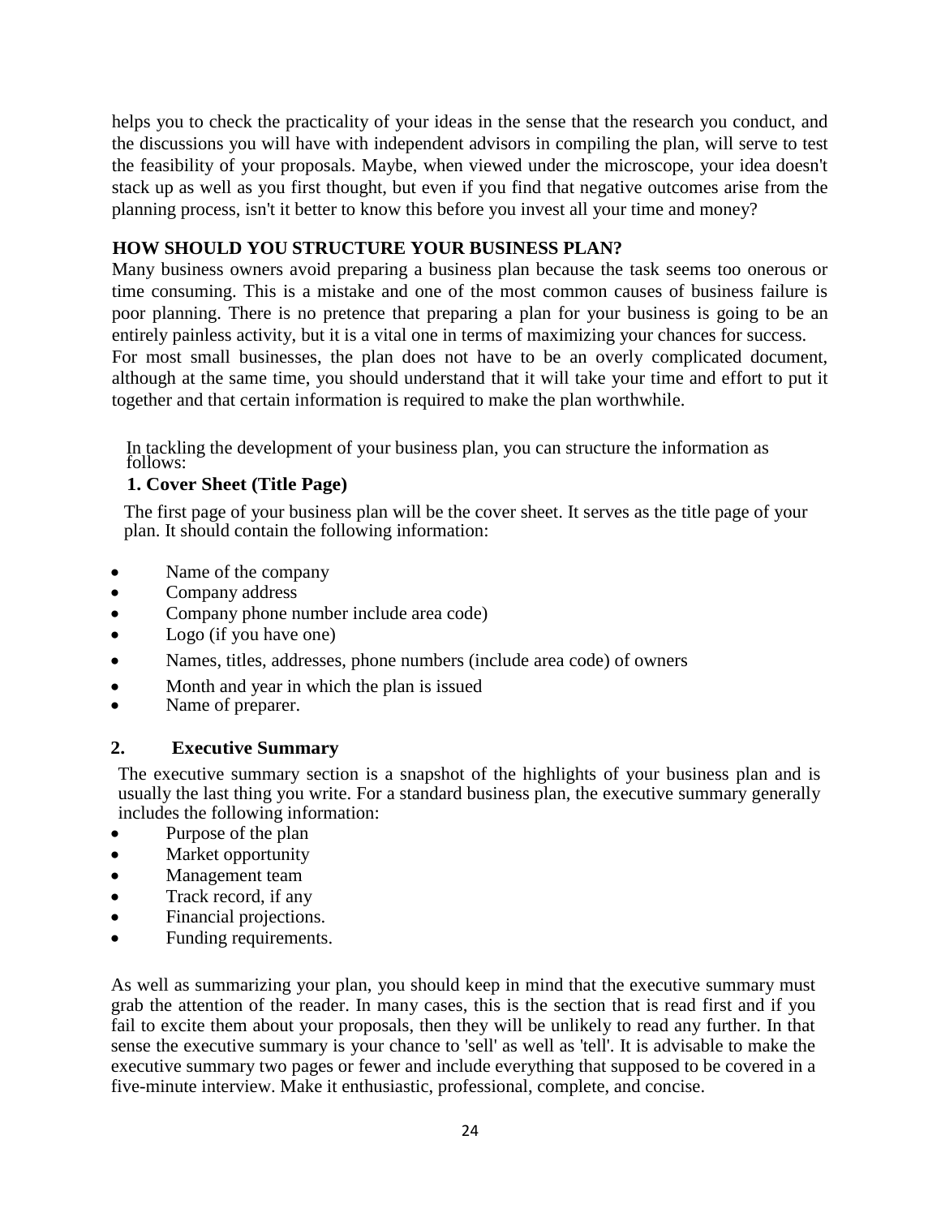helps you to check the practicality of your ideas in the sense that the research you conduct, and the discussions you will have with independent advisors in compiling the plan, will serve to test the feasibility of your proposals. Maybe, when viewed under the microscope, your idea doesn't stack up as well as you first thought, but even if you find that negative outcomes arise from the planning process, isn't it better to know this before you invest all your time and money?

## HOW SHOULD YOU STRUCTURE YOUR BUSINESS PLAN?

Many business owners avoid preparing a business plan because the task seems too onerous or time consuming. This is a mistake and one of the most common causes of business failure is poor planning. There is no pretence that preparing a plan for your business is going to be an entirely painless activity, but it is a vital one in terms of maximizing your chances for success.

For most small businesses, the plan does not have to be an overly complicated document, although at the same time, you should understand that it will take your time and effort to put it together and that certain information is required to make the plan worthwhile.

In tackling the development of your business plan, you can structure the information as follows:

### 1. Cover Sheet (Title Page)

The first page of your business plan will be the cover sheet. It serves as the title page of your plan. It should contain the following information:

- Name of the company
- Company address
- Company phone number include area code)
- Logo (if you have one)
- Names, titles, addresses, phone numbers (include area code) of owners
- Month and year in which the plan is issued
- Name of preparer.

### 2. Executive Summary

The executive summary section is a snapshot of the highlights of your business plan and is usually the last thing you write. For a standard business plan, the executive summary generally includes the following information:

- Purpose of the plan
- Market opportunity
- Management team
- Track record, if any
- Financial projections.
- Funding requirements.

As well as summarizing your plan, you should keep in mind that the executive summary must grab the attention of the reader. In many cases, this is the section that is read first and if you fail to excite them about your proposals, then they will be unlikely to read any further. In that sense the executive summary is your chance to 'sell' as well as 'tell'. It is advisable to make the executive summary two pages or fewer and include everything that supposed to be covered in a five-minute interview. Make it enthusiastic, professional, complete, and concise.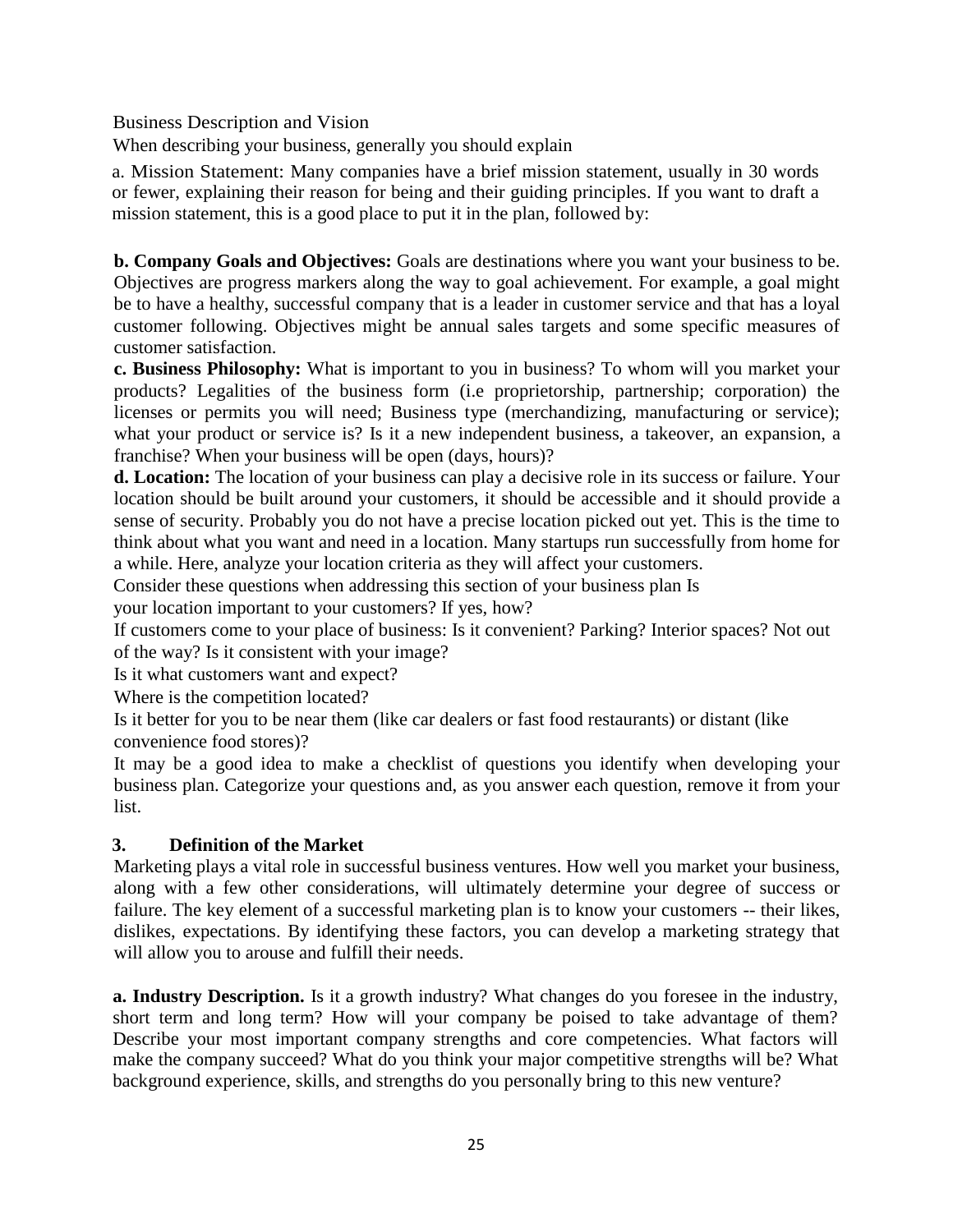Business Description and Vision

When describing your business, generally you should explain

a. Mission Statement: Many companies have a brief mission statement, usually in 30 words or fewer, explaining their reason for being and their guiding principles. If you want to draft a mission statement, this is a good place to put it in the plan, followed by:

**b. Company Goals and Objectives:** Goals are destinations where you want your business to be. Objectives are progress markers along the way to goal achievement. For example, a goal might be to have a healthy, successful company that is a leader in customer service and that has a loyal customer following. Objectives might be annual sales targets and some specific measures of customer satisfaction.

**c. Business Philosophy:** What is important to you in business? To whom will you market your products? Legalities of the business form (i.e proprietorship, partnership; corporation) the licenses or permits you will need; Business type (merchandizing, manufacturing or service); what your product or service is? Is it a new independent business, a takeover, an expansion, a franchise? When your business will be open (days, hours)?

**d. Location:** The location of your business can play a decisive role in its success or failure. Your location should be built around your customers, it should be accessible and it should provide a sense of security. Probably you do not have a precise location picked out yet. This is the time to think about what you want and need in a location. Many startups run successfully from home for a while. Here, analyze your location criteria as they will affect your customers.

Consider these questions when addressing this section of your business plan Is your location important to your customers? If yes, how?

If customers come to your place of business: Is it convenient? Parking? Interior spaces? Not out of the way? Is it consistent with your image?

Is it what customers want and expect?

Where is the competition located?

Is it better for you to be near them (like car dealers or fast food restaurants) or distant (like convenience food stores)?

It may be a good idea to make a checklist of questions you identify when developing your business plan. Categorize your questions and, as you answer each question, remove it from your list.

## 3. Definition of the Market

Marketing plays a vital role in successful business ventures. How well you market your business, along with a few other considerations, will ultimately determine your degree of success or failure. The key element of a successful marketing plan is to know your customers -- their likes, dislikes, expectations. By identifying these factors, you can develop a marketing strategy that will allow you to arouse and fulfill their needs.

**a. Industry Description.** Is it a growth industry? What changes do you foresee in the industry, short term and long term? How will your company be poised to take advantage of them? Describe your most important company strengths and core competencies. What factors will make the company succeed? What do you think your major competitive strengths will be? What background experience, skills, and strengths do you personally bring to this new venture?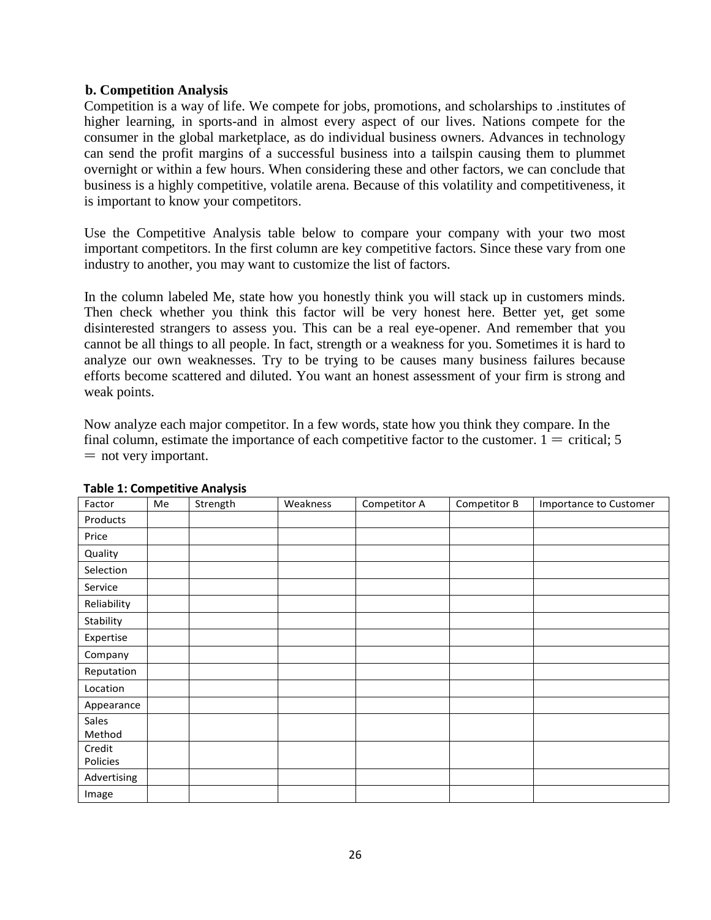## b. Competition Analysis

Competition is a way of life. We compete for jobs, promotions, and scholarships to .institutes of higher learning, in sports-and in almost every aspect of our lives. Nations compete for the consumer in the global marketplace, as do individual business owners. Advances in technology can send the profit margins of a successful business into a tailspin causing them to plummet overnight or within a few hours. When considering these and other factors, we can conclude that business is a highly competitive, volatile arena. Because of this volatility and competitiveness, it is important to know your competitors.

Use the Competitive Analysis table below to compare your company with your two most important competitors. In the first column are key competitive factors. Since these vary from one industry to another, you may want to customize the list of factors.

In the column labeled Me, state how you honestly think you will stack up in customers minds. Then check whether you think this factor will be very honest here. Better yet, get some disinterested strangers to assess you. This can be a real eye-opener. And remember that you cannot be all things to all people. In fact, strength or a weakness for you. Sometimes it is hard to analyze our own weaknesses. Try to be trying to be causes many business failures because efforts become scattered and diluted. You want an honest assessment of your firm is strong and weak points.

Now analyze each major competitor. In a few words, state how you think they compare. In the final column, estimate the importance of each competitive factor to the customer. 1 = critical; 5 = not very important.

**Table 1: Competitive Analysis**

| Factor | Me | Strength | Weakness | Competitor A | Competitor B | Importance to Customer |
|---|---|---|---|---|---|---|
| Products | | | | | | |
| Price | | | | | | |
| Quality | | | | | | |
| Selection | | | | | | |
| Service | | | | | | |
| Reliability | | | | | | |
| Stability | | | | | | |
| Expertise | | | | | | |
| Company | | | | | | |
| Reputation | | | | | | |
| Location | | | | | | |
| Appearance | | | | | | |
| Sales Method | | | | | | |
| Credit Policies | | | | | | |
| Advertising | | | | | | |
| Image | | | | | | |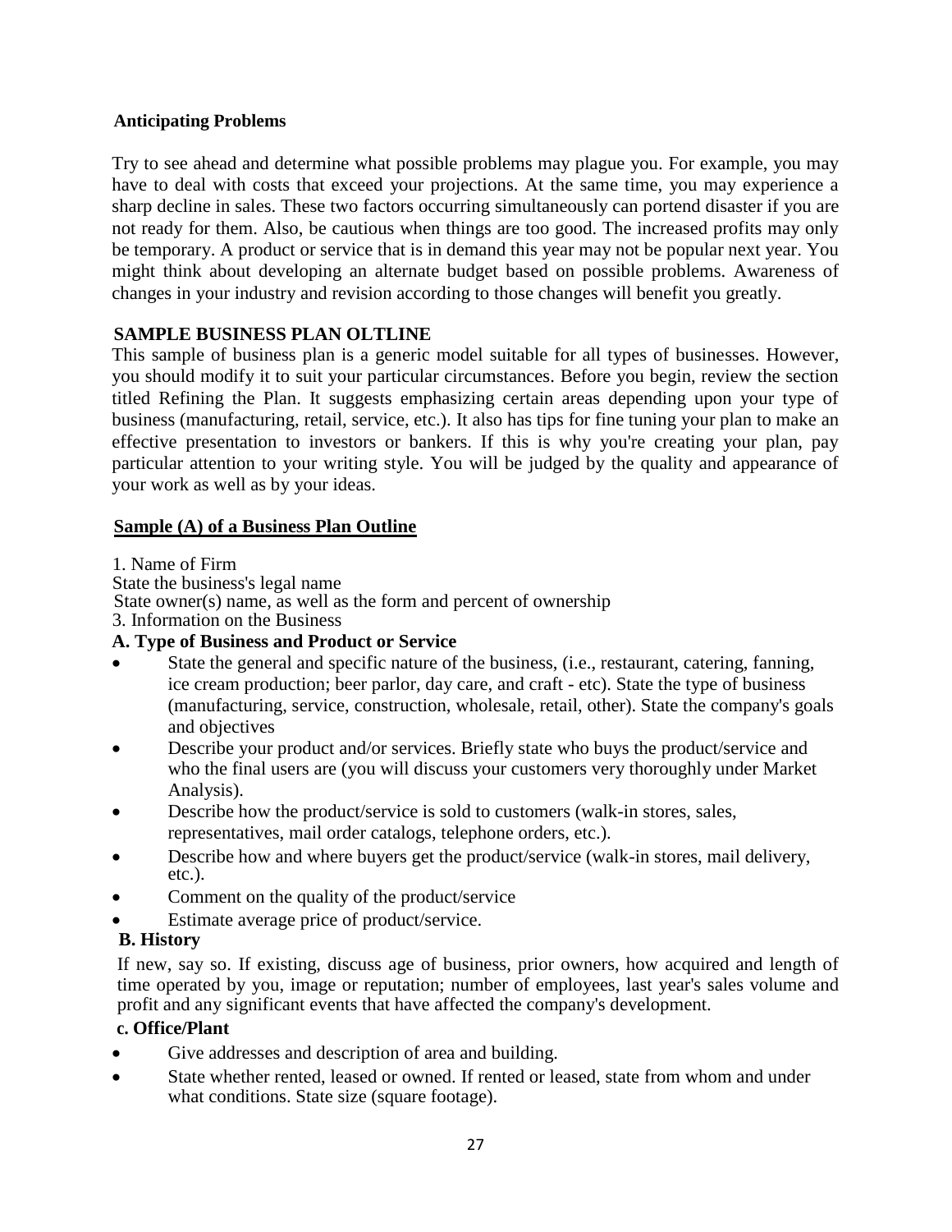**Anticipating Problems**

Try to see ahead and determine what possible problems may plague you. For example, you may have to deal with costs that exceed your projections. At the same time, you may experience a sharp decline in sales. These two factors occurring simultaneously can portend disaster if you are not ready for them. Also, be cautious when things are too good. The increased profits may only be temporary. A product or service that is in demand this year may not be popular next year. You might think about developing an alternate budget based on possible problems. Awareness of changes in your industry and revision according to those changes will benefit you greatly.

**SAMPLE BUSINESS PLAN OLTLINE**

This sample of business plan is a generic model suitable for all types of businesses. However, you should modify it to suit your particular circumstances. Before you begin, review the section titled Refining the Plan. It suggests emphasizing certain areas depending upon your type of business (manufacturing, retail, service, etc.). It also has tips for fine tuning your plan to make an effective presentation to investors or bankers. If this is why you're creating your plan, pay particular attention to your writing style. You will be judged by the quality and appearance of your work as well as by your ideas.

**<u>Sample (A) of a Business Plan Outline</u>**

1. Name of Firm
State the business's legal name
State owner(s) name, as well as the form and percent of ownership
3. Information on the Business

**A. Type of Business and Product or Service**

- State the general and specific nature of the business, (i.e., restaurant, catering, fanning, ice cream production; beer parlor, day care, and craft - etc). State the type of business (manufacturing, service, construction, wholesale, retail, other). State the company's goals and objectives
- Describe your product and/or services. Briefly state who buys the product/service and who the final users are (you will discuss your customers very thoroughly under Market Analysis).
- Describe how the product/service is sold to customers (walk-in stores, sales, representatives, mail order catalogs, telephone orders, etc.).
- Describe how and where buyers get the product/service (walk-in stores, mail delivery, etc.).
- Comment on the quality of the product/service
- Estimate average price of product/service.

**B. History**

If new, say so. If existing, discuss age of business, prior owners, how acquired and length of time operated by you, image or reputation; number of employees, last year's sales volume and profit and any significant events that have affected the company's development.

**c. Office/Plant**

- Give addresses and description of area and building.
- State whether rented, leased or owned. If rented or leased, state from whom and under what conditions. State size (square footage).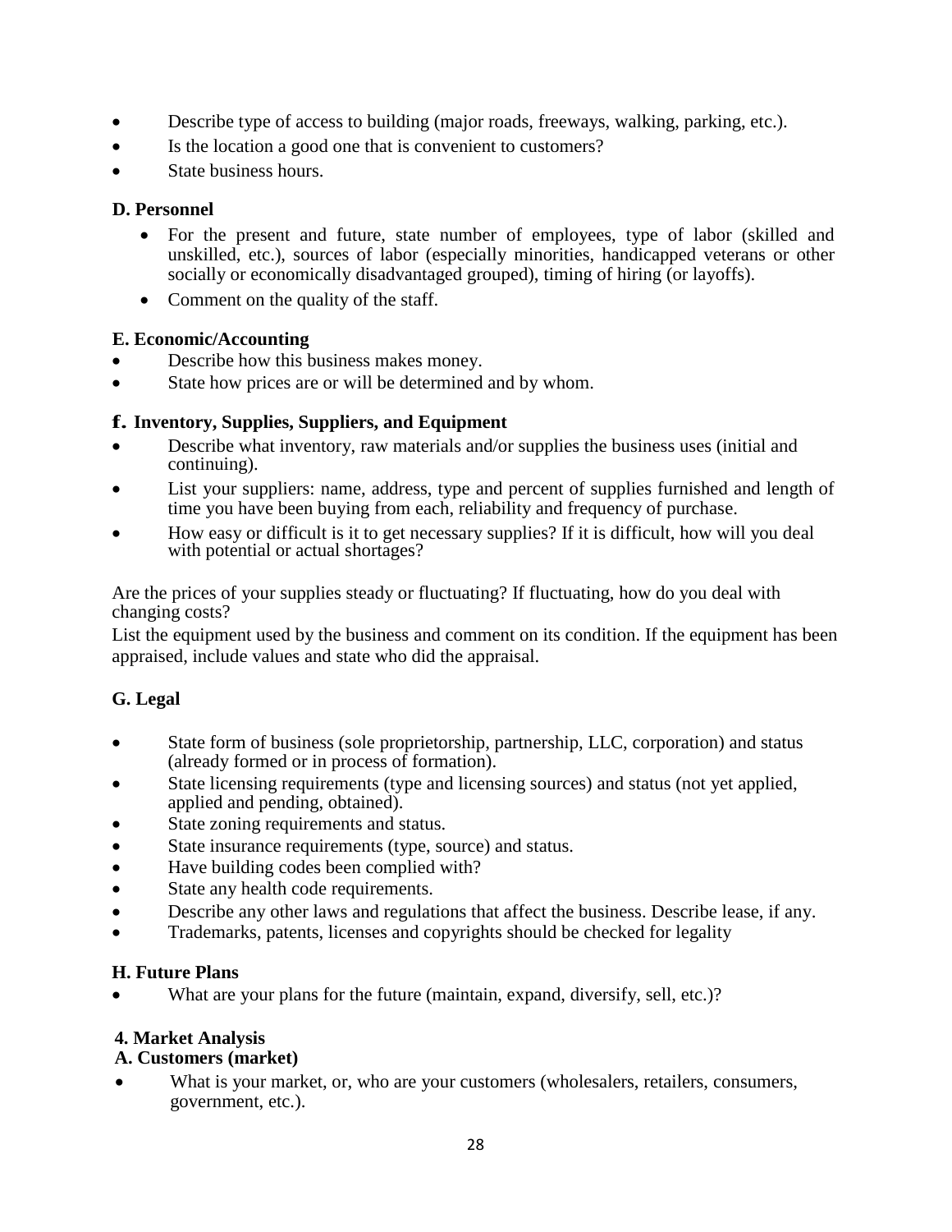- Describe type of access to building (major roads, freeways, walking, parking, etc.).
- Is the location a good one that is convenient to customers?
- State business hours.

### D. Personnel

- For the present and future, state number of employees, type of labor (skilled and unskilled, etc.), sources of labor (especially minorities, handicapped veterans or other socially or economically disadvantaged grouped), timing of hiring (or layoffs).
- Comment on the quality of the staff.

### E. Economic/Accounting

- Describe how this business makes money.
- State how prices are or will be determined and by whom.

### f. Inventory, Supplies, Suppliers, and Equipment

- Describe what inventory, raw materials and/or supplies the business uses (initial and continuing).
- List your suppliers: name, address, type and percent of supplies furnished and length of time you have been buying from each, reliability and frequency of purchase.
- How easy or difficult is it to get necessary supplies? If it is difficult, how will you deal with potential or actual shortages?

Are the prices of your supplies steady or fluctuating? If fluctuating, how do you deal with changing costs?

List the equipment used by the business and comment on its condition. If the equipment has been appraised, include values and state who did the appraisal.

### G. Legal

- State form of business (sole proprietorship, partnership, LLC, corporation) and status (already formed or in process of formation).
- State licensing requirements (type and licensing sources) and status (not yet applied, applied and pending, obtained).
- State zoning requirements and status.
- State insurance requirements (type, source) and status.
- Have building codes been complied with?
- State any health code requirements.
- Describe any other laws and regulations that affect the business. Describe lease, if any.
- Trademarks, patents, licenses and copyrights should be checked for legality

### H. Future Plans

- What are your plans for the future (maintain, expand, diversify, sell, etc.)?

## 4. Market Analysis

### A. Customers (market)

- What is your market, or, who are your customers (wholesalers, retailers, consumers, government, etc.).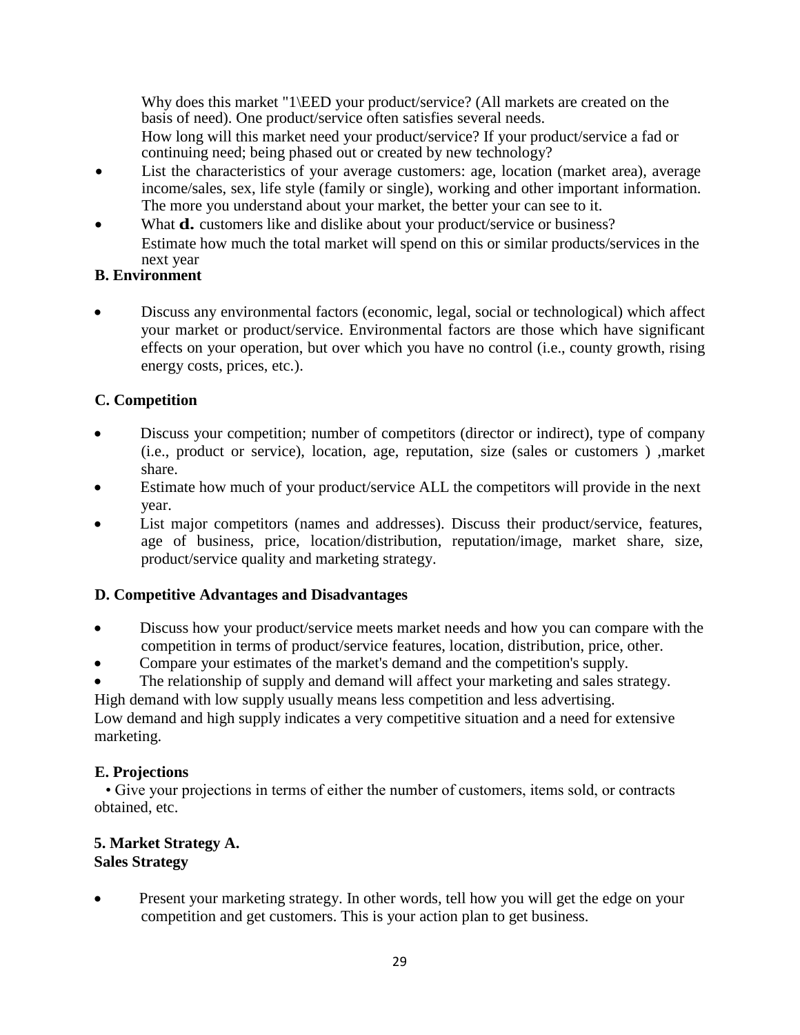Why does this market "1\EED your product/service? (All markets are created on the basis of need). One product/service often satisfies several needs.

How long will this market need your product/service? If your product/service a fad or continuing need; being phased out or created by new technology?

- List the characteristics of your average customers: age, location (market area), average income/sales, sex, life style (family or single), working and other important information. The more you understand about your market, the better your can see to it.
- What **d.** customers like and dislike about your product/service or business?
  Estimate how much the total market will spend on this or similar products/services in the next year

**B. Environment**

- Discuss any environmental factors (economic, legal, social or technological) which affect your market or product/service. Environmental factors are those which have significant effects on your operation, but over which you have no control (i.e., county growth, rising energy costs, prices, etc.).

**C. Competition**

- Discuss your competition; number of competitors (director or indirect), type of company (i.e., product or service), location, age, reputation, size (sales or customers ) ,market share.
- Estimate how much of your product/service ALL the competitors will provide in the next year.
- List major competitors (names and addresses). Discuss their product/service, features, age of business, price, location/distribution, reputation/image, market share, size, product/service quality and marketing strategy.

**D. Competitive Advantages and Disadvantages**

- Discuss how your product/service meets market needs and how you can compare with the competition in terms of product/service features, location, distribution, price, other.
- Compare your estimates of the market's demand and the competition's supply.
- The relationship of supply and demand will affect your marketing and sales strategy.

High demand with low supply usually means less competition and less advertising.
Low demand and high supply indicates a very competitive situation and a need for extensive marketing.

**E. Projections**

• Give your projections in terms of either the number of customers, items sold, or contracts obtained, etc.

**5. Market Strategy A.**
**Sales Strategy**

- Present your marketing strategy. In other words, tell how you will get the edge on your competition and get customers. This is your action plan to get business.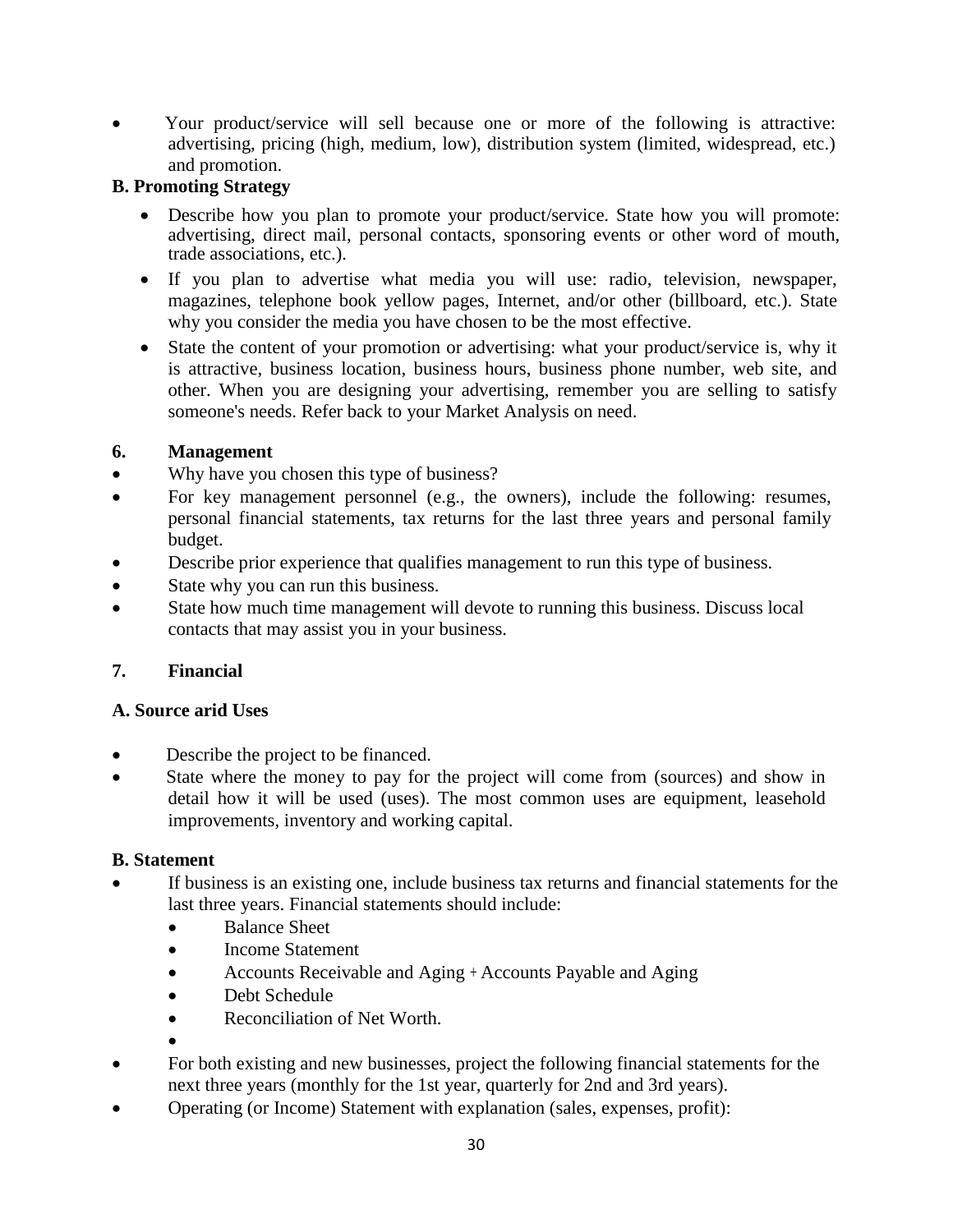- Your product/service will sell because one or more of the following is attractive: advertising, pricing (high, medium, low), distribution system (limited, widespread, etc.) and promotion.

**B. Promoting Strategy**

- Describe how you plan to promote your product/service. State how you will promote: advertising, direct mail, personal contacts, sponsoring events or other word of mouth, trade associations, etc.).
- If you plan to advertise what media you will use: radio, television, newspaper, magazines, telephone book yellow pages, Internet, and/or other (billboard, etc.). State why you consider the media you have chosen to be the most effective.
- State the content of your promotion or advertising: what your product/service is, why it is attractive, business location, business hours, business phone number, web site, and other. When you are designing your advertising, remember you are selling to satisfy someone's needs. Refer back to your Market Analysis on need.

**6. Management**

- Why have you chosen this type of business?
- For key management personnel (e.g., the owners), include the following: resumes, personal financial statements, tax returns for the last three years and personal family budget.
- Describe prior experience that qualifies management to run this type of business.
- State why you can run this business.
- State how much time management will devote to running this business. Discuss local contacts that may assist you in your business.

**7. Financial**

**A. Source arid Uses**

- Describe the project to be financed.
- State where the money to pay for the project will come from (sources) and show in detail how it will be used (uses). The most common uses are equipment, leasehold improvements, inventory and working capital.

**B. Statement**

- If business is an existing one, include business tax returns and financial statements for the last three years. Financial statements should include:
  - Balance Sheet
  - Income Statement
  - Accounts Receivable and Aging + Accounts Payable and Aging
  - Debt Schedule
  - Reconciliation of Net Worth.
- For both existing and new businesses, project the following financial statements for the next three years (monthly for the 1st year, quarterly for 2nd and 3rd years).
- Operating (or Income) Statement with explanation (sales, expenses, profit):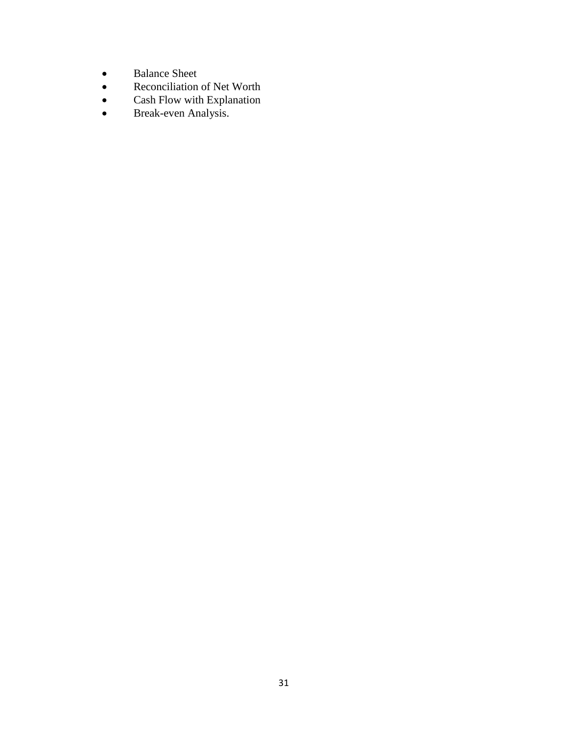- Balance Sheet
- Reconciliation of Net Worth
- Cash Flow with Explanation
- Break-even Analysis.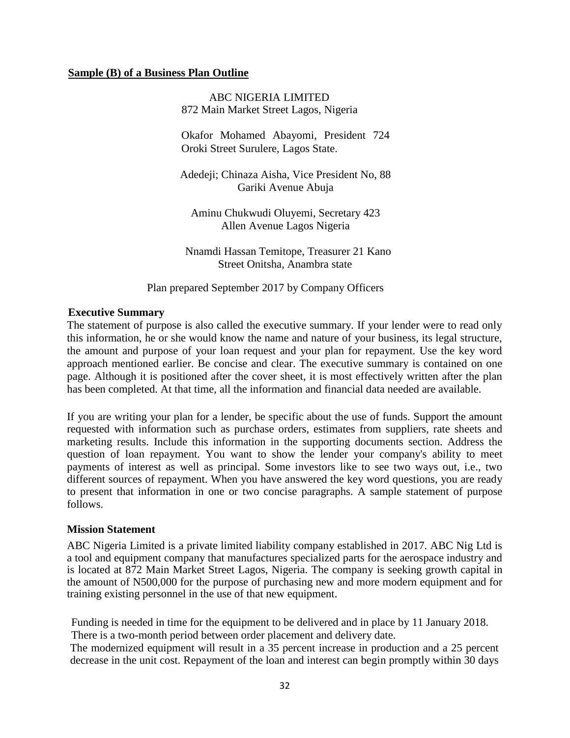**Sample (B) of a Business Plan Outline**

ABC NIGERIA LIMITED
872 Main Market Street Lagos, Nigeria

Okafor Mohamed Abayomi, President 724
Oroki Street Surulere, Lagos State.

Adedeji; Chinaza Aisha, Vice President No, 88
Gariki Avenue Abuja

Aminu Chukwudi Oluyemi, Secretary 423
Allen Avenue Lagos Nigeria

Nnamdi Hassan Temitope, Treasurer 21 Kano
Street Onitsha, Anambra state

Plan prepared September 2017 by Company Officers

**Executive Summary**

The statement of purpose is also called the executive summary. If your lender were to read only this information, he or she would know the name and nature of your business, its legal structure, the amount and purpose of your loan request and your plan for repayment. Use the key word approach mentioned earlier. Be concise and clear. The executive summary is contained on one page. Although it is positioned after the cover sheet, it is most effectively written after the plan has been completed. At that time, all the information and financial data needed are available.

If you are writing your plan for a lender, be specific about the use of funds. Support the amount requested with information such as purchase orders, estimates from suppliers, rate sheets and marketing results. Include this information in the supporting documents section. Address the question of loan repayment. You want to show the lender your company's ability to meet payments of interest as well as principal. Some investors like to see two ways out, i.e., two different sources of repayment. When you have answered the key word questions, you are ready to present that information in one or two concise paragraphs. A sample statement of purpose follows.

**Mission Statement**

ABC Nigeria Limited is a private limited liability company established in 2017. ABC Nig Ltd is a tool and equipment company that manufactures specialized parts for the aerospace industry and is located at 872 Main Market Street Lagos, Nigeria. The company is seeking growth capital in the amount of N500,000 for the purpose of purchasing new and more modern equipment and for training existing personnel in the use of that new equipment.

Funding is needed in time for the equipment to be delivered and in place by 11 January 2018. There is a two-month period between order placement and delivery date.
The modernized equipment will result in a 35 percent increase in production and a 25 percent decrease in the unit cost. Repayment of the loan and interest can begin promptly within 30 days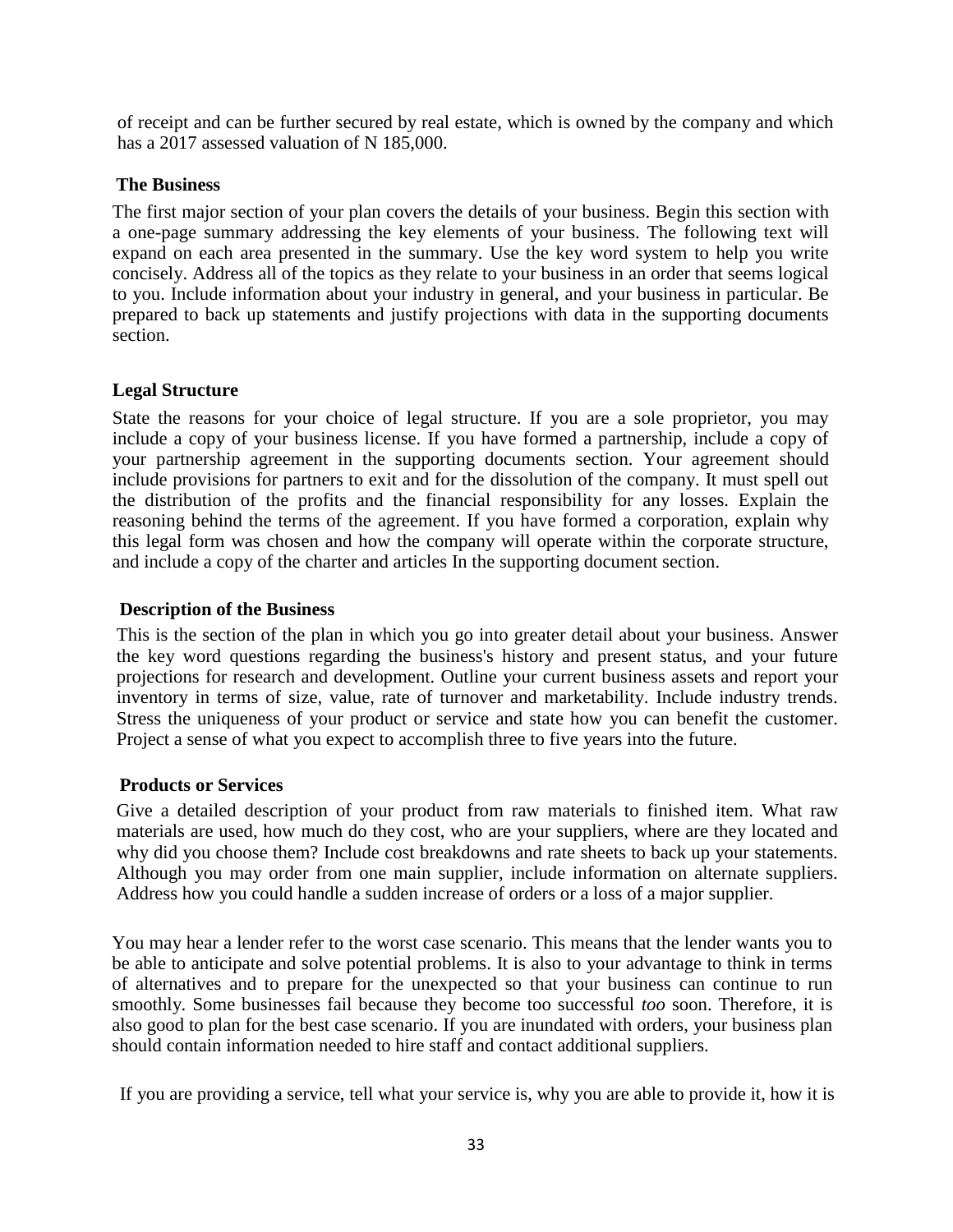of receipt and can be further secured by real estate, which is owned by the company and which has a 2017 assessed valuation of N 185,000.

### The Business

The first major section of your plan covers the details of your business. Begin this section with a one-page summary addressing the key elements of your business. The following text will expand on each area presented in the summary. Use the key word system to help you write concisely. Address all of the topics as they relate to your business in an order that seems logical to you. Include information about your industry in general, and your business in particular. Be prepared to back up statements and justify projections with data in the supporting documents section.

### Legal Structure

State the reasons for your choice of legal structure. If you are a sole proprietor, you may include a copy of your business license. If you have formed a partnership, include a copy of your partnership agreement in the supporting documents section. Your agreement should include provisions for partners to exit and for the dissolution of the company. It must spell out the distribution of the profits and the financial responsibility for any losses. Explain the reasoning behind the terms of the agreement. If you have formed a corporation, explain why this legal form was chosen and how the company will operate within the corporate structure, and include a copy of the charter and articles In the supporting document section.

### Description of the Business

This is the section of the plan in which you go into greater detail about your business. Answer the key word questions regarding the business's history and present status, and your future projections for research and development. Outline your current business assets and report your inventory in terms of size, value, rate of turnover and marketability. Include industry trends. Stress the uniqueness of your product or service and state how you can benefit the customer. Project a sense of what you expect to accomplish three to five years into the future.

### Products or Services

Give a detailed description of your product from raw materials to finished item. What raw materials are used, how much do they cost, who are your suppliers, where are they located and why did you choose them? Include cost breakdowns and rate sheets to back up your statements. Although you may order from one main supplier, include information on alternate suppliers. Address how you could handle a sudden increase of orders or a loss of a major supplier.

You may hear a lender refer to the worst case scenario. This means that the lender wants you to be able to anticipate and solve potential problems. It is also to your advantage to think in terms of alternatives and to prepare for the unexpected so that your business can continue to run smoothly. Some businesses fail because they become too successful *too* soon. Therefore, it is also good to plan for the best case scenario. If you are inundated with orders, your business plan should contain information needed to hire staff and contact additional suppliers.

If you are providing a service, tell what your service is, why you are able to provide it, how it is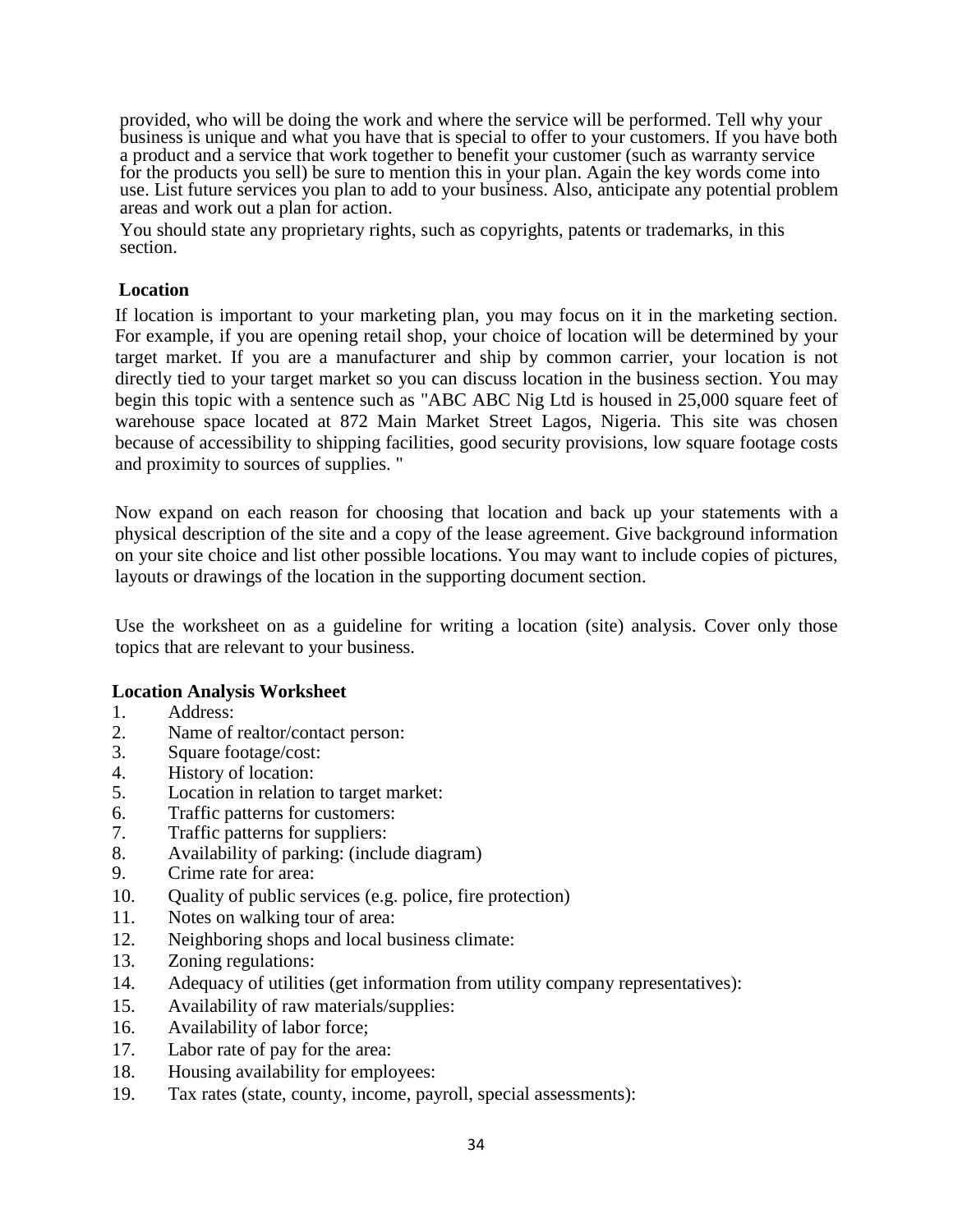provided, who will be doing the work and where the service will be performed. Tell why your business is unique and what you have that is special to offer to your customers. If you have both a product and a service that work together to benefit your customer (such as warranty service for the products you sell) be sure to mention this in your plan. Again the key words come into use. List future services you plan to add to your business. Also, anticipate any potential problem areas and work out a plan for action.

You should state any proprietary rights, such as copyrights, patents or trademarks, in this section.

## Location

If location is important to your marketing plan, you may focus on it in the marketing section. For example, if you are opening retail shop, your choice of location will be determined by your target market. If you are a manufacturer and ship by common carrier, your location is not directly tied to your target market so you can discuss location in the business section. You may begin this topic with a sentence such as "ABC ABC Nig Ltd is housed in 25,000 square feet of warehouse space located at 872 Main Market Street Lagos, Nigeria. This site was chosen because of accessibility to shipping facilities, good security provisions, low square footage costs and proximity to sources of supplies. "

Now expand on each reason for choosing that location and back up your statements with a physical description of the site and a copy of the lease agreement. Give background information on your site choice and list other possible locations. You may want to include copies of pictures, layouts or drawings of the location in the supporting document section.

Use the worksheet on as a guideline for writing a location (site) analysis. Cover only those topics that are relevant to your business.

### Location Analysis Worksheet

1. Address:
2. Name of realtor/contact person:
3. Square footage/cost:
4. History of location:
5. Location in relation to target market:
6. Traffic patterns for customers:
7. Traffic patterns for suppliers:
8. Availability of parking: (include diagram)
9. Crime rate for area:
10. Quality of public services (e.g. police, fire protection)
11. Notes on walking tour of area:
12. Neighboring shops and local business climate:
13. Zoning regulations:
14. Adequacy of utilities (get information from utility company representatives):
15. Availability of raw materials/supplies:
16. Availability of labor force;
17. Labor rate of pay for the area:
18. Housing availability for employees:
19. Tax rates (state, county, income, payroll, special assessments):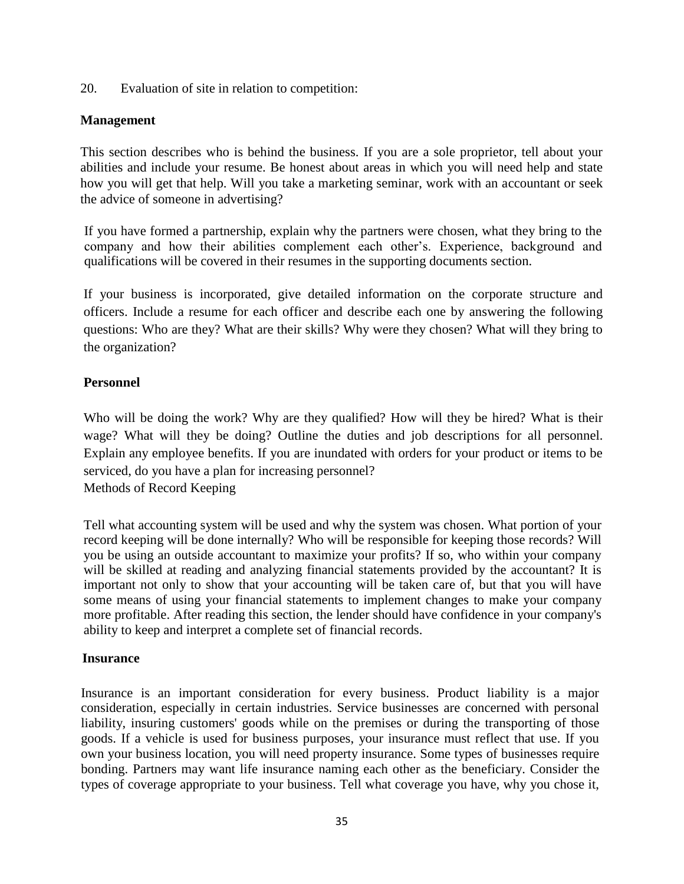20. Evaluation of site in relation to competition:

**Management**

This section describes who is behind the business. If you are a sole proprietor, tell about your abilities and include your resume. Be honest about areas in which you will need help and state how you will get that help. Will you take a marketing seminar, work with an accountant or seek the advice of someone in advertising?

If you have formed a partnership, explain why the partners were chosen, what they bring to the company and how their abilities complement each other's. Experience, background and qualifications will be covered in their resumes in the supporting documents section.

If your business is incorporated, give detailed information on the corporate structure and officers. Include a resume for each officer and describe each one by answering the following questions: Who are they? What are their skills? Why were they chosen? What will they bring to the organization?

**Personnel**

Who will be doing the work? Why are they qualified? How will they be hired? What is their wage? What will they be doing? Outline the duties and job descriptions for all personnel. Explain any employee benefits. If you are inundated with orders for your product or items to be serviced, do you have a plan for increasing personnel?

Methods of Record Keeping

Tell what accounting system will be used and why the system was chosen. What portion of your record keeping will be done internally? Who will be responsible for keeping those records? Will you be using an outside accountant to maximize your profits? If so, who within your company will be skilled at reading and analyzing financial statements provided by the accountant? It is important not only to show that your accounting will be taken care of, but that you will have some means of using your financial statements to implement changes to make your company more profitable. After reading this section, the lender should have confidence in your company's ability to keep and interpret a complete set of financial records.

**Insurance**

Insurance is an important consideration for every business. Product liability is a major consideration, especially in certain industries. Service businesses are concerned with personal liability, insuring customers' goods while on the premises or during the transporting of those goods. If a vehicle is used for business purposes, your insurance must reflect that use. If you own your business location, you will need property insurance. Some types of businesses require bonding. Partners may want life insurance naming each other as the beneficiary. Consider the types of coverage appropriate to your business. Tell what coverage you have, why you chose it,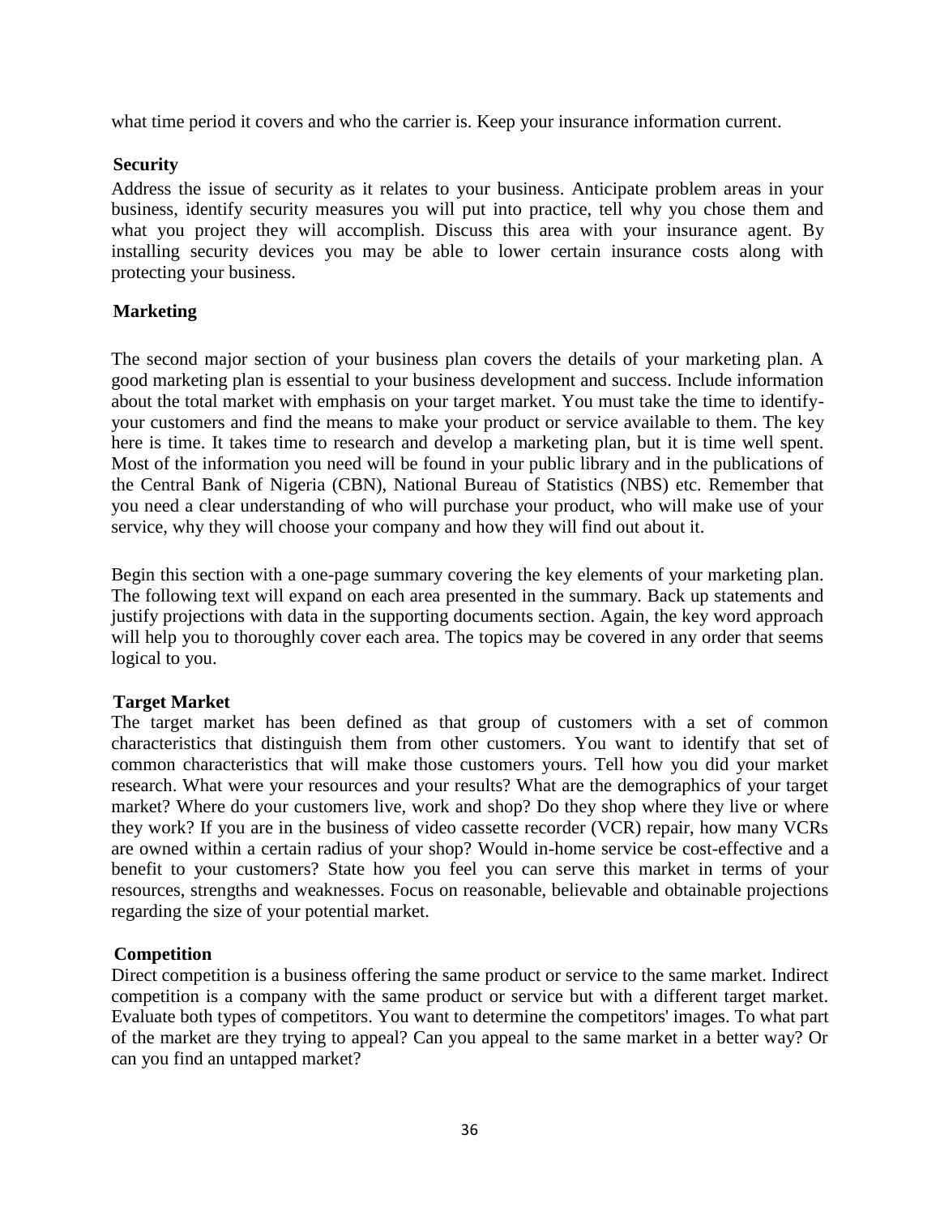what time period it covers and who the carrier is. Keep your insurance information current.

### Security

Address the issue of security as it relates to your business. Anticipate problem areas in your business, identify security measures you will put into practice, tell why you chose them and what you project they will accomplish. Discuss this area with your insurance agent. By installing security devices you may be able to lower certain insurance costs along with protecting your business.

### Marketing

The second major section of your business plan covers the details of your marketing plan. A good marketing plan is essential to your business development and success. Include information about the total market with emphasis on your target market. You must take the time to identify-your customers and find the means to make your product or service available to them. The key here is time. It takes time to research and develop a marketing plan, but it is time well spent. Most of the information you need will be found in your public library and in the publications of the Central Bank of Nigeria (CBN), National Bureau of Statistics (NBS) etc. Remember that you need a clear understanding of who will purchase your product, who will make use of your service, why they will choose your company and how they will find out about it.

Begin this section with a one-page summary covering the key elements of your marketing plan. The following text will expand on each area presented in the summary. Back up statements and justify projections with data in the supporting documents section. Again, the key word approach will help you to thoroughly cover each area. The topics may be covered in any order that seems logical to you.

### Target Market

The target market has been defined as that group of customers with a set of common characteristics that distinguish them from other customers. You want to identify that set of common characteristics that will make those customers yours. Tell how you did your market research. What were your resources and your results? What are the demographics of your target market? Where do your customers live, work and shop? Do they shop where they live or where they work? If you are in the business of video cassette recorder (VCR) repair, how many VCRs are owned within a certain radius of your shop? Would in-home service be cost-effective and a benefit to your customers? State how you feel you can serve this market in terms of your resources, strengths and weaknesses. Focus on reasonable, believable and obtainable projections regarding the size of your potential market.

### Competition

Direct competition is a business offering the same product or service to the same market. Indirect competition is a company with the same product or service but with a different target market. Evaluate both types of competitors. You want to determine the competitors' images. To what part of the market are they trying to appeal? Can you appeal to the same market in a better way? Or can you find an untapped market?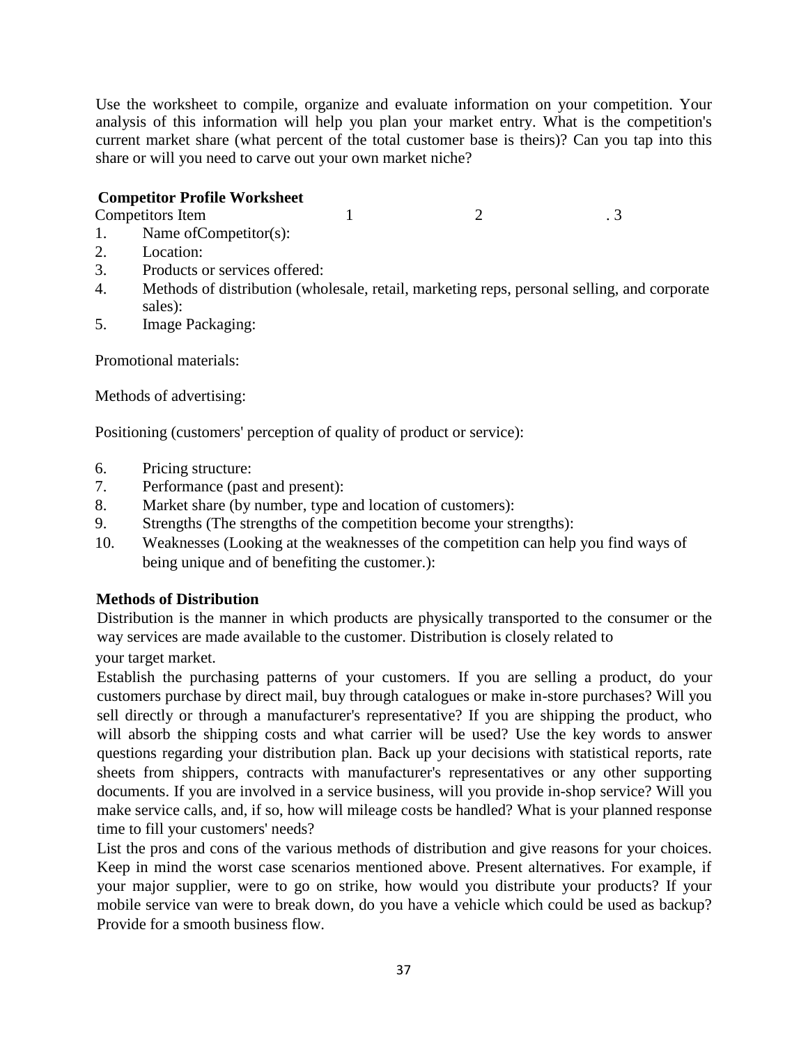Use the worksheet to compile, organize and evaluate information on your competition. Your analysis of this information will help you plan your market entry. What is the competition's current market share (what percent of the total customer base is theirs)? Can you tap into this share or will you need to carve out your own market niche?

**Competitor Profile Worksheet**

| Competitors Item | 1 | 2 | . 3 |
|---|---|---|---|

1. Name ofCompetitor(s):
2. Location:
3. Products or services offered:
4. Methods of distribution (wholesale, retail, marketing reps, personal selling, and corporate sales):
5. Image Packaging:

Promotional materials:

Methods of advertising:

Positioning (customers' perception of quality of product or service):

6. Pricing structure:
7. Performance (past and present):
8. Market share (by number, type and location of customers):
9. Strengths (The strengths of the competition become your strengths):
10. Weaknesses (Looking at the weaknesses of the competition can help you find ways of being unique and of benefiting the customer.):

**Methods of Distribution**

Distribution is the manner in which products are physically transported to the consumer or the way services are made available to the customer. Distribution is closely related to your target market.

Establish the purchasing patterns of your customers. If you are selling a product, do your customers purchase by direct mail, buy through catalogues or make in-store purchases? Will you sell directly or through a manufacturer's representative? If you are shipping the product, who will absorb the shipping costs and what carrier will be used? Use the key words to answer questions regarding your distribution plan. Back up your decisions with statistical reports, rate sheets from shippers, contracts with manufacturer's representatives or any other supporting documents. If you are involved in a service business, will you provide in-shop service? Will you make service calls, and, if so, how will mileage costs be handled? What is your planned response time to fill your customers' needs?

List the pros and cons of the various methods of distribution and give reasons for your choices. Keep in mind the worst case scenarios mentioned above. Present alternatives. For example, if your major supplier, were to go on strike, how would you distribute your products? If your mobile service van were to break down, do you have a vehicle which could be used as backup? Provide for a smooth business flow.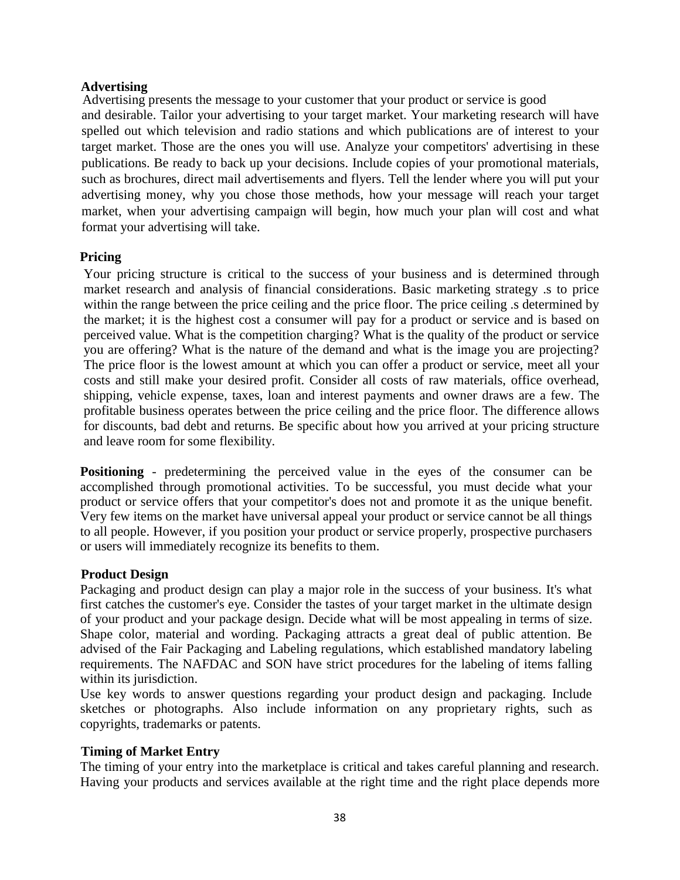**Advertising**

Advertising presents the message to your customer that your product or service is good and desirable. Tailor your advertising to your target market. Your marketing research will have spelled out which television and radio stations and which publications are of interest to your target market. Those are the ones you will use. Analyze your competitors' advertising in these publications. Be ready to back up your decisions. Include copies of your promotional materials, such as brochures, direct mail advertisements and flyers. Tell the lender where you will put your advertising money, why you chose those methods, how your message will reach your target market, when your advertising campaign will begin, how much your plan will cost and what format your advertising will take.

**Pricing**

Your pricing structure is critical to the success of your business and is determined through market research and analysis of financial considerations. Basic marketing strategy .s to price within the range between the price ceiling and the price floor. The price ceiling .s determined by the market; it is the highest cost a consumer will pay for a product or service and is based on perceived value. What is the competition charging? What is the quality of the product or service you are offering? What is the nature of the demand and what is the image you are projecting? The price floor is the lowest amount at which you can offer a product or service, meet all your costs and still make your desired profit. Consider all costs of raw materials, office overhead, shipping, vehicle expense, taxes, loan and interest payments and owner draws are a few. The profitable business operates between the price ceiling and the price floor. The difference allows for discounts, bad debt and returns. Be specific about how you arrived at your pricing structure and leave room for some flexibility.

**Positioning** - predetermining the perceived value in the eyes of the consumer can be accomplished through promotional activities. To be successful, you must decide what your product or service offers that your competitor's does not and promote it as the unique benefit. Very few items on the market have universal appeal your product or service cannot be all things to all people. However, if you position your product or service properly, prospective purchasers or users will immediately recognize its benefits to them.

**Product Design**

Packaging and product design can play a major role in the success of your business. It's what first catches the customer's eye. Consider the tastes of your target market in the ultimate design of your product and your package design. Decide what will be most appealing in terms of size. Shape color, material and wording. Packaging attracts a great deal of public attention. Be advised of the Fair Packaging and Labeling regulations, which established mandatory labeling requirements. The NAFDAC and SON have strict procedures for the labeling of items falling within its jurisdiction.

Use key words to answer questions regarding your product design and packaging. Include sketches or photographs. Also include information on any proprietary rights, such as copyrights, trademarks or patents.

**Timing of Market Entry**

The timing of your entry into the marketplace is critical and takes careful planning and research. Having your products and services available at the right time and the right place depends more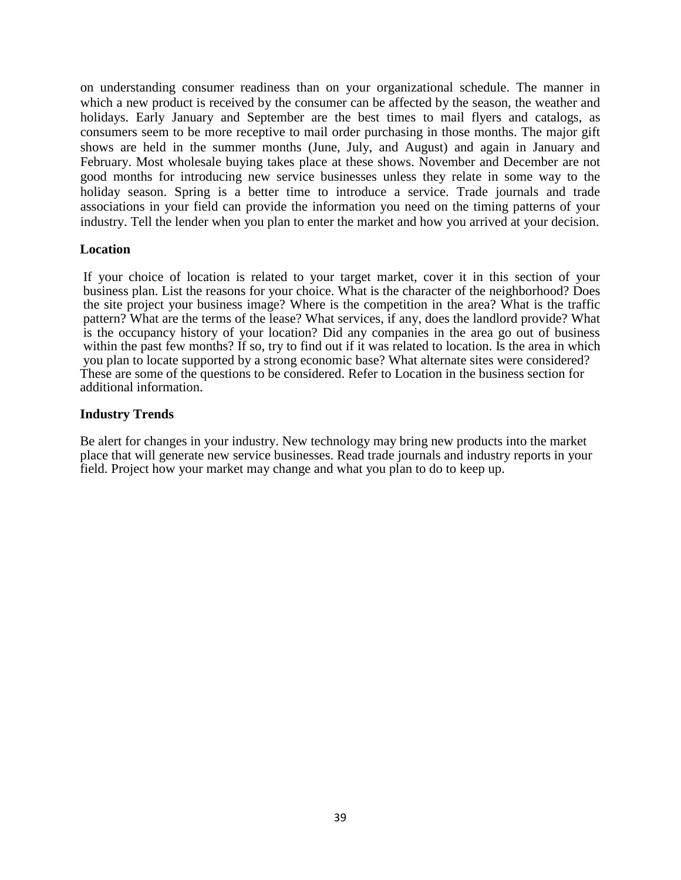on understanding consumer readiness than on your organizational schedule. The manner in which a new product is received by the consumer can be affected by the season, the weather and holidays. Early January and September are the best times to mail flyers and catalogs, as consumers seem to be more receptive to mail order purchasing in those months. The major gift shows are held in the summer months (June, July, and August) and again in January and February. Most wholesale buying takes place at these shows. November and December are not good months for introducing new service businesses unless they relate in some way to the holiday season. Spring is a better time to introduce a service. Trade journals and trade associations in your field can provide the information you need on the timing patterns of your industry. Tell the lender when you plan to enter the market and how you arrived at your decision.

### Location

If your choice of location is related to your target market, cover it in this section of your business plan. List the reasons for your choice. What is the character of the neighborhood? Does the site project your business image? Where is the competition in the area? What is the traffic pattern? What are the terms of the lease? What services, if any, does the landlord provide? What is the occupancy history of your location? Did any companies in the area go out of business within the past few months? If so, try to find out if it was related to location. Is the area in which you plan to locate supported by a strong economic base? What alternate sites were considered? These are some of the questions to be considered. Refer to Location in the business section for additional information.

### Industry Trends

Be alert for changes in your industry. New technology may bring new products into the market place that will generate new service businesses. Read trade journals and industry reports in your field. Project how your market may change and what you plan to do to keep up.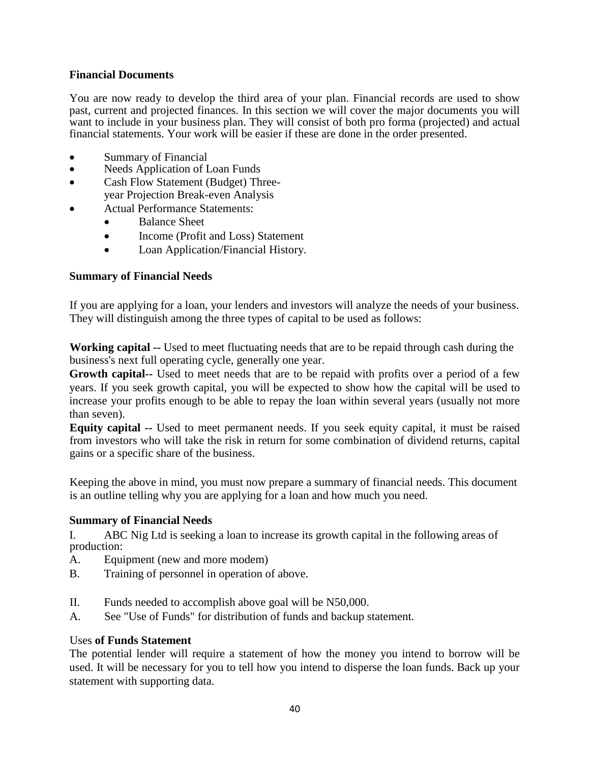**Financial Documents**

You are now ready to develop the third area of your plan. Financial records are used to show past, current and projected finances. In this section we will cover the major documents you will want to include in your business plan. They will consist of both pro forma (projected) and actual financial statements. Your work will be easier if these are done in the order presented.

- Summary of Financial
- Needs Application of Loan Funds
- Cash Flow Statement (Budget) Three-year Projection Break-even Analysis
- Actual Performance Statements:
  - Balance Sheet
  - Income (Profit and Loss) Statement
  - Loan Application/Financial History.

**Summary of Financial Needs**

If you are applying for a loan, your lenders and investors will analyze the needs of your business. They will distinguish among the three types of capital to be used as follows:

**Working capital --** Used to meet fluctuating needs that are to be repaid through cash during the business's next full operating cycle, generally one year.

**Growth capital--** Used to meet needs that are to be repaid with profits over a period of a few years. If you seek growth capital, you will be expected to show how the capital will be used to increase your profits enough to be able to repay the loan within several years (usually not more than seven).

**Equity capital --** Used to meet permanent needs. If you seek equity capital, it must be raised from investors who will take the risk in return for some combination of dividend returns, capital gains or a specific share of the business.

Keeping the above in mind, you must now prepare a summary of financial needs. This document is an outline telling why you are applying for a loan and how much you need.

**Summary of Financial Needs**

I. ABC Nig Ltd is seeking a loan to increase its growth capital in the following areas of production:

A. Equipment (new and more modem)

B. Training of personnel in operation of above.

II. Funds needed to accomplish above goal will be N50,000.

A. See "Use of Funds" for distribution of funds and backup statement.

Uses **of Funds Statement**

The potential lender will require a statement of how the money you intend to borrow will be used. It will be necessary for you to tell how you intend to disperse the loan funds. Back up your statement with supporting data.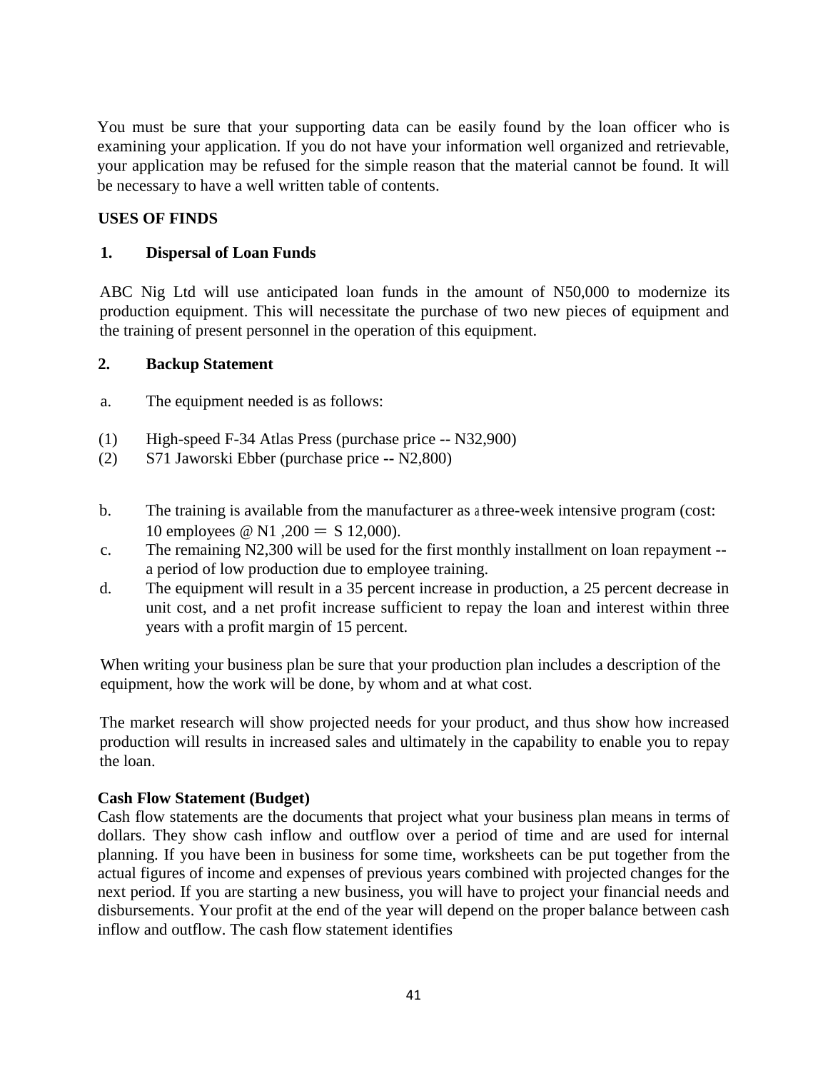You must be sure that your supporting data can be easily found by the loan officer who is examining your application. If you do not have your information well organized and retrievable, your application may be refused for the simple reason that the material cannot be found. It will be necessary to have a well written table of contents.

**USES OF FINDS**

**1. Dispersal of Loan Funds**

ABC Nig Ltd will use anticipated loan funds in the amount of N50,000 to modernize its production equipment. This will necessitate the purchase of two new pieces of equipment and the training of present personnel in the operation of this equipment.

**2. Backup Statement**

a. The equipment needed is as follows:

(1) High-speed F-34 Atlas Press (purchase price -- N32,900)
(2) S71 Jaworski Ebber (purchase price -- N2,800)

b. The training is available from the manufacturer as a three-week intensive program (cost: 10 employees @ N1 ,200 = S 12,000).

c. The remaining N2,300 will be used for the first monthly installment on loan repayment -- a period of low production due to employee training.

d. The equipment will result in a 35 percent increase in production, a 25 percent decrease in unit cost, and a net profit increase sufficient to repay the loan and interest within three years with a profit margin of 15 percent.

When writing your business plan be sure that your production plan includes a description of the equipment, how the work will be done, by whom and at what cost.

The market research will show projected needs for your product, and thus show how increased production will results in increased sales and ultimately in the capability to enable you to repay the loan.

**Cash Flow Statement (Budget)**

Cash flow statements are the documents that project what your business plan means in terms of dollars. They show cash inflow and outflow over a period of time and are used for internal planning. If you have been in business for some time, worksheets can be put together from the actual figures of income and expenses of previous years combined with projected changes for the next period. If you are starting a new business, you will have to project your financial needs and disbursements. Your profit at the end of the year will depend on the proper balance between cash inflow and outflow. The cash flow statement identifies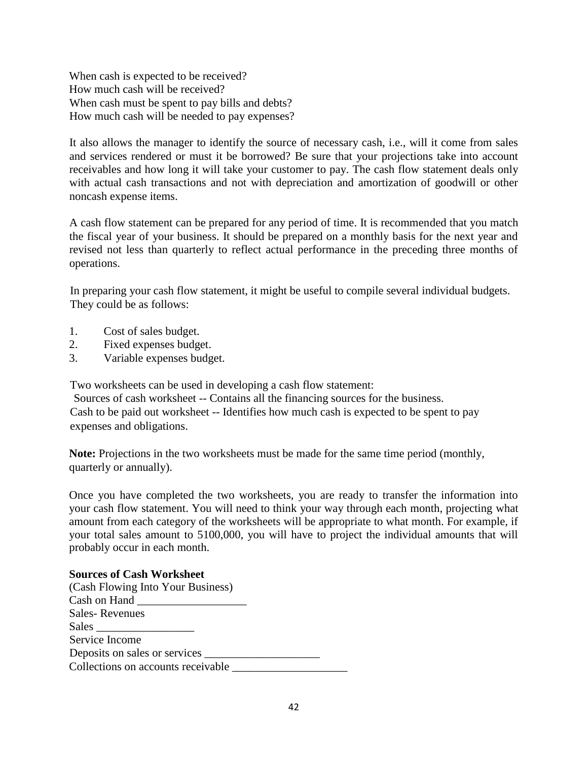When cash is expected to be received?
How much cash will be received?
When cash must be spent to pay bills and debts?
How much cash will be needed to pay expenses?

It also allows the manager to identify the source of necessary cash, i.e., will it come from sales and services rendered or must it be borrowed? Be sure that your projections take into account receivables and how long it will take your customer to pay. The cash flow statement deals only with actual cash transactions and not with depreciation and amortization of goodwill or other noncash expense items.

A cash flow statement can be prepared for any period of time. It is recommended that you match the fiscal year of your business. It should be prepared on a monthly basis for the next year and revised not less than quarterly to reflect actual performance in the preceding three months of operations.

In preparing your cash flow statement, it might be useful to compile several individual budgets. They could be as follows:

1. Cost of sales budget.
2. Fixed expenses budget.
3. Variable expenses budget.

Two worksheets can be used in developing a cash flow statement:
Sources of cash worksheet -- Contains all the financing sources for the business.
Cash to be paid out worksheet -- Identifies how much cash is expected to be spent to pay expenses and obligations.

**Note:** Projections in the two worksheets must be made for the same time period (monthly, quarterly or annually).

Once you have completed the two worksheets, you are ready to transfer the information into your cash flow statement. You will need to think your way through each month, projecting what amount from each category of the worksheets will be appropriate to what month. For example, if your total sales amount to 5100,000, you will have to project the individual amounts that will probably occur in each month.

**Sources of Cash Worksheet**
(Cash Flowing Into Your Business)
Cash on Hand ___________________
Sales- Revenues
Sales _________________
Service Income
Deposits on sales or services ____________________
Collections on accounts receivable ____________________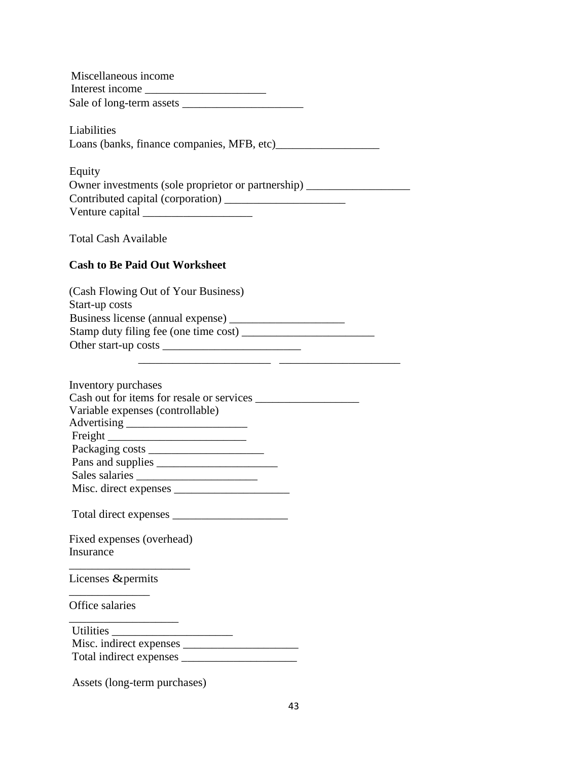Miscellaneous income
Interest income ____________________
Sale of long-term assets ____________________

Liabilities
Loans (banks, finance companies, MFB, etc)__________________

Equity
Owner investments (sole proprietor or partnership) __________________
Contributed capital (corporation) ____________________
Venture capital __________________

Total Cash Available

**Cash to Be Paid Out Worksheet**

(Cash Flowing Out of Your Business)
Start-up costs
Business license (annual expense) ___________________
Stamp duty filing fee (one time cost) ______________________
Other start-up costs ______________________

______________________ ____________________

Inventory purchases
Cash out for items for resale or services __________________
Variable expenses (controllable)
Advertising ____________________
Freight ______________________
Packaging costs ___________________
Pans and supplies ____________________
Sales salaries ____________________
Misc. direct expenses ___________________

Total direct expenses ___________________

Fixed expenses (overhead)
Insurance
____________________
Licenses &permits
_____________
Office salaries
__________________
Utilities ____________________
Misc. indirect expenses ___________________
Total indirect expenses ___________________

Assets (long-term purchases)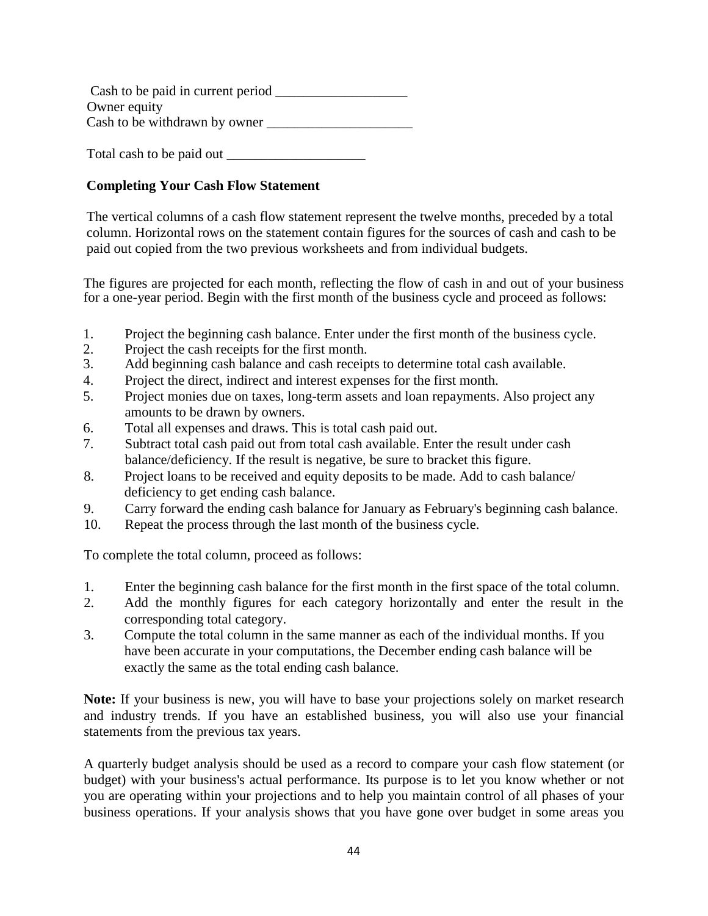Cash to be paid in current period ___________________
Owner equity
Cash to be withdrawn by owner _____________________

Total cash to be paid out ____________________

**Completing Your Cash Flow Statement**

The vertical columns of a cash flow statement represent the twelve months, preceded by a total column. Horizontal rows on the statement contain figures for the sources of cash and cash to be paid out copied from the two previous worksheets and from individual budgets.

The figures are projected for each month, reflecting the flow of cash in and out of your business for a one-year period. Begin with the first month of the business cycle and proceed as follows:

1. Project the beginning cash balance. Enter under the first month of the business cycle.
2. Project the cash receipts for the first month.
3. Add beginning cash balance and cash receipts to determine total cash available.
4. Project the direct, indirect and interest expenses for the first month.
5. Project monies due on taxes, long-term assets and loan repayments. Also project any amounts to be drawn by owners.
6. Total all expenses and draws. This is total cash paid out.
7. Subtract total cash paid out from total cash available. Enter the result under cash balance/deficiency. If the result is negative, be sure to bracket this figure.
8. Project loans to be received and equity deposits to be made. Add to cash balance/ deficiency to get ending cash balance.
9. Carry forward the ending cash balance for January as February's beginning cash balance.
10. Repeat the process through the last month of the business cycle.

To complete the total column, proceed as follows:

1. Enter the beginning cash balance for the first month in the first space of the total column.
2. Add the monthly figures for each category horizontally and enter the result in the corresponding total category.
3. Compute the total column in the same manner as each of the individual months. If you have been accurate in your computations, the December ending cash balance will be exactly the same as the total ending cash balance.

**Note:** If your business is new, you will have to base your projections solely on market research and industry trends. If you have an established business, you will also use your financial statements from the previous tax years.

A quarterly budget analysis should be used as a record to compare your cash flow statement (or budget) with your business's actual performance. Its purpose is to let you know whether or not you are operating within your projections and to help you maintain control of all phases of your business operations. If your analysis shows that you have gone over budget in some areas you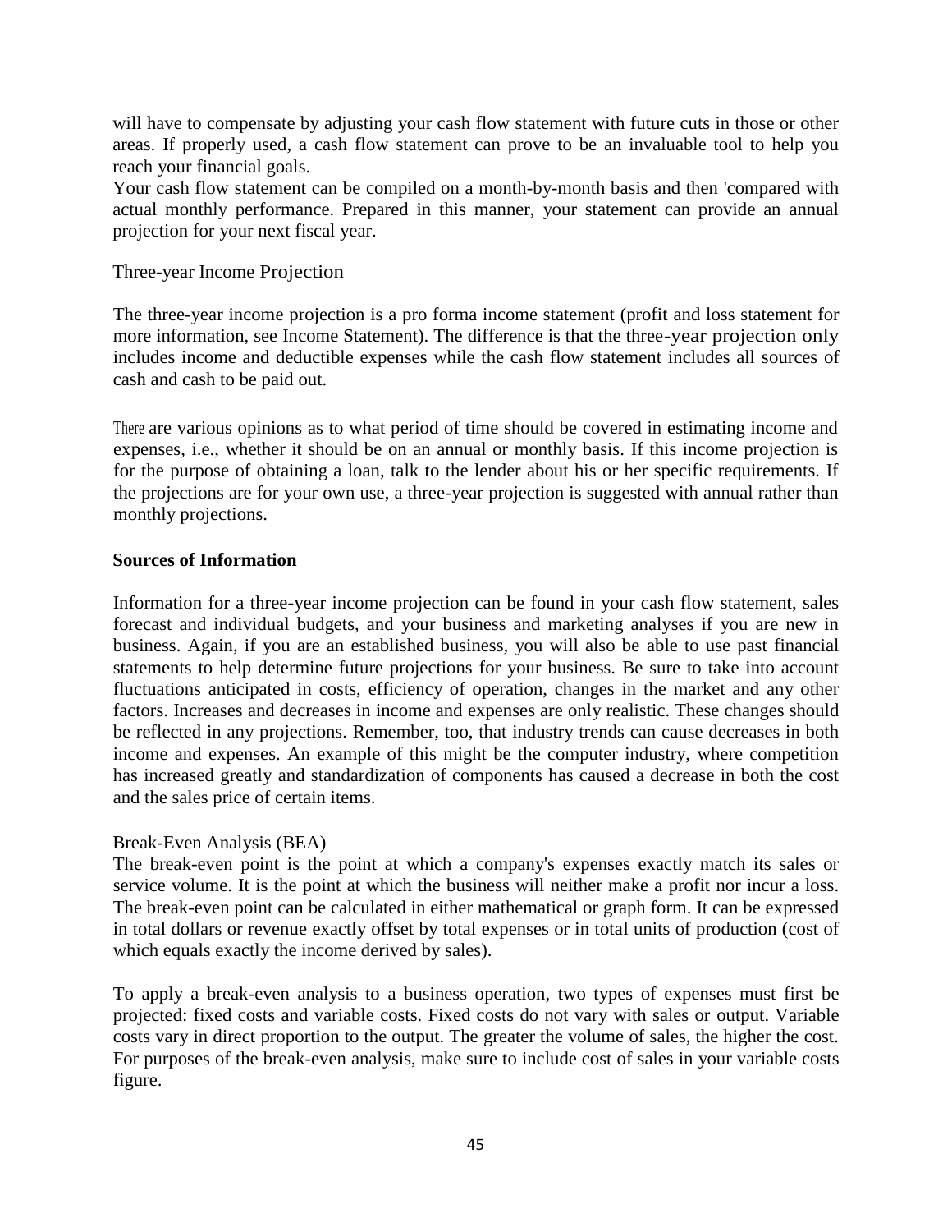will have to compensate by adjusting your cash flow statement with future cuts in those or other areas. If properly used, a cash flow statement can prove to be an invaluable tool to help you reach your financial goals.
Your cash flow statement can be compiled on a month-by-month basis and then 'compared with actual monthly performance. Prepared in this manner, your statement can provide an annual projection for your next fiscal year.

## Three-year Income Projection

The three-year income projection is a pro forma income statement (profit and loss statement for more information, see Income Statement). The difference is that the three-year projection only includes income and deductible expenses while the cash flow statement includes all sources of cash and cash to be paid out.

There are various opinions as to what period of time should be covered in estimating income and expenses, i.e., whether it should be on an annual or monthly basis. If this income projection is for the purpose of obtaining a loan, talk to the lender about his or her specific requirements. If the projections are for your own use, a three-year projection is suggested with annual rather than monthly projections.

**Sources of Information**

Information for a three-year income projection can be found in your cash flow statement, sales forecast and individual budgets, and your business and marketing analyses if you are new in business. Again, if you are an established business, you will also be able to use past financial statements to help determine future projections for your business. Be sure to take into account fluctuations anticipated in costs, efficiency of operation, changes in the market and any other factors. Increases and decreases in income and expenses are only realistic. These changes should be reflected in any projections. Remember, too, that industry trends can cause decreases in both income and expenses. An example of this might be the computer industry, where competition has increased greatly and standardization of components has caused a decrease in both the cost and the sales price of certain items.

## Break-Even Analysis (BEA)

The break-even point is the point at which a company's expenses exactly match its sales or service volume. It is the point at which the business will neither make a profit nor incur a loss. The break-even point can be calculated in either mathematical or graph form. It can be expressed in total dollars or revenue exactly offset by total expenses or in total units of production (cost of which equals exactly the income derived by sales).

To apply a break-even analysis to a business operation, two types of expenses must first be projected: fixed costs and variable costs. Fixed costs do not vary with sales or output. Variable costs vary in direct proportion to the output. The greater the volume of sales, the higher the cost. For purposes of the break-even analysis, make sure to include cost of sales in your variable costs figure.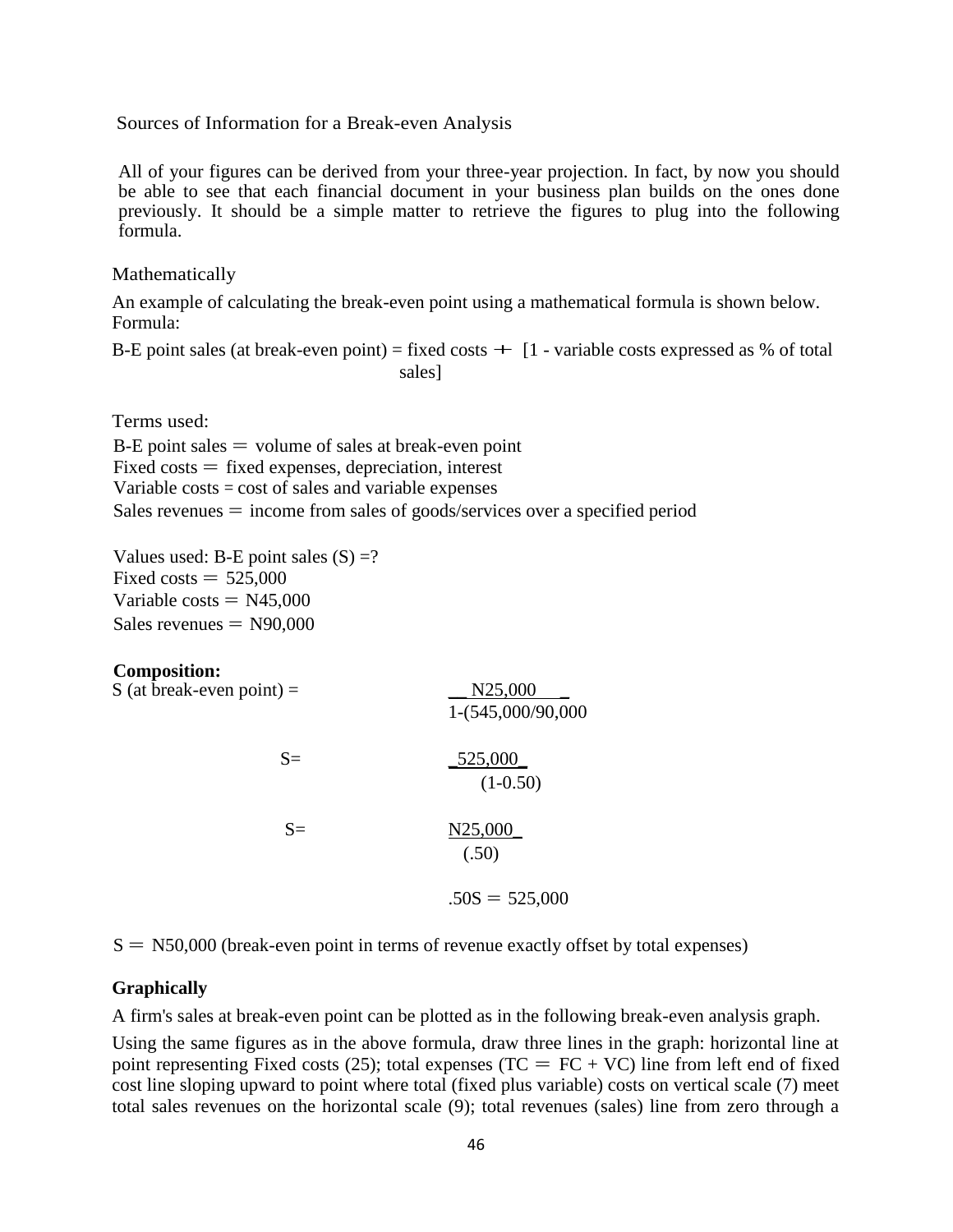Sources of Information for a Break-even Analysis

All of your figures can be derived from your three-year projection. In fact, by now you should be able to see that each financial document in your business plan builds on the ones done previously. It should be a simple matter to retrieve the figures to plug into the following formula.

Mathematically

An example of calculating the break-even point using a mathematical formula is shown below. Formula:

B-E point sales (at break-even point) = fixed costs + [1 - variable costs expressed as % of total sales]

Terms used:

B-E point sales = volume of sales at break-even point
Fixed costs = fixed expenses, depreciation, interest
Variable costs = cost of sales and variable expenses
Sales revenues = income from sales of goods/services over a specified period

Values used: B-E point sales (S) =?
Fixed costs = 525,000
Variable costs = N45,000
Sales revenues = N90,000

**Composition:**

S (at break-even point) = $\frac{\text{N25,000}}{1-(545{,}000/90{,}000}$

$$S = \frac{525{,}000}{(1-0.50)}$$

$$S = \frac{\text{N25,000}}{(.50)}$$

$$.50S = 525{,}000$$

S = N50,000 (break-even point in terms of revenue exactly offset by total expenses)

**Graphically**

A firm's sales at break-even point can be plotted as in the following break-even analysis graph.

Using the same figures as in the above formula, draw three lines in the graph: horizontal line at point representing Fixed costs (25); total expenses (TC = FC + VC) line from left end of fixed cost line sloping upward to point where total (fixed plus variable) costs on vertical scale (7) meet total sales revenues on the horizontal scale (9); total revenues (sales) line from zero through a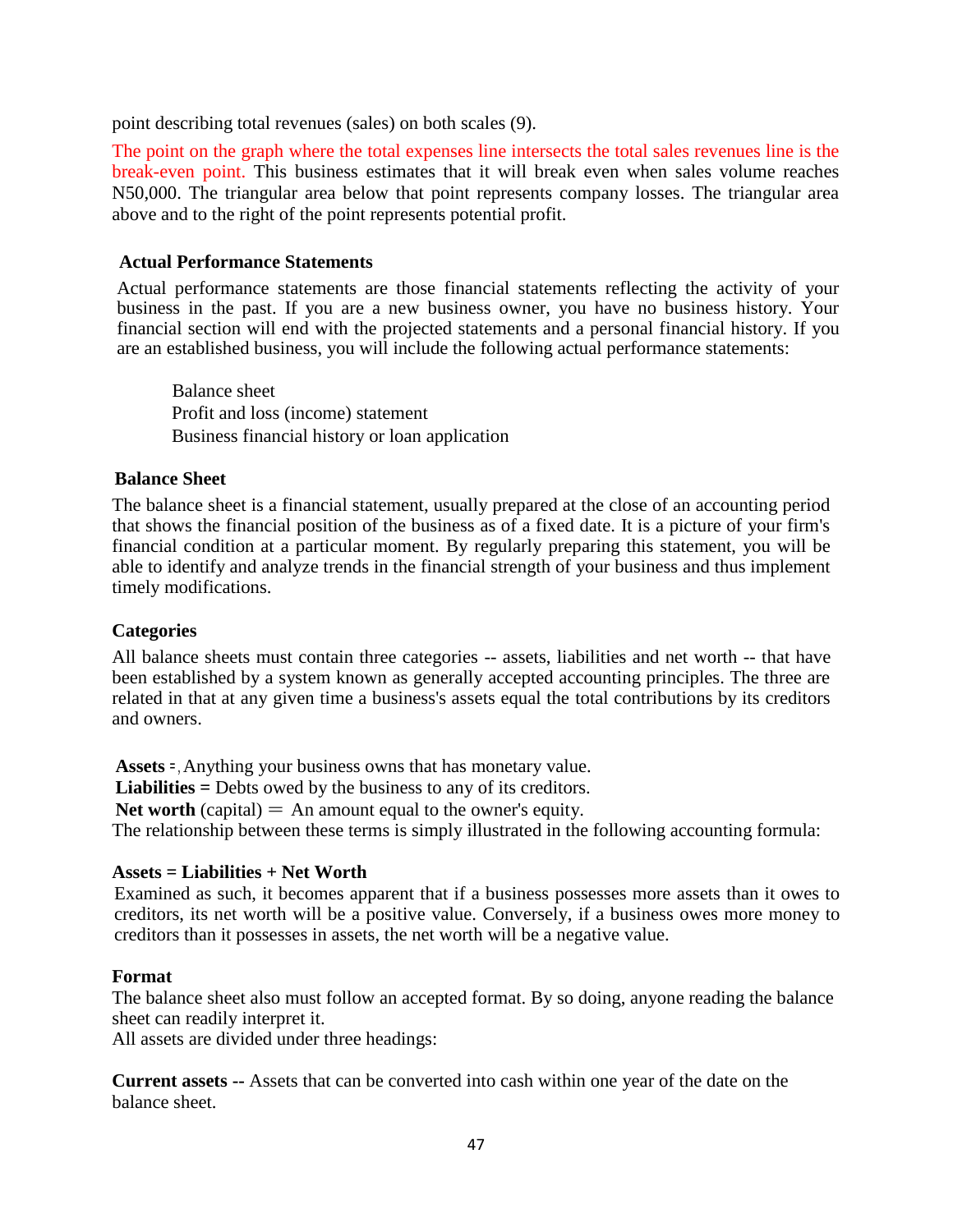point describing total revenues (sales) on both scales (9).

The point on the graph where the total expenses line intersects the total sales revenues line is the break-even point. This business estimates that it will break even when sales volume reaches N50,000. The triangular area below that point represents company losses. The triangular area above and to the right of the point represents potential profit.

### Actual Performance Statements

Actual performance statements are those financial statements reflecting the activity of your business in the past. If you are a new business owner, you have no business history. Your financial section will end with the projected statements and a personal financial history. If you are an established business, you will include the following actual performance statements:

- Balance sheet
- Profit and loss (income) statement
- Business financial history or loan application

### Balance Sheet

The balance sheet is a financial statement, usually prepared at the close of an accounting period that shows the financial position of the business as of a fixed date. It is a picture of your firm's financial condition at a particular moment. By regularly preparing this statement, you will be able to identify and analyze trends in the financial strength of your business and thus implement timely modifications.

### Categories

All balance sheets must contain three categories -- assets, liabilities and net worth -- that have been established by a system known as generally accepted accounting principles. The three are related in that at any given time a business's assets equal the total contributions by its creditors and owners.

**Assets** = Anything your business owns that has monetary value.
**Liabilities =** Debts owed by the business to any of its creditors.
**Net worth** (capital) = An amount equal to the owner's equity.
The relationship between these terms is simply illustrated in the following accounting formula:

**Assets = Liabilities + Net Worth**

Examined as such, it becomes apparent that if a business possesses more assets than it owes to creditors, its net worth will be a positive value. Conversely, if a business owes more money to creditors than it possesses in assets, the net worth will be a negative value.

### Format

The balance sheet also must follow an accepted format. By so doing, anyone reading the balance sheet can readily interpret it.
All assets are divided under three headings:

**Current assets --** Assets that can be converted into cash within one year of the date on the balance sheet.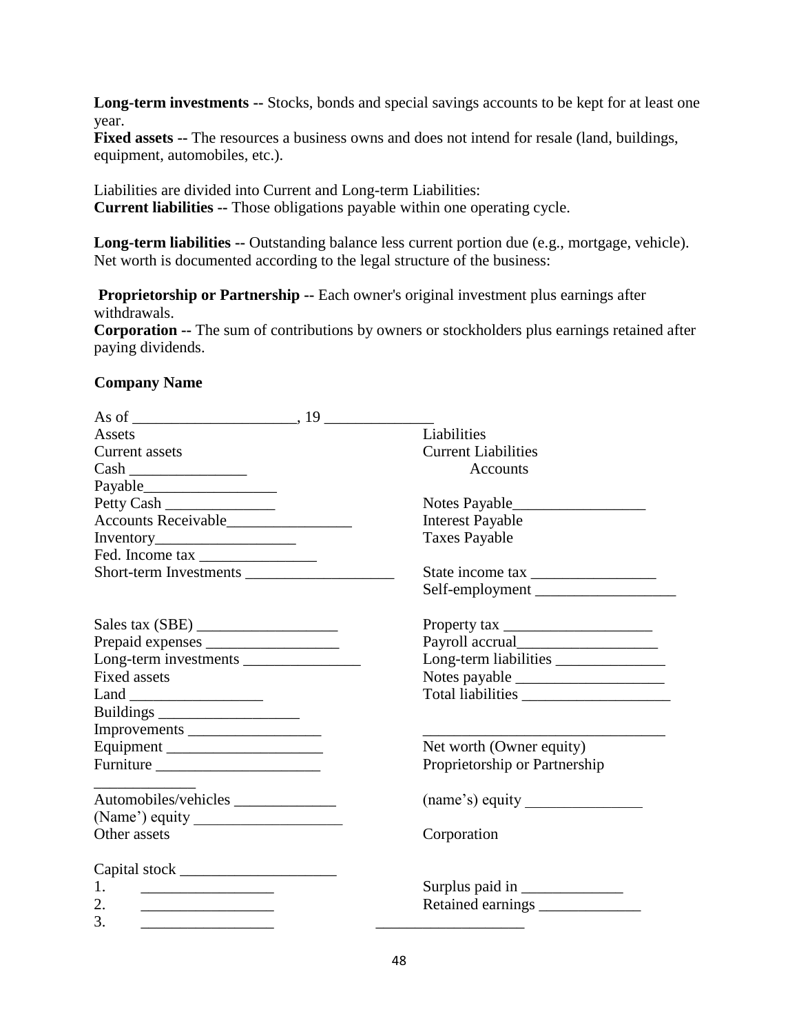**Long-term investments --** Stocks, bonds and special savings accounts to be kept for at least one year.
**Fixed assets --** The resources a business owns and does not intend for resale (land, buildings, equipment, automobiles, etc.).

Liabilities are divided into Current and Long-term Liabilities:
**Current liabilities --** Those obligations payable within one operating cycle.

**Long-term liabilities --** Outstanding balance less current portion due (e.g., mortgage, vehicle). Net worth is documented according to the legal structure of the business:

**Proprietorship or Partnership --** Each owner's original investment plus earnings after withdrawals.
**Corporation --** The sum of contributions by owners or stockholders plus earnings retained after paying dividends.

**Company Name**

As of _____________________, 19 ______________

| | |
|---|---|
| Assets | Liabilities |
| Current assets | Current Liabilities |
| Cash _______________ | Accounts |
| Payable_________________ | |
| Petty Cash ______________ | Notes Payable_________________ |
| Accounts Receivable________________ | Interest Payable |
| Inventory__________________ | Taxes Payable |
| Fed. Income tax _______________ | |
| Short-term Investments ___________________ | State income tax ________________ |
| | Self-employment __________________ |
| Sales tax (SBE) __________________ | Property tax ___________________ |
| Prepaid expenses _________________ | Payroll accrual__________________ |
| Long-term investments _______________ | Long-term liabilities ______________ |
| Fixed assets | Notes payable ___________________ |
| Land _________________ | Total liabilities ___________________ |
| Buildings __________________ | |
| Improvements _________________ | _______________________________ |
| Equipment ____________________ | Net worth (Owner equity) |
| Furniture _____________________ | Proprietorship or Partnership |
| _____________ | |
| Automobiles/vehicles _____________ | (name's) equity _______________ |
| (Name') equity ___________________ | |
| Other assets | Corporation |
| Capital stock ____________________ | |
| 1. _________________ | Surplus paid in _____________ |
| 2. _________________ | Retained earnings _____________ |
| 3. _________________ | ___________________ |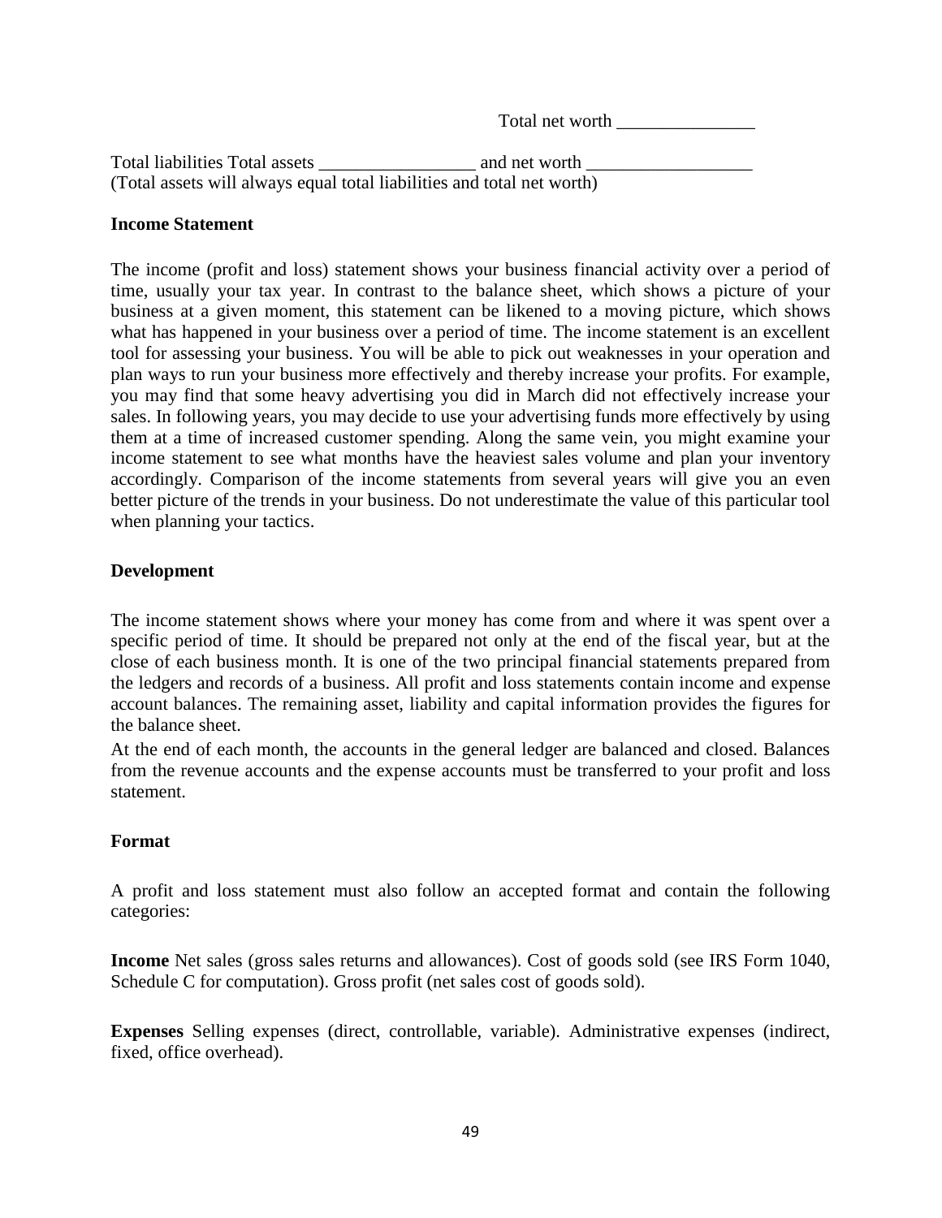Total net worth _______________

Total liabilities Total assets _________________ and net worth __________________
(Total assets will always equal total liabilities and total net worth)

**Income Statement**

The income (profit and loss) statement shows your business financial activity over a period of time, usually your tax year. In contrast to the balance sheet, which shows a picture of your business at a given moment, this statement can be likened to a moving picture, which shows what has happened in your business over a period of time. The income statement is an excellent tool for assessing your business. You will be able to pick out weaknesses in your operation and plan ways to run your business more effectively and thereby increase your profits. For example, you may find that some heavy advertising you did in March did not effectively increase your sales. In following years, you may decide to use your advertising funds more effectively by using them at a time of increased customer spending. Along the same vein, you might examine your income statement to see what months have the heaviest sales volume and plan your inventory accordingly. Comparison of the income statements from several years will give you an even better picture of the trends in your business. Do not underestimate the value of this particular tool when planning your tactics.

**Development**

The income statement shows where your money has come from and where it was spent over a specific period of time. It should be prepared not only at the end of the fiscal year, but at the close of each business month. It is one of the two principal financial statements prepared from the ledgers and records of a business. All profit and loss statements contain income and expense account balances. The remaining asset, liability and capital information provides the figures for the balance sheet.

At the end of each month, the accounts in the general ledger are balanced and closed. Balances from the revenue accounts and the expense accounts must be transferred to your profit and loss statement.

**Format**

A profit and loss statement must also follow an accepted format and contain the following categories:

**Income** Net sales (gross sales returns and allowances). Cost of goods sold (see IRS Form 1040, Schedule C for computation). Gross profit (net sales cost of goods sold).

**Expenses** Selling expenses (direct, controllable, variable). Administrative expenses (indirect, fixed, office overhead).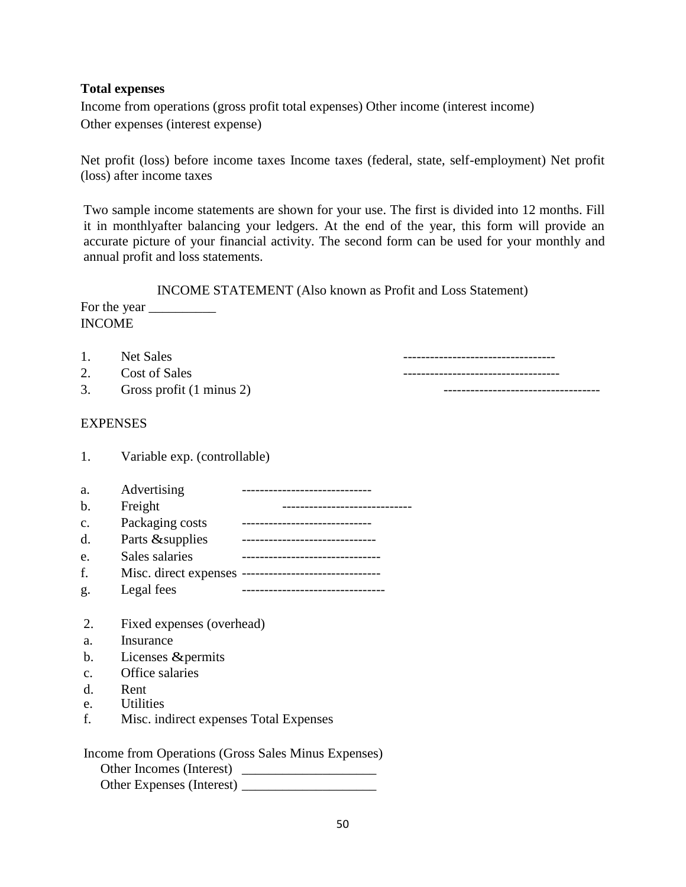**Total expenses**

Income from operations (gross profit total expenses) Other income (interest income)
Other expenses (interest expense)

Net profit (loss) before income taxes Income taxes (federal, state, self-employment) Net profit (loss) after income taxes

Two sample income statements are shown for your use. The first is divided into 12 months. Fill it in monthlyafter balancing your ledgers. At the end of the year, this form will provide an accurate picture of your financial activity. The second form can be used for your monthly and annual profit and loss statements.

INCOME STATEMENT (Also known as Profit and Loss Statement)

For the year __________

INCOME

1. Net Sales ----------------------------------
2. Cost of Sales -----------------------------------
3. Gross profit (1 minus 2) -----------------------------------

EXPENSES

1. Variable exp. (controllable)

a. Advertising -----------------------------
b. Freight -----------------------------
c. Packaging costs -----------------------------
d. Parts &supplies ------------------------------
e. Sales salaries -------------------------------
f. Misc. direct expenses -------------------------------
g. Legal fees --------------------------------

2. Fixed expenses (overhead)

a. Insurance
b. Licenses &permits
c. Office salaries
d. Rent
e. Utilities
f. Misc. indirect expenses Total Expenses

Income from Operations (Gross Sales Minus Expenses)

Other Incomes (Interest) ____________________

Other Expenses (Interest) ____________________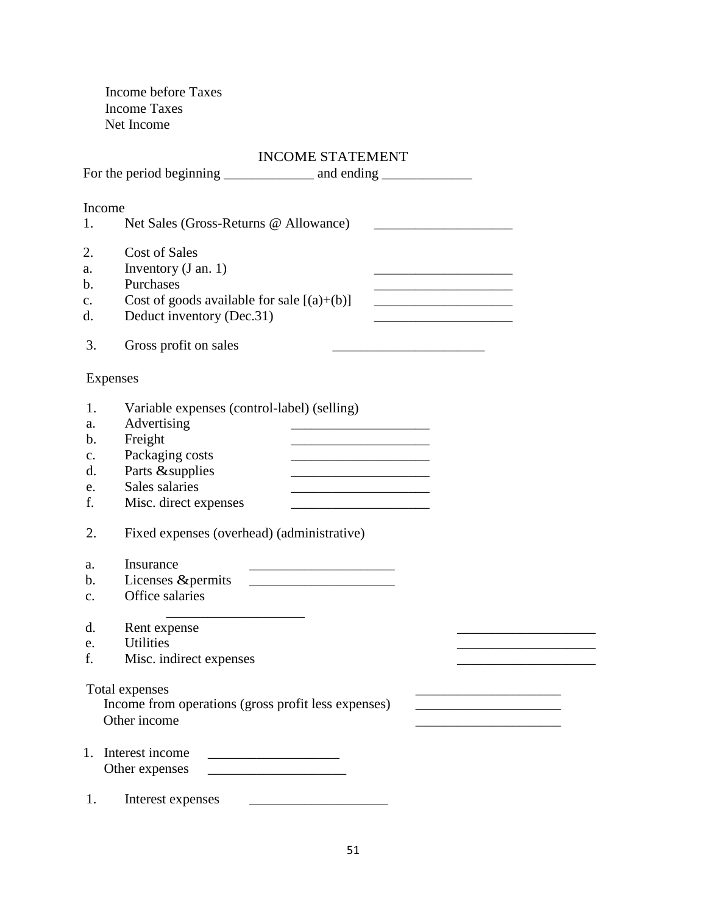Income before Taxes
Income Taxes
Net Income

## INCOME STATEMENT

For the period beginning _____________ and ending _____________

Income

1. Net Sales (Gross-Returns @ Allowance) ____________________

2. Cost of Sales
   - a. Inventory (J an. 1) ____________________
   - b. Purchases ____________________
   - c. Cost of goods available for sale [(a)+(b)] ____________________
   - d. Deduct inventory (Dec.31) ____________________

3. Gross profit on sales ______________________

Expenses

1. Variable expenses (control-label) (selling)
   - a. Advertising ____________________
   - b. Freight ____________________
   - c. Packaging costs ____________________
   - d. Parts &supplies ____________________
   - e. Sales salaries ____________________
   - f. Misc. direct expenses ____________________

2. Fixed expenses (overhead) (administrative)
   - a. Insurance _____________________
   - b. Licenses &permits _____________________
   - c. Office salaries ____________________
   - d. Rent expense ____________________
   - e. Utilities ____________________
   - f. Misc. indirect expenses ____________________

Total expenses _____________________
Income from operations (gross profit less expenses) _____________________
Other income _____________________

1. Interest income ___________________
   Other expenses ____________________

1. Interest expenses ____________________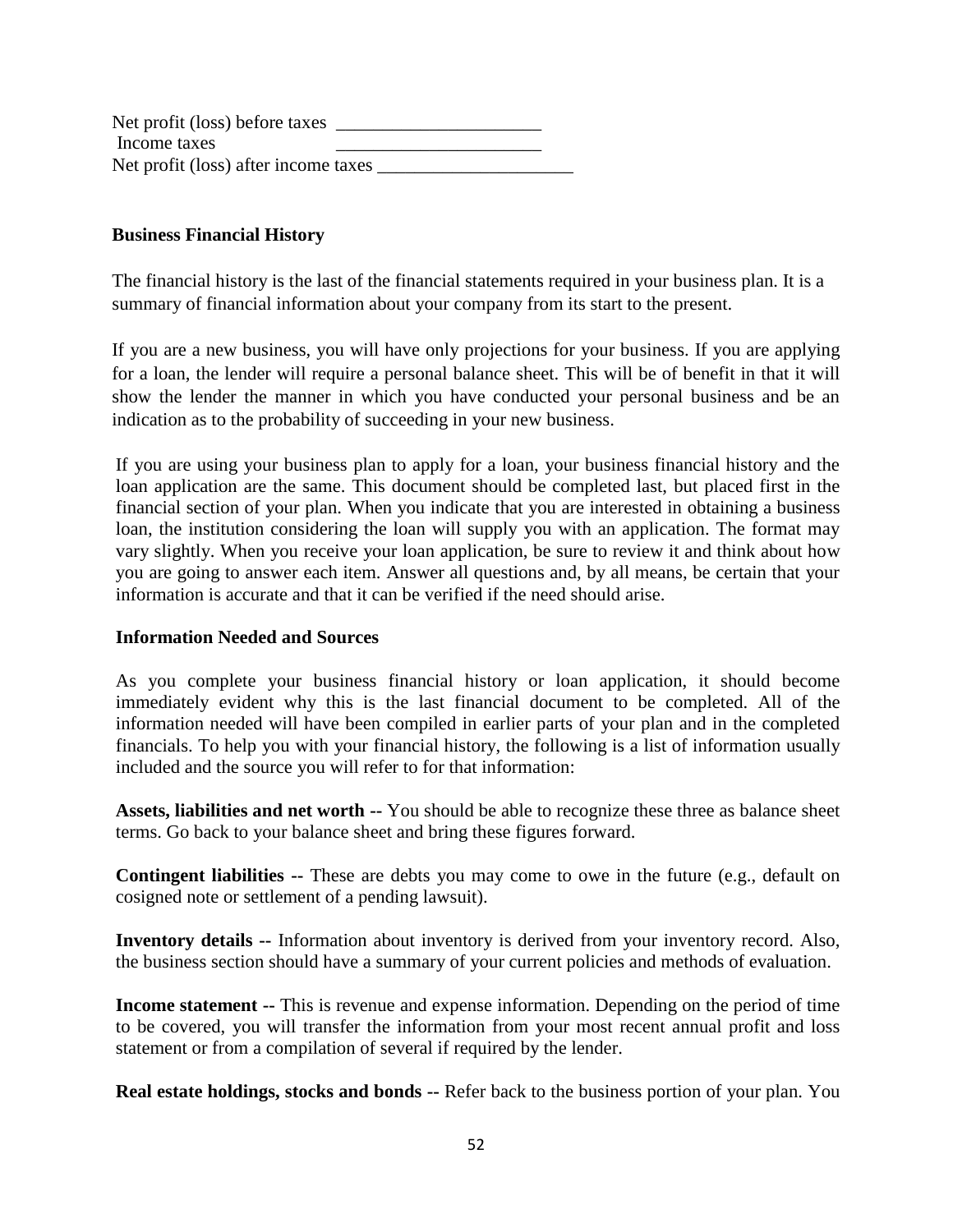Net profit (loss) before taxes \_\_\_\_\_\_\_\_\_\_\_\_\_\_\_\_\_\_\_\_\_\_

Income taxes \_\_\_\_\_\_\_\_\_\_\_\_\_\_\_\_\_\_\_\_\_\_

Net profit (loss) after income taxes \_\_\_\_\_\_\_\_\_\_\_\_\_\_\_\_\_\_\_\_\_

**Business Financial History**

The financial history is the last of the financial statements required in your business plan. It is a summary of financial information about your company from its start to the present.

If you are a new business, you will have only projections for your business. If you are applying for a loan, the lender will require a personal balance sheet. This will be of benefit in that it will show the lender the manner in which you have conducted your personal business and be an indication as to the probability of succeeding in your new business.

If you are using your business plan to apply for a loan, your business financial history and the loan application are the same. This document should be completed last, but placed first in the financial section of your plan. When you indicate that you are interested in obtaining a business loan, the institution considering the loan will supply you with an application. The format may vary slightly. When you receive your loan application, be sure to review it and think about how you are going to answer each item. Answer all questions and, by all means, be certain that your information is accurate and that it can be verified if the need should arise.

**Information Needed and Sources**

As you complete your business financial history or loan application, it should become immediately evident why this is the last financial document to be completed. All of the information needed will have been compiled in earlier parts of your plan and in the completed financials. To help you with your financial history, the following is a list of information usually included and the source you will refer to for that information:

**Assets, liabilities and net worth --** You should be able to recognize these three as balance sheet terms. Go back to your balance sheet and bring these figures forward.

**Contingent liabilities --** These are debts you may come to owe in the future (e.g., default on cosigned note or settlement of a pending lawsuit).

**Inventory details --** Information about inventory is derived from your inventory record. Also, the business section should have a summary of your current policies and methods of evaluation.

**Income statement --** This is revenue and expense information. Depending on the period of time to be covered, you will transfer the information from your most recent annual profit and loss statement or from a compilation of several if required by the lender.

**Real estate holdings, stocks and bonds --** Refer back to the business portion of your plan. You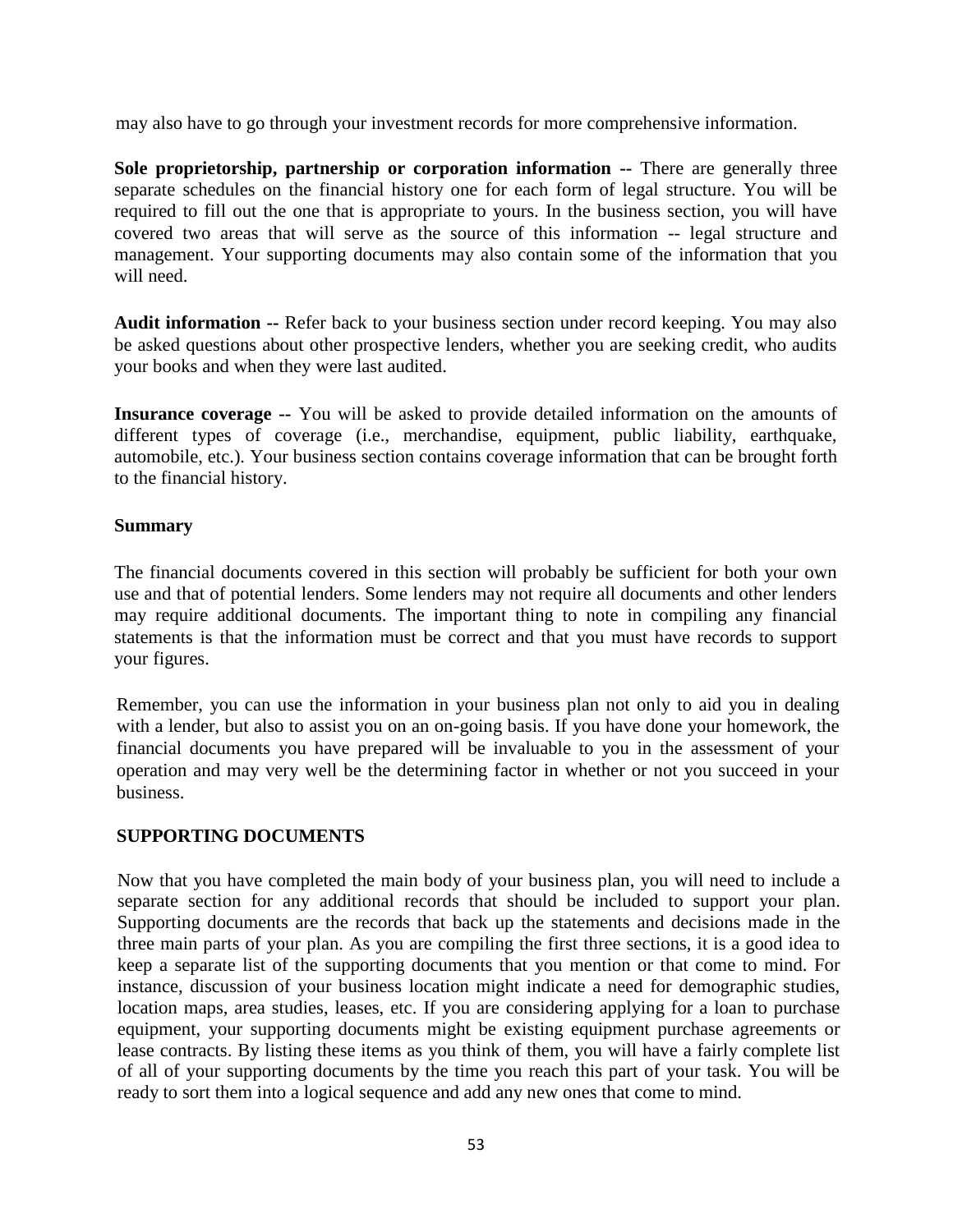may also have to go through your investment records for more comprehensive information.

**Sole proprietorship, partnership or corporation information --** There are generally three separate schedules on the financial history one for each form of legal structure. You will be required to fill out the one that is appropriate to yours. In the business section, you will have covered two areas that will serve as the source of this information -- legal structure and management. Your supporting documents may also contain some of the information that you will need.

**Audit information --** Refer back to your business section under record keeping. You may also be asked questions about other prospective lenders, whether you are seeking credit, who audits your books and when they were last audited.

**Insurance coverage --** You will be asked to provide detailed information on the amounts of different types of coverage (i.e., merchandise, equipment, public liability, earthquake, automobile, etc.). Your business section contains coverage information that can be brought forth to the financial history.

**Summary**

The financial documents covered in this section will probably be sufficient for both your own use and that of potential lenders. Some lenders may not require all documents and other lenders may require additional documents. The important thing to note in compiling any financial statements is that the information must be correct and that you must have records to support your figures.

Remember, you can use the information in your business plan not only to aid you in dealing with a lender, but also to assist you on an on-going basis. If you have done your homework, the financial documents you have prepared will be invaluable to you in the assessment of your operation and may very well be the determining factor in whether or not you succeed in your business.

## SUPPORTING DOCUMENTS

Now that you have completed the main body of your business plan, you will need to include a separate section for any additional records that should be included to support your plan. Supporting documents are the records that back up the statements and decisions made in the three main parts of your plan. As you are compiling the first three sections, it is a good idea to keep a separate list of the supporting documents that you mention or that come to mind. For instance, discussion of your business location might indicate a need for demographic studies, location maps, area studies, leases, etc. If you are considering applying for a loan to purchase equipment, your supporting documents might be existing equipment purchase agreements or lease contracts. By listing these items as you think of them, you will have a fairly complete list of all of your supporting documents by the time you reach this part of your task. You will be ready to sort them into a logical sequence and add any new ones that come to mind.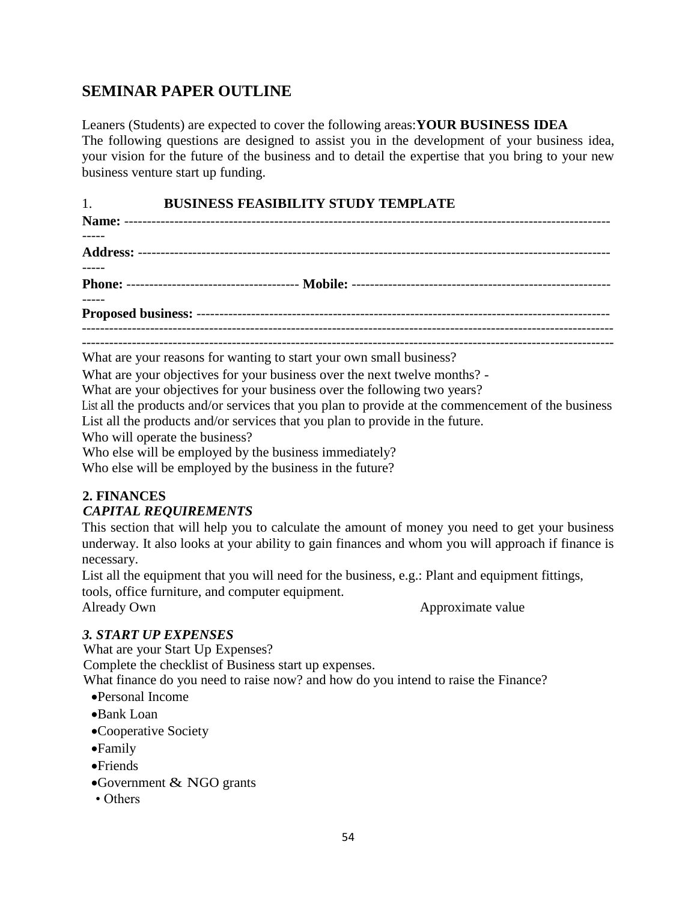## SEMINAR PAPER OUTLINE

Leaners (Students) are expected to cover the following areas:**YOUR BUSINESS IDEA**
The following questions are designed to assist you in the development of your business idea, your vision for the future of the business and to detail the expertise that you bring to your new business venture start up funding.

### 1. BUSINESS FEASIBILITY STUDY TEMPLATE

**Name:** -----------------------------------------------------------------------------------------------------------

**Address:** -------------------------------------------------------------------------------------------------------

**Phone:** ------------------------------------- **Mobile:** --------------------------------------------------------

**Proposed business:** --------------------------------------------------------------------------------------------
------------------------------------------------------------------------------------------------------------------------
------------------------------------------------------------------------------------------------------------------------

What are your reasons for wanting to start your own small business?
What are your objectives for your business over the next twelve months? -
What are your objectives for your business over the following two years?
List all the products and/or services that you plan to provide at the commencement of the business
List all the products and/or services that you plan to provide in the future.
Who will operate the business?
Who else will be employed by the business immediately?
Who else will be employed by the business in the future?

### 2. FINANCES

***CAPITAL REQUIREMENTS***

This section that will help you to calculate the amount of money you need to get your business underway. It also looks at your ability to gain finances and whom you will approach if finance is necessary.
List all the equipment that you will need for the business, e.g.: Plant and equipment fittings, tools, office furniture, and computer equipment.

Already Own                                                                 Approximate value

### *3. START UP EXPENSES*

What are your Start Up Expenses?
Complete the checklist of Business start up expenses.
What finance do you need to raise now? and how do you intend to raise the Finance?

- Personal Income
- Bank Loan
- Cooperative Society
- Family
- Friends
- Government & NGO grants
- Others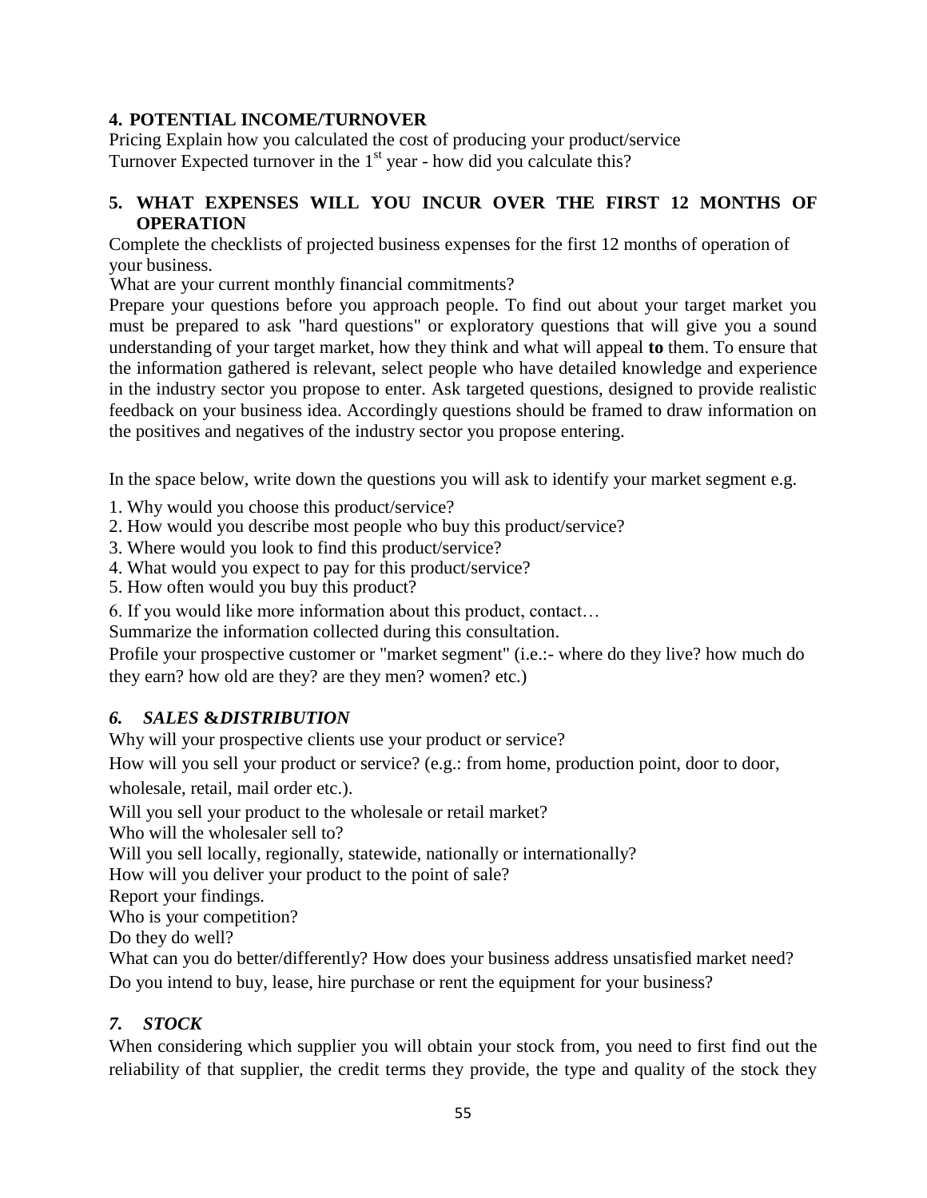## 4. POTENTIAL INCOME/TURNOVER

Pricing Explain how you calculated the cost of producing your product/service
Turnover Expected turnover in the 1st year - how did you calculate this?

## 5. WHAT EXPENSES WILL YOU INCUR OVER THE FIRST 12 MONTHS OF OPERATION

Complete the checklists of projected business expenses for the first 12 months of operation of your business.

What are your current monthly financial commitments?

Prepare your questions before you approach people. To find out about your target market you must be prepared to ask "hard questions" or exploratory questions that will give you a sound understanding of your target market, how they think and what will appeal **to** them. To ensure that the information gathered is relevant, select people who have detailed knowledge and experience in the industry sector you propose to enter. Ask targeted questions, designed to provide realistic feedback on your business idea. Accordingly questions should be framed to draw information on the positives and negatives of the industry sector you propose entering.

In the space below, write down the questions you will ask to identify your market segment e.g.

1. Why would you choose this product/service?
2. How would you describe most people who buy this product/service?
3. Where would you look to find this product/service?
4. What would you expect to pay for this product/service?
5. How often would you buy this product?
6. If you would like more information about this product, contact…

Summarize the information collected during this consultation.

Profile your prospective customer or "market segment" (i.e.:- where do they live? how much do they earn? how old are they? are they men? women? etc.)

## *6. SALES &DISTRIBUTION*

Why will your prospective clients use your product or service?

How will you sell your product or service? (e.g.: from home, production point, door to door, wholesale, retail, mail order etc.).

Will you sell your product to the wholesale or retail market?

Who will the wholesaler sell to?

Will you sell locally, regionally, statewide, nationally or internationally?

How will you deliver your product to the point of sale?

Report your findings.

Who is your competition?

Do they do well?

What can you do better/differently? How does your business address unsatisfied market need?

Do you intend to buy, lease, hire purchase or rent the equipment for your business?

## *7. STOCK*

When considering which supplier you will obtain your stock from, you need to first find out the reliability of that supplier, the credit terms they provide, the type and quality of the stock they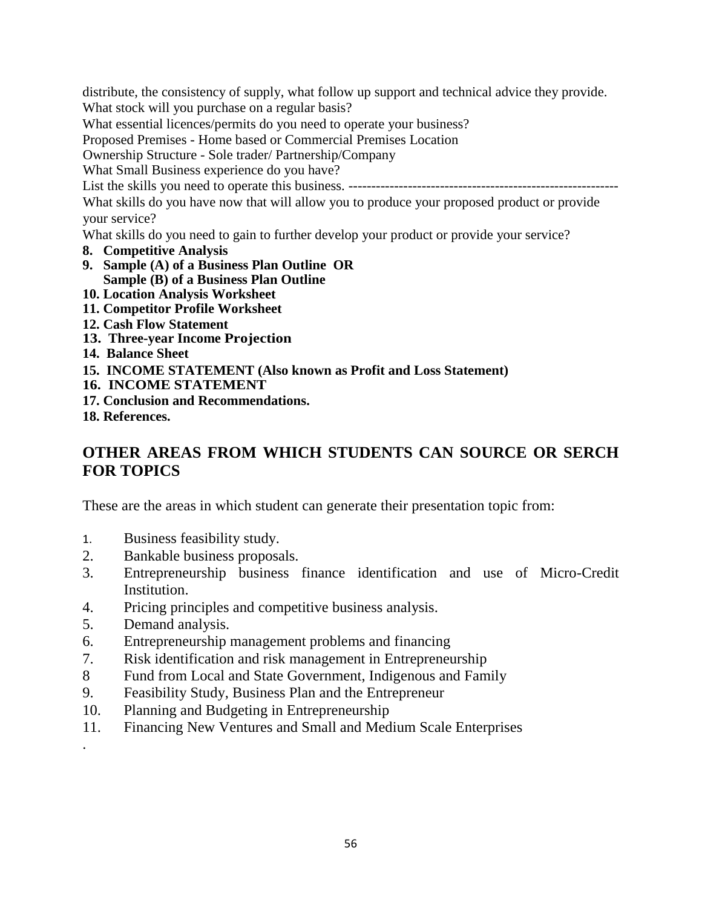distribute, the consistency of supply, what follow up support and technical advice they provide.
What stock will you purchase on a regular basis?
What essential licences/permits do you need to operate your business?
Proposed Premises - Home based or Commercial Premises Location
Ownership Structure - Sole trader/ Partnership/Company
What Small Business experience do you have?
List the skills you need to operate this business. -----------------------------------------------------------
What skills do you have now that will allow you to produce your proposed product or provide your service?
What skills do you need to gain to further develop your product or provide your service?

**8. Competitive Analysis**
**9. Sample (A) of a Business Plan Outline OR**
**Sample (B) of a Business Plan Outline**
**10. Location Analysis Worksheet**
**11. Competitor Profile Worksheet**
**12. Cash Flow Statement**
**13. Three-year Income Projection**
**14. Balance Sheet**
**15. INCOME STATEMENT (Also known as Profit and Loss Statement)**
**16. INCOME STATEMENT**
**17. Conclusion and Recommendations.**
**18. References.**

## OTHER AREAS FROM WHICH STUDENTS CAN SOURCE OR SERCH FOR TOPICS

These are the areas in which student can generate their presentation topic from:

1. Business feasibility study.
2. Bankable business proposals.
3. Entrepreneurship business finance identification and use of Micro-Credit Institution.
4. Pricing principles and competitive business analysis.
5. Demand analysis.
6. Entrepreneurship management problems and financing
7. Risk identification and risk management in Entrepreneurship
8. Fund from Local and State Government, Indigenous and Family
9. Feasibility Study, Business Plan and the Entrepreneur
10. Planning and Budgeting in Entrepreneurship
11. Financing New Ventures and Small and Medium Scale Enterprises

.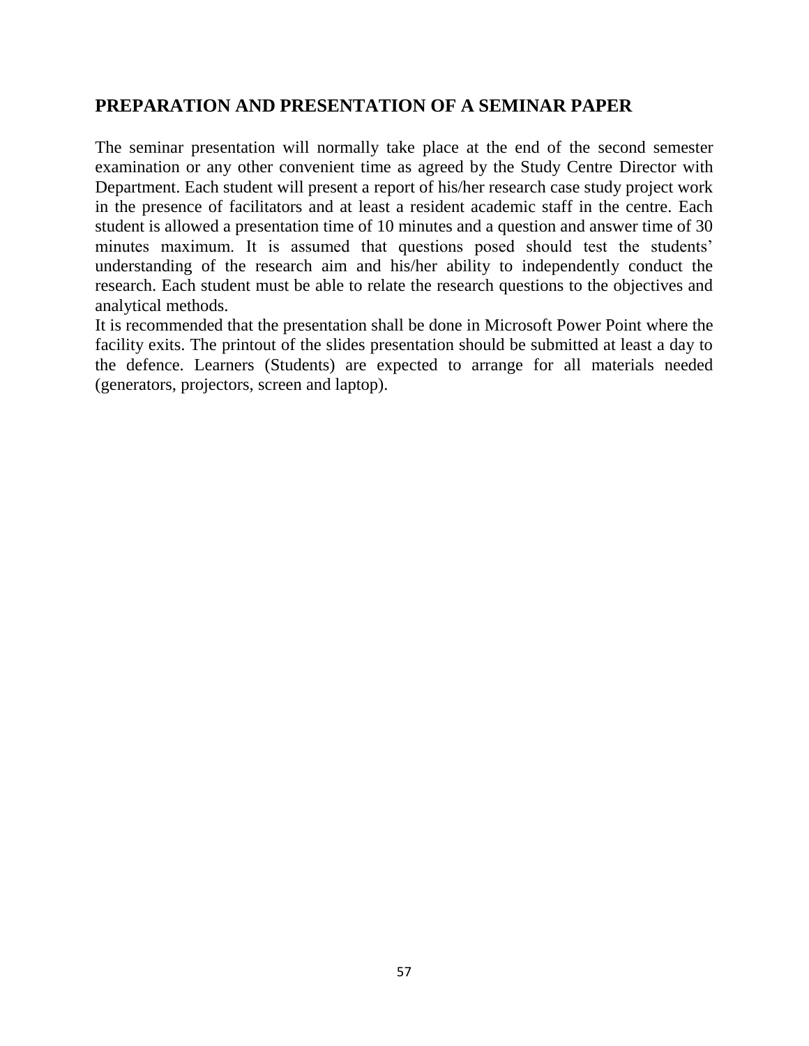## PREPARATION AND PRESENTATION OF A SEMINAR PAPER

The seminar presentation will normally take place at the end of the second semester examination or any other convenient time as agreed by the Study Centre Director with Department. Each student will present a report of his/her research case study project work in the presence of facilitators and at least a resident academic staff in the centre. Each student is allowed a presentation time of 10 minutes and a question and answer time of 30 minutes maximum. It is assumed that questions posed should test the students' understanding of the research aim and his/her ability to independently conduct the research. Each student must be able to relate the research questions to the objectives and analytical methods.

It is recommended that the presentation shall be done in Microsoft Power Point where the facility exits. The printout of the slides presentation should be submitted at least a day to the defence. Learners (Students) are expected to arrange for all materials needed (generators, projectors, screen and laptop).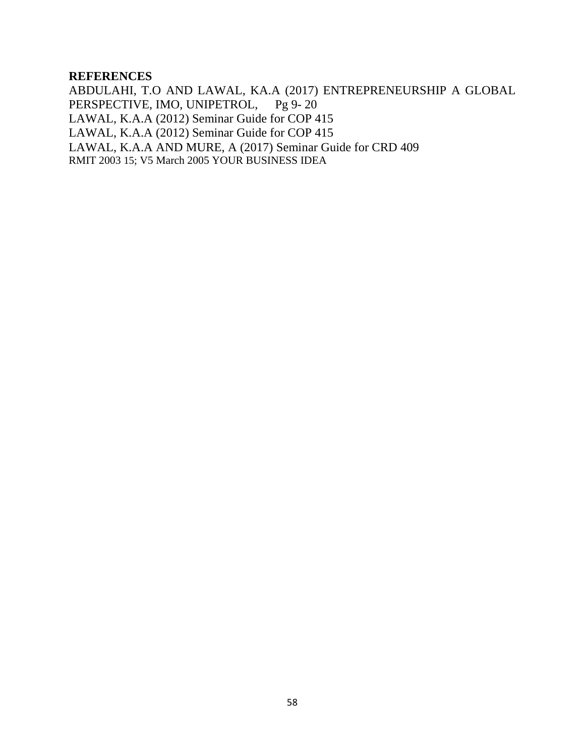**REFERENCES**

ABDULAHI, T.O AND LAWAL, KA.A (2017) ENTREPRENEURSHIP A GLOBAL PERSPECTIVE, IMO, UNIPETROL, Pg 9- 20

LAWAL, K.A.A (2012) Seminar Guide for COP 415

LAWAL, K.A.A (2012) Seminar Guide for COP 415

LAWAL, K.A.A AND MURE, A (2017) Seminar Guide for CRD 409

RMIT 2003 15; V5 March 2005 YOUR BUSINESS IDEA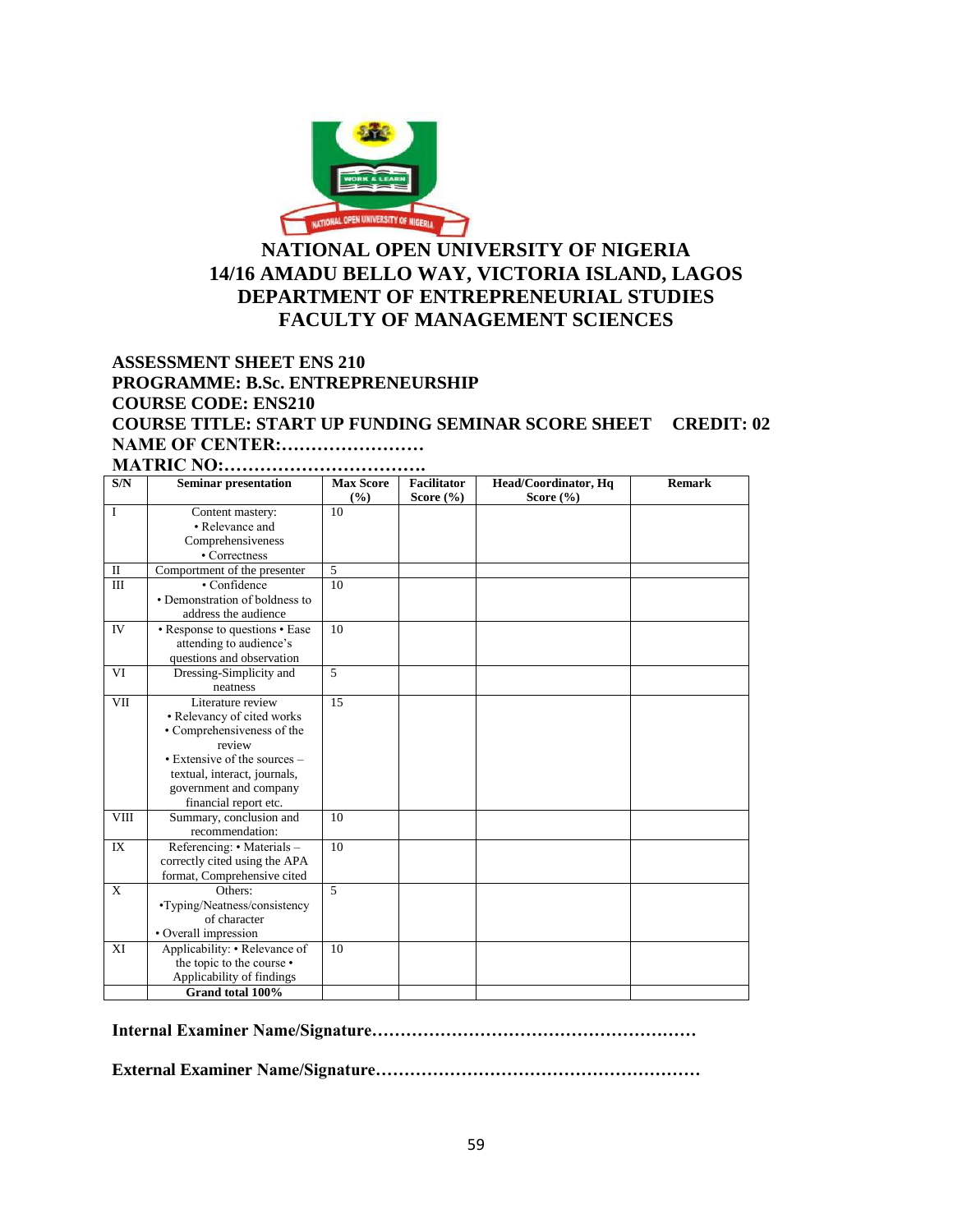# NATIONAL OPEN UNIVERSITY OF NIGERIA
## 14/16 AMADU BELLO WAY, VICTORIA ISLAND, LAGOS
## DEPARTMENT OF ENTREPRENEURIAL STUDIES
## FACULTY OF MANAGEMENT SCIENCES

**ASSESSMENT SHEET ENS 210**
**PROGRAMME: B.Sc. ENTREPRENEURSHIP**
**COURSE CODE: ENS210**
**COURSE TITLE: START UP FUNDING SEMINAR SCORE SHEET CREDIT: 02**
**NAME OF CENTER:……………………**
**MATRIC NO:…………………………….**

| S/N | Seminar presentation | Max Score (%) | Facilitator Score (%) | Head/Coordinator, Hq Score (%) | Remark |
|---|---|---|---|---|---|
| I | Content mastery: • Relevance and Comprehensiveness • Correctness | 10 | | | |
| II | Comportment of the presenter | 5 | | | |
| III | • Confidence • Demonstration of boldness to address the audience | 10 | | | |
| IV | • Response to questions • Ease attending to audience's questions and observation | 10 | | | |
| VI | Dressing-Simplicity and neatness | 5 | | | |
| VII | Literature review • Relevancy of cited works • Comprehensiveness of the review • Extensive of the sources – textual, interact, journals, government and company financial report etc. | 15 | | | |
| VIII | Summary, conclusion and recommendation: | 10 | | | |
| IX | Referencing: • Materials – correctly cited using the APA format, Comprehensive cited | 10 | | | |
| X | Others: •Typing/Neatness/consistency of character • Overall impression | 5 | | | |
| XI | Applicability: • Relevance of the topic to the course • Applicability of findings | 10 | | | |
| | **Grand total 100%** | | | | |

**Internal Examiner Name/Signature…………………………………………………**

**External Examiner Name/Signature…………………………………………………**